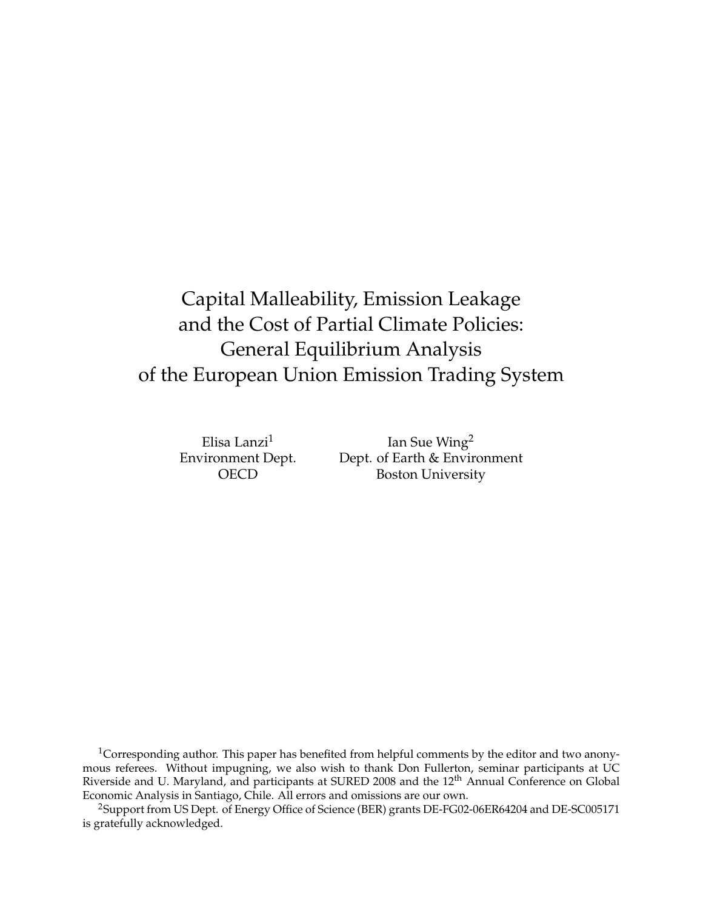# Capital Malleability, Emission Leakage and the Cost of Partial Climate Policies: General Equilibrium Analysis of the European Union Emission Trading System

Elisa Lanzi[1]
Environment Dept.
OECD

Ian Sue Wing[2]
Dept. of Earth & Environment
Boston University

[1]Corresponding author. This paper has benefited from helpful comments by the editor and two anonymous referees. Without impugning, we also wish to thank Don Fullerton, seminar participants at UC Riverside and U. Maryland, and participants at SURED 2008 and the 12$^{th}$ Annual Conference on Global Economic Analysis in Santiago, Chile. All errors and omissions are our own.

[2]Support from US Dept. of Energy Office of Science (BER) grants DE-FG02-06ER64204 and DE-SC005171 is gratefully acknowledged.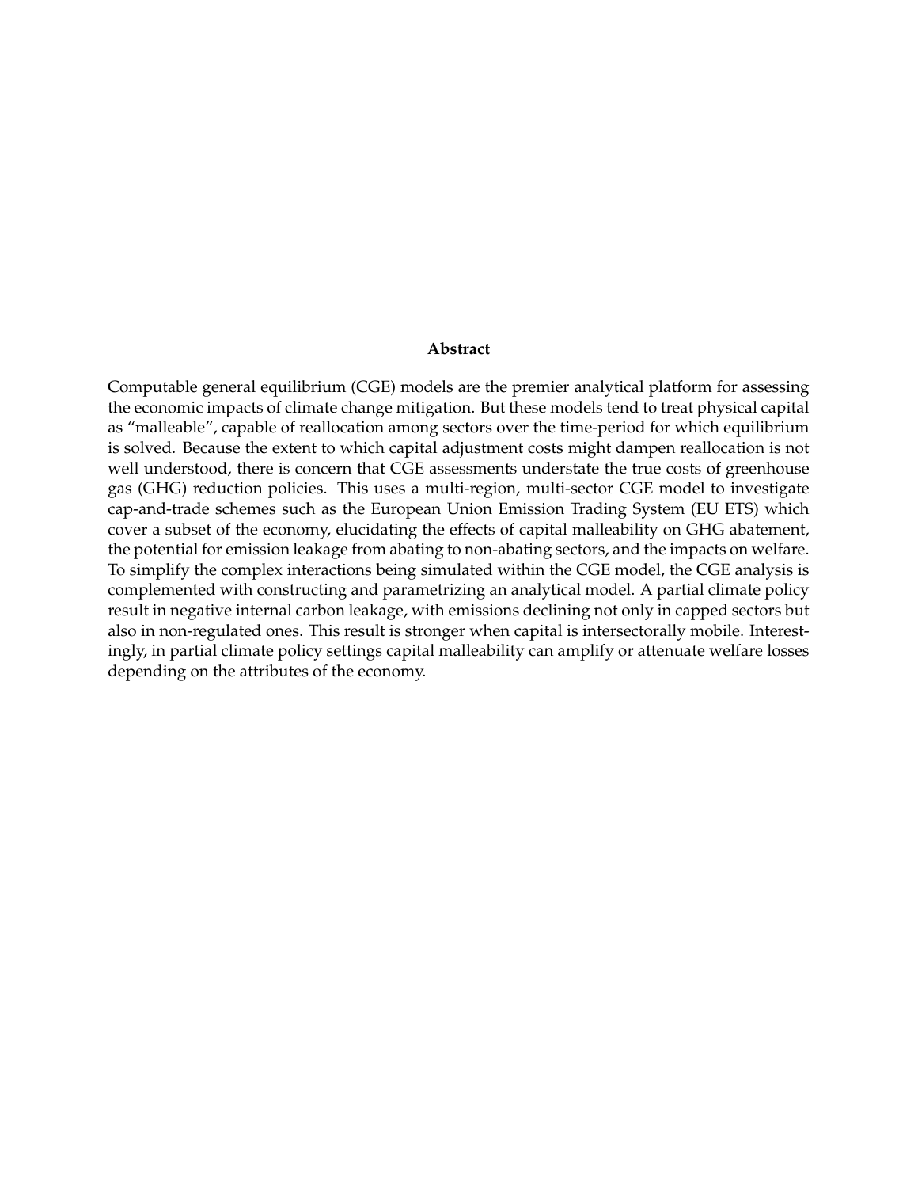**Abstract**

Computable general equilibrium (CGE) models are the premier analytical platform for assessing the economic impacts of climate change mitigation. But these models tend to treat physical capital as "malleable", capable of reallocation among sectors over the time-period for which equilibrium is solved. Because the extent to which capital adjustment costs might dampen reallocation is not well understood, there is concern that CGE assessments understate the true costs of greenhouse gas (GHG) reduction policies. This uses a multi-region, multi-sector CGE model to investigate cap-and-trade schemes such as the European Union Emission Trading System (EU ETS) which cover a subset of the economy, elucidating the effects of capital malleability on GHG abatement, the potential for emission leakage from abating to non-abating sectors, and the impacts on welfare. To simplify the complex interactions being simulated within the CGE model, the CGE analysis is complemented with constructing and parametrizing an analytical model. A partial climate policy result in negative internal carbon leakage, with emissions declining not only in capped sectors but also in non-regulated ones. This result is stronger when capital is intersectorally mobile. Interestingly, in partial climate policy settings capital malleability can amplify or attenuate welfare losses depending on the attributes of the economy.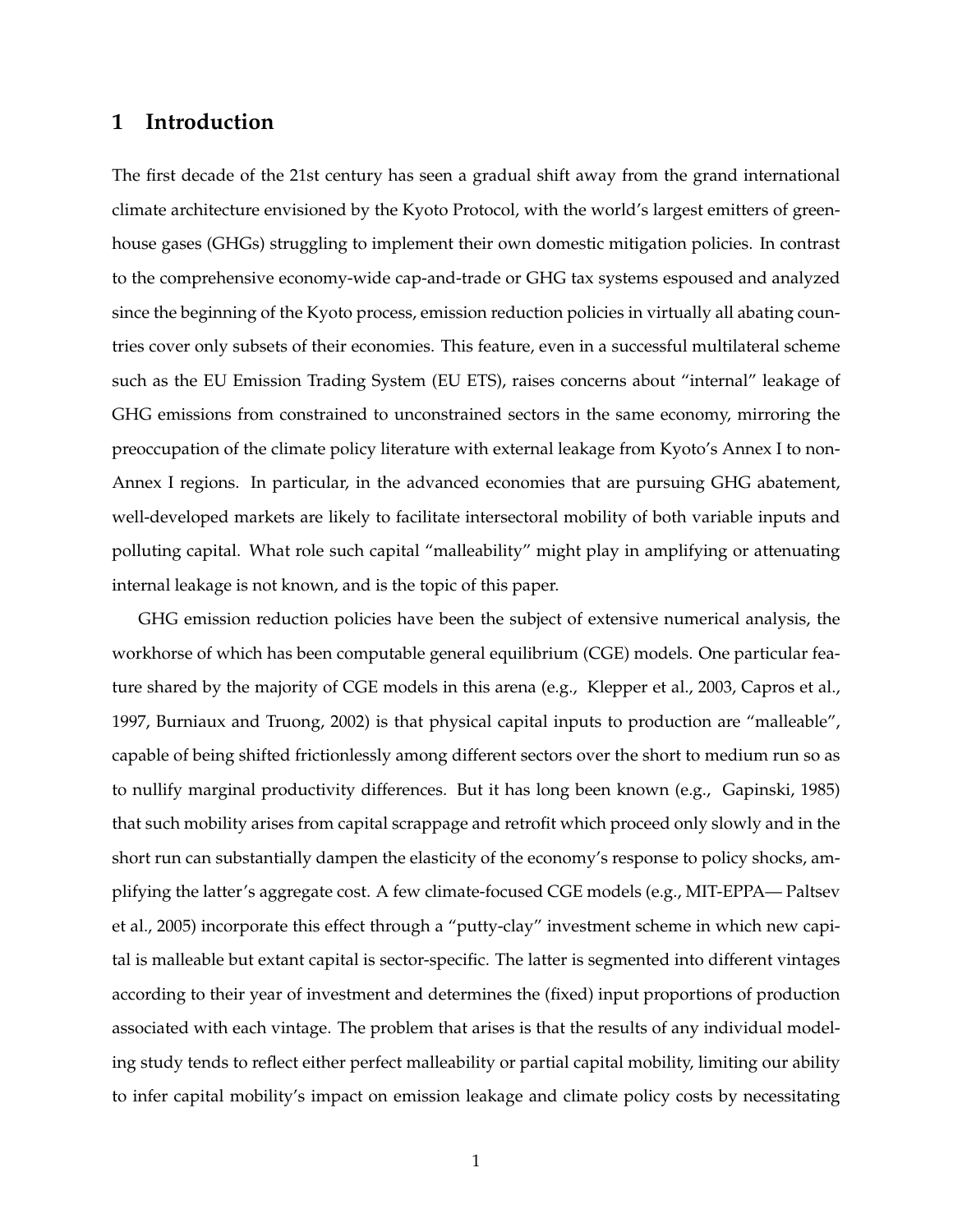# 1 Introduction

The first decade of the 21st century has seen a gradual shift away from the grand international climate architecture envisioned by the Kyoto Protocol, with the world's largest emitters of greenhouse gases (GHGs) struggling to implement their own domestic mitigation policies. In contrast to the comprehensive economy-wide cap-and-trade or GHG tax systems espoused and analyzed since the beginning of the Kyoto process, emission reduction policies in virtually all abating countries cover only subsets of their economies. This feature, even in a successful multilateral scheme such as the EU Emission Trading System (EU ETS), raises concerns about "internal" leakage of GHG emissions from constrained to unconstrained sectors in the same economy, mirroring the preoccupation of the climate policy literature with external leakage from Kyoto's Annex I to non-Annex I regions. In particular, in the advanced economies that are pursuing GHG abatement, well-developed markets are likely to facilitate intersectoral mobility of both variable inputs and polluting capital. What role such capital "malleability" might play in amplifying or attenuating internal leakage is not known, and is the topic of this paper.

GHG emission reduction policies have been the subject of extensive numerical analysis, the workhorse of which has been computable general equilibrium (CGE) models. One particular feature shared by the majority of CGE models in this arena (e.g., Klepper et al., 2003, Capros et al., 1997, Burniaux and Truong, 2002) is that physical capital inputs to production are "malleable", capable of being shifted frictionlessly among different sectors over the short to medium run so as to nullify marginal productivity differences. But it has long been known (e.g., Gapinski, 1985) that such mobility arises from capital scrappage and retrofit which proceed only slowly and in the short run can substantially dampen the elasticity of the economy's response to policy shocks, amplifying the latter's aggregate cost. A few climate-focused CGE models (e.g., MIT-EPPA— Paltsev et al., 2005) incorporate this effect through a "putty-clay" investment scheme in which new capital is malleable but extant capital is sector-specific. The latter is segmented into different vintages according to their year of investment and determines the (fixed) input proportions of production associated with each vintage. The problem that arises is that the results of any individual modeling study tends to reflect either perfect malleability or partial capital mobility, limiting our ability to infer capital mobility's impact on emission leakage and climate policy costs by necessitating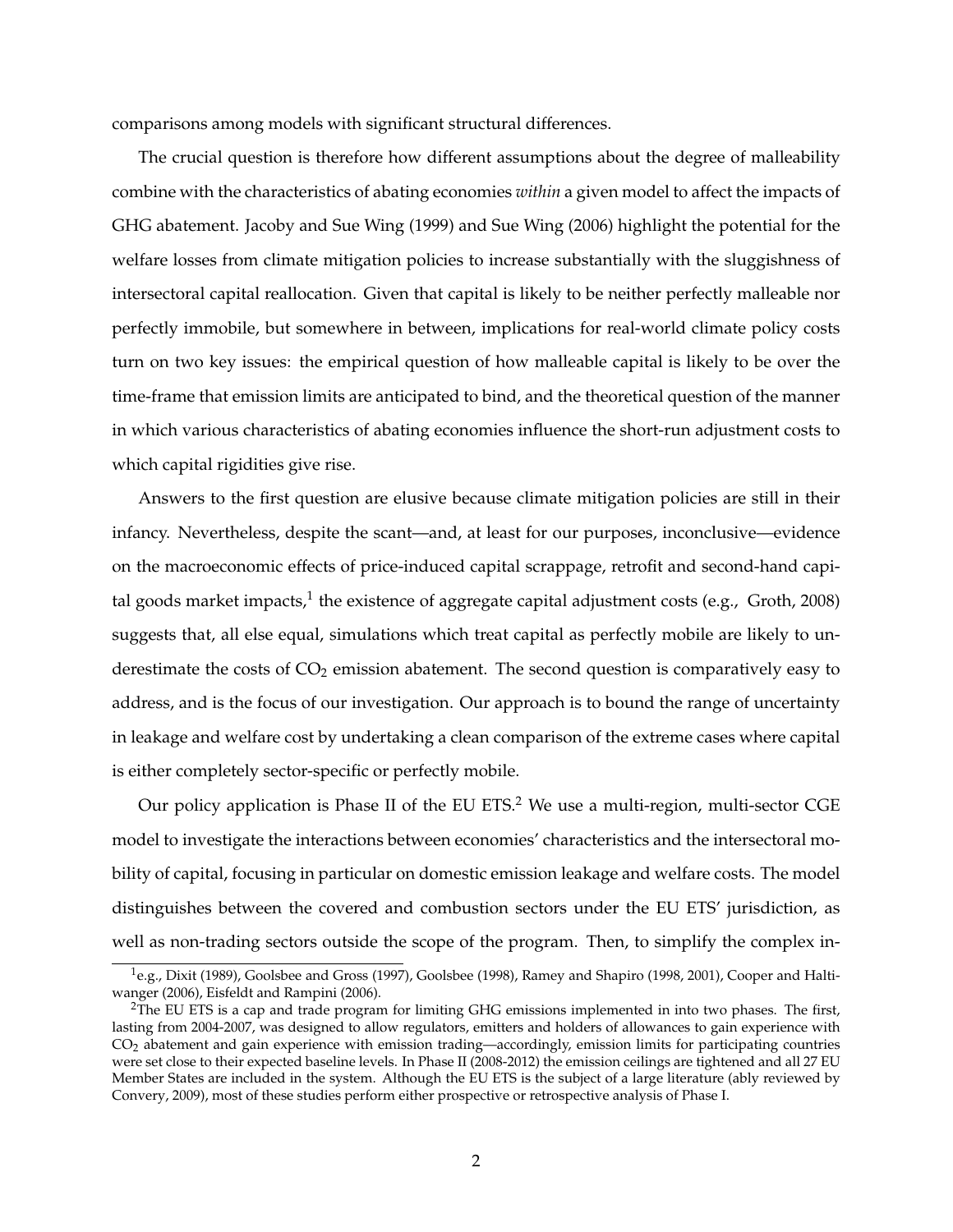comparisons among models with significant structural differences.

The crucial question is therefore how different assumptions about the degree of malleability combine with the characteristics of abating economies *within* a given model to affect the impacts of GHG abatement. Jacoby and Sue Wing (1999) and Sue Wing (2006) highlight the potential for the welfare losses from climate mitigation policies to increase substantially with the sluggishness of intersectoral capital reallocation. Given that capital is likely to be neither perfectly malleable nor perfectly immobile, but somewhere in between, implications for real-world climate policy costs turn on two key issues: the empirical question of how malleable capital is likely to be over the time-frame that emission limits are anticipated to bind, and the theoretical question of the manner in which various characteristics of abating economies influence the short-run adjustment costs to which capital rigidities give rise.

Answers to the first question are elusive because climate mitigation policies are still in their infancy. Nevertheless, despite the scant—and, at least for our purposes, inconclusive—evidence on the macroeconomic effects of price-induced capital scrappage, retrofit and second-hand capital goods market impacts,[1] the existence of aggregate capital adjustment costs (e.g., Groth, 2008) suggests that, all else equal, simulations which treat capital as perfectly mobile are likely to underestimate the costs of $CO_2$ emission abatement. The second question is comparatively easy to address, and is the focus of our investigation. Our approach is to bound the range of uncertainty in leakage and welfare cost by undertaking a clean comparison of the extreme cases where capital is either completely sector-specific or perfectly mobile.

Our policy application is Phase II of the EU ETS.[2] We use a multi-region, multi-sector CGE model to investigate the interactions between economies' characteristics and the intersectoral mobility of capital, focusing in particular on domestic emission leakage and welfare costs. The model distinguishes between the covered and combustion sectors under the EU ETS' jurisdiction, as well as non-trading sectors outside the scope of the program. Then, to simplify the complex in-

[1] e.g., Dixit (1989), Goolsbee and Gross (1997), Goolsbee (1998), Ramey and Shapiro (1998, 2001), Cooper and Haltiwanger (2006), Eisfeldt and Rampini (2006).

[2] The EU ETS is a cap and trade program for limiting GHG emissions implemented in into two phases. The first, lasting from 2004-2007, was designed to allow regulators, emitters and holders of allowances to gain experience with $CO_2$ abatement and gain experience with emission trading—accordingly, emission limits for participating countries were set close to their expected baseline levels. In Phase II (2008-2012) the emission ceilings are tightened and all 27 EU Member States are included in the system. Although the EU ETS is the subject of a large literature (ably reviewed by Convery, 2009), most of these studies perform either prospective or retrospective analysis of Phase I.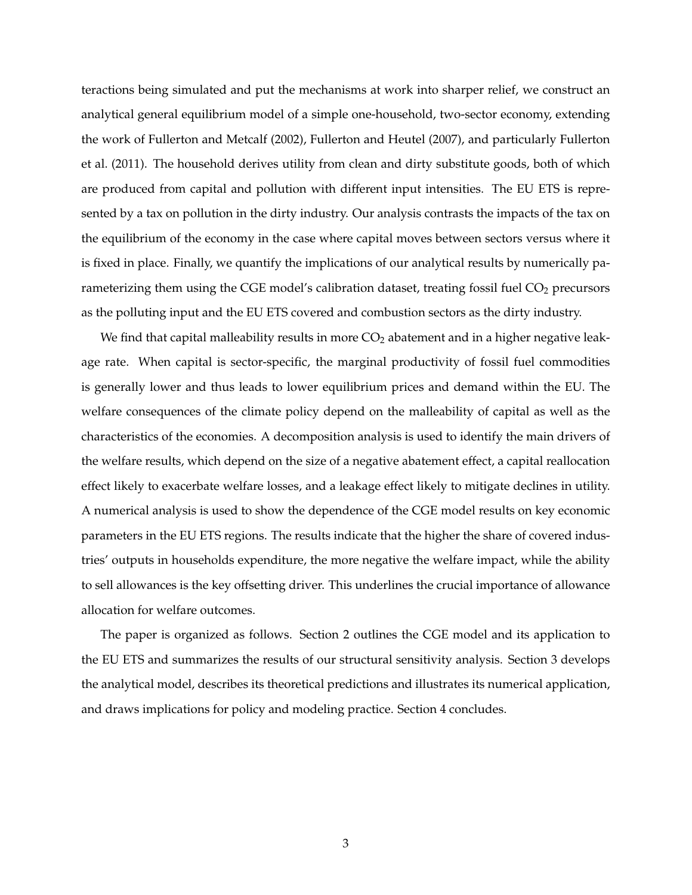teractions being simulated and put the mechanisms at work into sharper relief, we construct an analytical general equilibrium model of a simple one-household, two-sector economy, extending the work of Fullerton and Metcalf (2002), Fullerton and Heutel (2007), and particularly Fullerton et al. (2011). The household derives utility from clean and dirty substitute goods, both of which are produced from capital and pollution with different input intensities. The EU ETS is represented by a tax on pollution in the dirty industry. Our analysis contrasts the impacts of the tax on the equilibrium of the economy in the case where capital moves between sectors versus where it is fixed in place. Finally, we quantify the implications of our analytical results by numerically parameterizing them using the CGE model's calibration dataset, treating fossil fuel $CO_2$ precursors as the polluting input and the EU ETS covered and combustion sectors as the dirty industry.

We find that capital malleability results in more $CO_2$ abatement and in a higher negative leakage rate. When capital is sector-specific, the marginal productivity of fossil fuel commodities is generally lower and thus leads to lower equilibrium prices and demand within the EU. The welfare consequences of the climate policy depend on the malleability of capital as well as the characteristics of the economies. A decomposition analysis is used to identify the main drivers of the welfare results, which depend on the size of a negative abatement effect, a capital reallocation effect likely to exacerbate welfare losses, and a leakage effect likely to mitigate declines in utility. A numerical analysis is used to show the dependence of the CGE model results on key economic parameters in the EU ETS regions. The results indicate that the higher the share of covered industries' outputs in households expenditure, the more negative the welfare impact, while the ability to sell allowances is the key offsetting driver. This underlines the crucial importance of allowance allocation for welfare outcomes.

The paper is organized as follows. Section 2 outlines the CGE model and its application to the EU ETS and summarizes the results of our structural sensitivity analysis. Section 3 develops the analytical model, describes its theoretical predictions and illustrates its numerical application, and draws implications for policy and modeling practice. Section 4 concludes.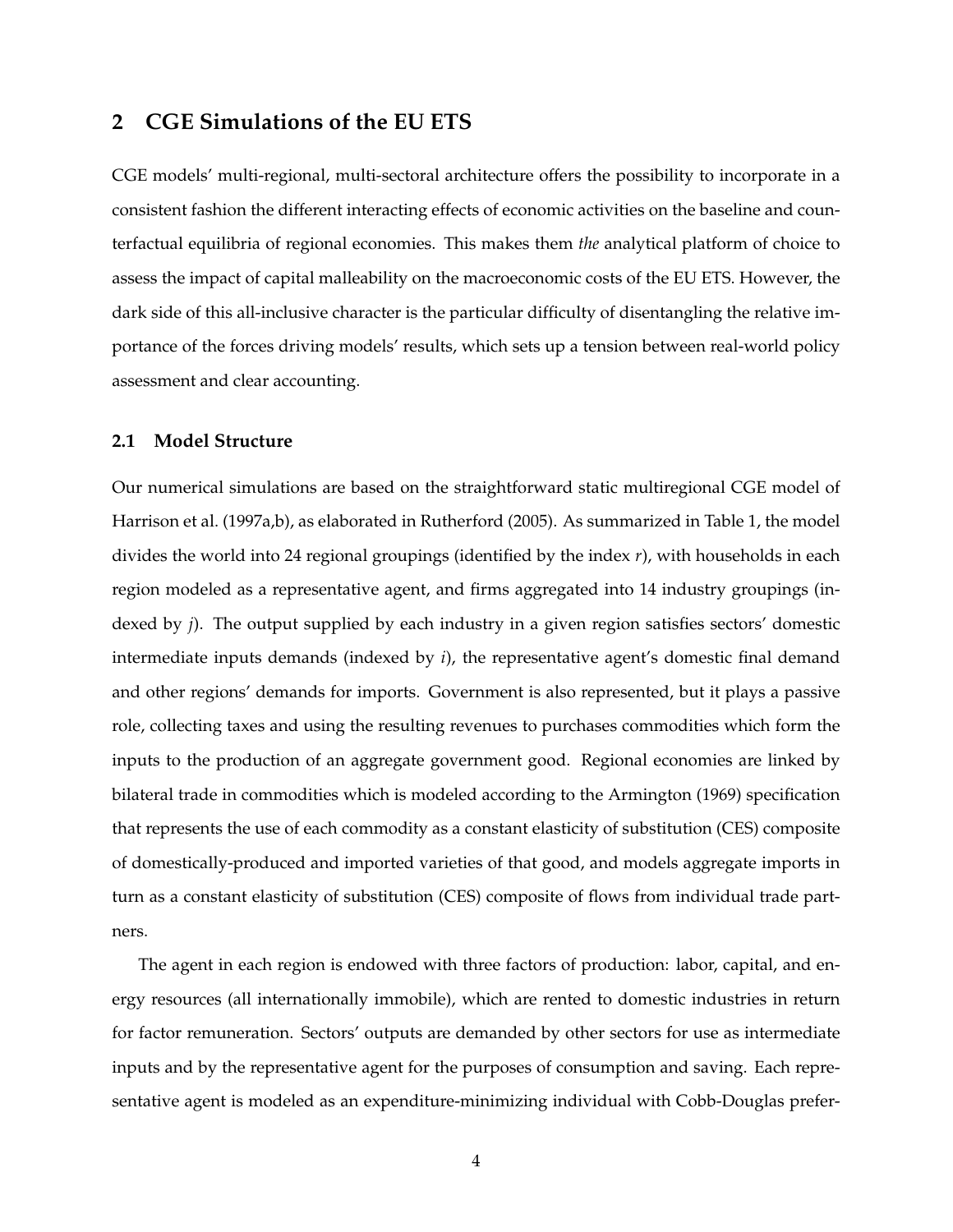## 2 CGE Simulations of the EU ETS

CGE models' multi-regional, multi-sectoral architecture offers the possibility to incorporate in a consistent fashion the different interacting effects of economic activities on the baseline and counterfactual equilibria of regional economies. This makes them *the* analytical platform of choice to assess the impact of capital malleability on the macroeconomic costs of the EU ETS. However, the dark side of this all-inclusive character is the particular difficulty of disentangling the relative importance of the forces driving models' results, which sets up a tension between real-world policy assessment and clear accounting.

### 2.1 Model Structure

Our numerical simulations are based on the straightforward static multiregional CGE model of Harrison et al. (1997a,b), as elaborated in Rutherford (2005). As summarized in Table 1, the model divides the world into 24 regional groupings (identified by the index $r$), with households in each region modeled as a representative agent, and firms aggregated into 14 industry groupings (indexed by $j$). The output supplied by each industry in a given region satisfies sectors' domestic intermediate inputs demands (indexed by $i$), the representative agent's domestic final demand and other regions' demands for imports. Government is also represented, but it plays a passive role, collecting taxes and using the resulting revenues to purchases commodities which form the inputs to the production of an aggregate government good. Regional economies are linked by bilateral trade in commodities which is modeled according to the Armington (1969) specification that represents the use of each commodity as a constant elasticity of substitution (CES) composite of domestically-produced and imported varieties of that good, and models aggregate imports in turn as a constant elasticity of substitution (CES) composite of flows from individual trade partners.

The agent in each region is endowed with three factors of production: labor, capital, and energy resources (all internationally immobile), which are rented to domestic industries in return for factor remuneration. Sectors' outputs are demanded by other sectors for use as intermediate inputs and by the representative agent for the purposes of consumption and saving. Each representative agent is modeled as an expenditure-minimizing individual with Cobb-Douglas prefer-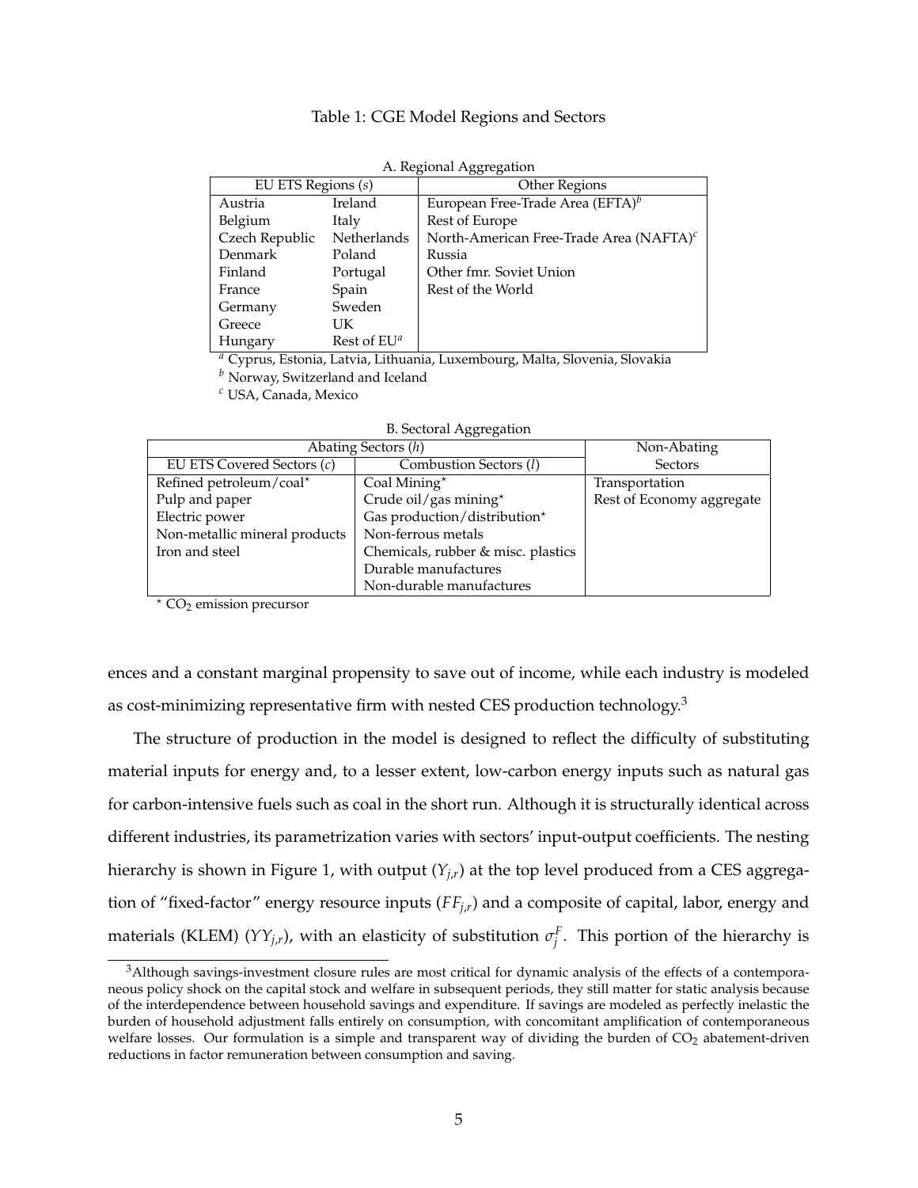Table 1: CGE Model Regions and Sectors

A. Regional Aggregation

| EU ETS Regions ($s$) | | Other Regions |
|---|---|---|
| Austria | Ireland | European Free-Trade Area (EFTA)[b] |
| Belgium | Italy | Rest of Europe |
| Czech Republic | Netherlands | North-American Free-Trade Area (NAFTA)[c] |
| Denmark | Poland | Russia |
| Finland | Portugal | Other fmr. Soviet Union |
| France | Spain | Rest of the World |
| Germany | Sweden | |
| Greece | UK | |
| Hungary | Rest of EU[a] | |

[a] Cyprus, Estonia, Latvia, Lithuania, Luxembourg, Malta, Slovenia, Slovakia

[b] Norway, Switzerland and Iceland

[c] USA, Canada, Mexico

B. Sectoral Aggregation

| Abating Sectors ($h$) | | Non-Abating |
|---|---|---|
| EU ETS Covered Sectors ($c$) | Combustion Sectors ($l$) | Sectors |
| Refined petroleum/coal* | Coal Mining* | Transportation |
| Pulp and paper | Crude oil/gas mining* | Rest of Economy aggregate |
| Electric power | Gas production/distribution* | |
| Non-metallic mineral products | Non-ferrous metals | |
| Iron and steel | Chemicals, rubber & misc. plastics | |
| | Durable manufactures | |
| | Non-durable manufactures | |

* $CO_2$ emission precursor

ences and a constant marginal propensity to save out of income, while each industry is modeled as cost-minimizing representative firm with nested CES production technology.[3]

The structure of production in the model is designed to reflect the difficulty of substituting material inputs for energy and, to a lesser extent, low-carbon energy inputs such as natural gas for carbon-intensive fuels such as coal in the short run. Although it is structurally identical across different industries, its parametrization varies with sectors' input-output coefficients. The nesting hierarchy is shown in Figure 1, with output ($Y_{j,r}$) at the top level produced from a CES aggregation of "fixed-factor" energy resource inputs ($FF_{j,r}$) and a composite of capital, labor, energy and materials (KLEM) ($YY_{j,r}$), with an elasticity of substitution $\sigma_j^F$. This portion of the hierarchy is

[3] Although savings-investment closure rules are most critical for dynamic analysis of the effects of a contemporaneous policy shock on the capital stock and welfare in subsequent periods, they still matter for static analysis because of the interdependence between household savings and expenditure. If savings are modeled as perfectly inelastic the burden of household adjustment falls entirely on consumption, with concomitant amplification of contemporaneous welfare losses. Our formulation is a simple and transparent way of dividing the burden of $CO_2$ abatement-driven reductions in factor remuneration between consumption and saving.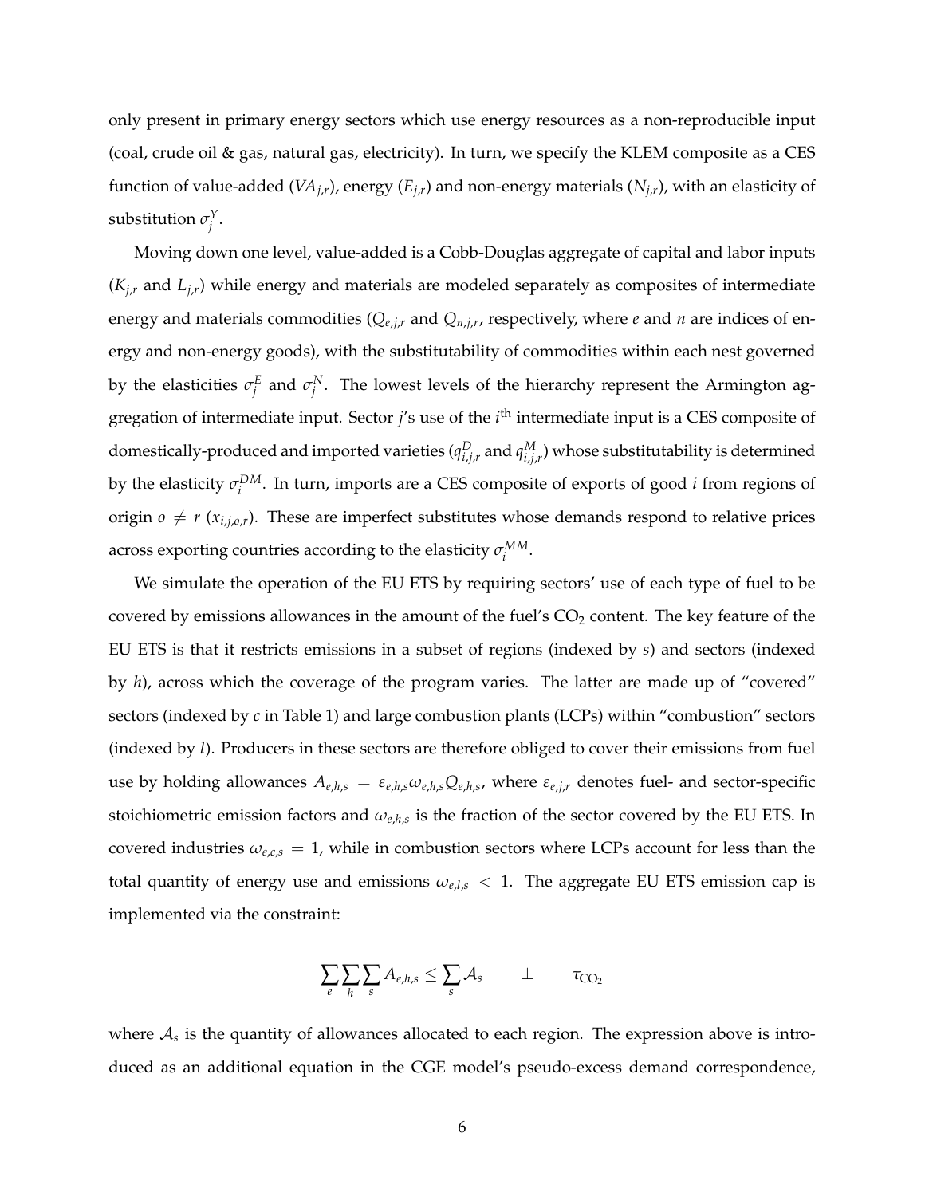only present in primary energy sectors which use energy resources as a non-reproducible input (coal, crude oil & gas, natural gas, electricity). In turn, we specify the KLEM composite as a CES function of value-added ($VA_{j,r}$), energy ($E_{j,r}$) and non-energy materials ($N_{j,r}$), with an elasticity of substitution $\sigma_j^Y$.

Moving down one level, value-added is a Cobb-Douglas aggregate of capital and labor inputs ($K_{j,r}$ and $L_{j,r}$) while energy and materials are modeled separately as composites of intermediate energy and materials commodities ($Q_{e,j,r}$ and $Q_{n,j,r}$, respectively, where $e$ and $n$ are indices of energy and non-energy goods), with the substitutability of commodities within each nest governed by the elasticities $\sigma_j^E$ and $\sigma_j^N$. The lowest levels of the hierarchy represent the Armington aggregation of intermediate input. Sector $j$'s use of the $i^{\text{th}}$ intermediate input is a CES composite of domestically-produced and imported varieties ($q_{i,j,r}^D$ and $q_{i,j,r}^M$) whose substitutability is determined by the elasticity $\sigma_i^{DM}$. In turn, imports are a CES composite of exports of good $i$ from regions of origin $o \neq r$ ($x_{i,j,o,r}$). These are imperfect substitutes whose demands respond to relative prices across exporting countries according to the elasticity $\sigma_i^{MM}$.

We simulate the operation of the EU ETS by requiring sectors' use of each type of fuel to be covered by emissions allowances in the amount of the fuel's $CO_2$ content. The key feature of the EU ETS is that it restricts emissions in a subset of regions (indexed by $s$) and sectors (indexed by $h$), across which the coverage of the program varies. The latter are made up of "covered" sectors (indexed by $c$ in Table 1) and large combustion plants (LCPs) within "combustion" sectors (indexed by $l$). Producers in these sectors are therefore obliged to cover their emissions from fuel use by holding allowances $A_{e,h,s} = \varepsilon_{e,h,s}\omega_{e,h,s}Q_{e,h,s}$, where $\varepsilon_{e,j,r}$ denotes fuel- and sector-specific stoichiometric emission factors and $\omega_{e,h,s}$ is the fraction of the sector covered by the EU ETS. In covered industries $\omega_{e,c,s} = 1$, while in combustion sectors where LCPs account for less than the total quantity of energy use and emissions $\omega_{e,l,s} < 1$. The aggregate EU ETS emission cap is implemented via the constraint:

$$\sum_e \sum_h \sum_s A_{e,h,s} \leq \sum_s \mathcal{A}_s \qquad \perp \qquad \tau_{CO_2}$$

where $\mathcal{A}_s$ is the quantity of allowances allocated to each region. The expression above is introduced as an additional equation in the CGE model's pseudo-excess demand correspondence,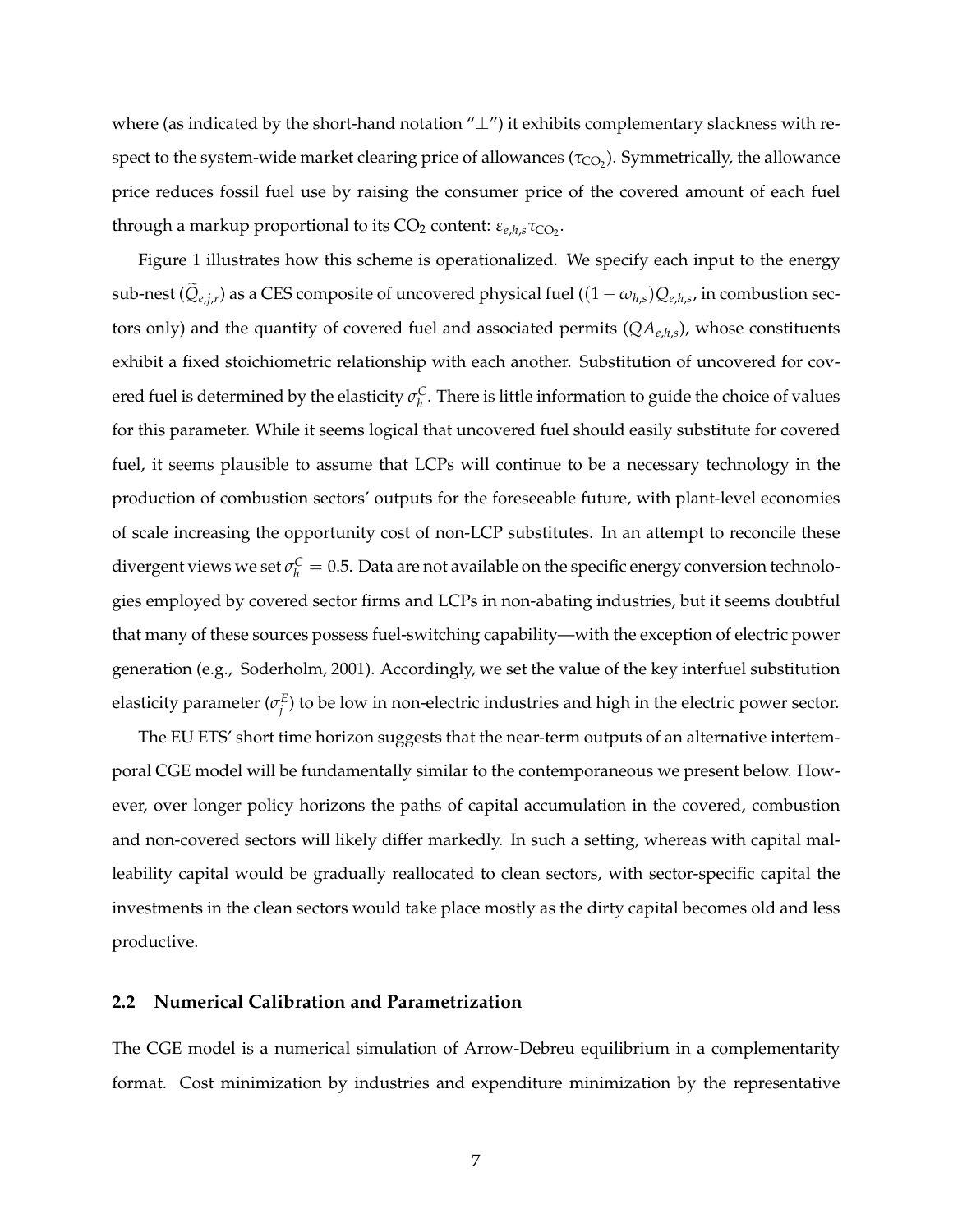where (as indicated by the short-hand notation "$\perp$") it exhibits complementary slackness with respect to the system-wide market clearing price of allowances ($\tau_{CO_2}$). Symmetrically, the allowance price reduces fossil fuel use by raising the consumer price of the covered amount of each fuel through a markup proportional to its $CO_2$ content: $\varepsilon_{e,h,s}\tau_{CO_2}$.

Figure 1 illustrates how this scheme is operationalized. We specify each input to the energy sub-nest ($\widetilde{Q}_{e,j,r}$) as a CES composite of uncovered physical fuel ($(1-\omega_{h,s})Q_{e,h,s}$, in combustion sectors only) and the quantity of covered fuel and associated permits ($QA_{e,h,s}$), whose constituents exhibit a fixed stoichiometric relationship with each another. Substitution of uncovered for covered fuel is determined by the elasticity $\sigma_h^C$. There is little information to guide the choice of values for this parameter. While it seems logical that uncovered fuel should easily substitute for covered fuel, it seems plausible to assume that LCPs will continue to be a necessary technology in the production of combustion sectors' outputs for the foreseeable future, with plant-level economies of scale increasing the opportunity cost of non-LCP substitutes. In an attempt to reconcile these divergent views we set $\sigma_h^C = 0.5$. Data are not available on the specific energy conversion technologies employed by covered sector firms and LCPs in non-abating industries, but it seems doubtful that many of these sources possess fuel-switching capability—with the exception of electric power generation (e.g., Soderholm, 2001). Accordingly, we set the value of the key interfuel substitution elasticity parameter ($\sigma_j^E$) to be low in non-electric industries and high in the electric power sector.

The EU ETS' short time horizon suggests that the near-term outputs of an alternative intertemporal CGE model will be fundamentally similar to the contemporaneous we present below. However, over longer policy horizons the paths of capital accumulation in the covered, combustion and non-covered sectors will likely differ markedly. In such a setting, whereas with capital malleability capital would be gradually reallocated to clean sectors, with sector-specific capital the investments in the clean sectors would take place mostly as the dirty capital becomes old and less productive.

### 2.2 Numerical Calibration and Parametrization

The CGE model is a numerical simulation of Arrow-Debreu equilibrium in a complementarity format. Cost minimization by industries and expenditure minimization by the representative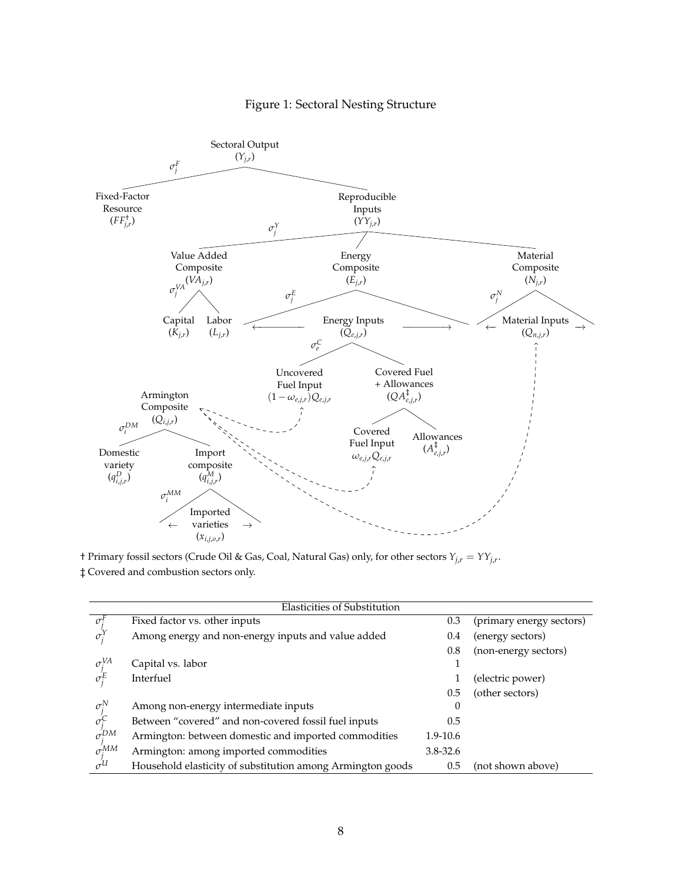Figure 1: Sectoral Nesting Structure

Sectoral Output ($Y_{j,r}$)

$\sigma_j^F$

Fixed-Factor Resource ($FF_{j,r}^{\dagger}$)

Reproducible Inputs ($YY_{j,r}$)

$\sigma_j^Y$

Value Added Composite ($VA_{j,r}$)

Energy Composite ($E_{j,r}$)

Material Composite ($N_{j,r}$)

$\sigma_j^{VA}$

Capital ($K_{j,r}$)

Labor ($L_{j,r}$)

$\sigma_j^E$

Energy Inputs ($Q_{e,j,r}$)

$\sigma_j^N$

Material Inputs ($Q_{n,j,r}$)

$\sigma_e^C$

Uncovered Fuel Input $(1-\omega_{e,j,r})Q_{e,j,r}$

Covered Fuel + Allowances ($QA_{e,j,r}^{\ddagger}$)

Covered Fuel Input $\omega_{e,j,r}Q_{e,j,r}$

Allowances ($A_{e,j,r}^{\ddagger}$)

Armington Composite ($Q_{i,j,r}$)

$\sigma_i^{DM}$

Domestic variety ($q_{i,j,r}^D$)

Import composite ($q_{i,j,r}^M$)

$\sigma_i^{MM}$

Imported varieties ($x_{i,j,o,r}$)

† Primary fossil sectors (Crude Oil & Gas, Coal, Natural Gas) only, for other sectors $Y_{j,r} = YY_{j,r}$.

‡ Covered and combustion sectors only.

| Elasticities of Substitution | | | |
|---|---|---|---|
| $\sigma_j^F$ | Fixed factor vs. other inputs | 0.3 | (primary energy sectors) |
| $\sigma_j^Y$ | Among energy and non-energy inputs and value added | 0.4 | (energy sectors) |
| | | 0.8 | (non-energy sectors) |
| $\sigma_j^{VA}$ | Capital vs. labor | 1 | |
| $\sigma_j^E$ | Interfuel | 1 | (electric power) |
| | | 0.5 | (other sectors) |
| $\sigma_j^N$ | Among non-energy intermediate inputs | 0 | |
| $\sigma_j^C$ | Between "covered" and non-covered fossil fuel inputs | 0.5 | |
| $\sigma_j^{DM}$ | Armington: between domestic and imported commodities | 1.9-10.6 | |
| $\sigma_j^{MM}$ | Armington: among imported commodities | 3.8-32.6 | |
| $\sigma^U$ | Household elasticity of substitution among Armington goods | 0.5 | (not shown above) |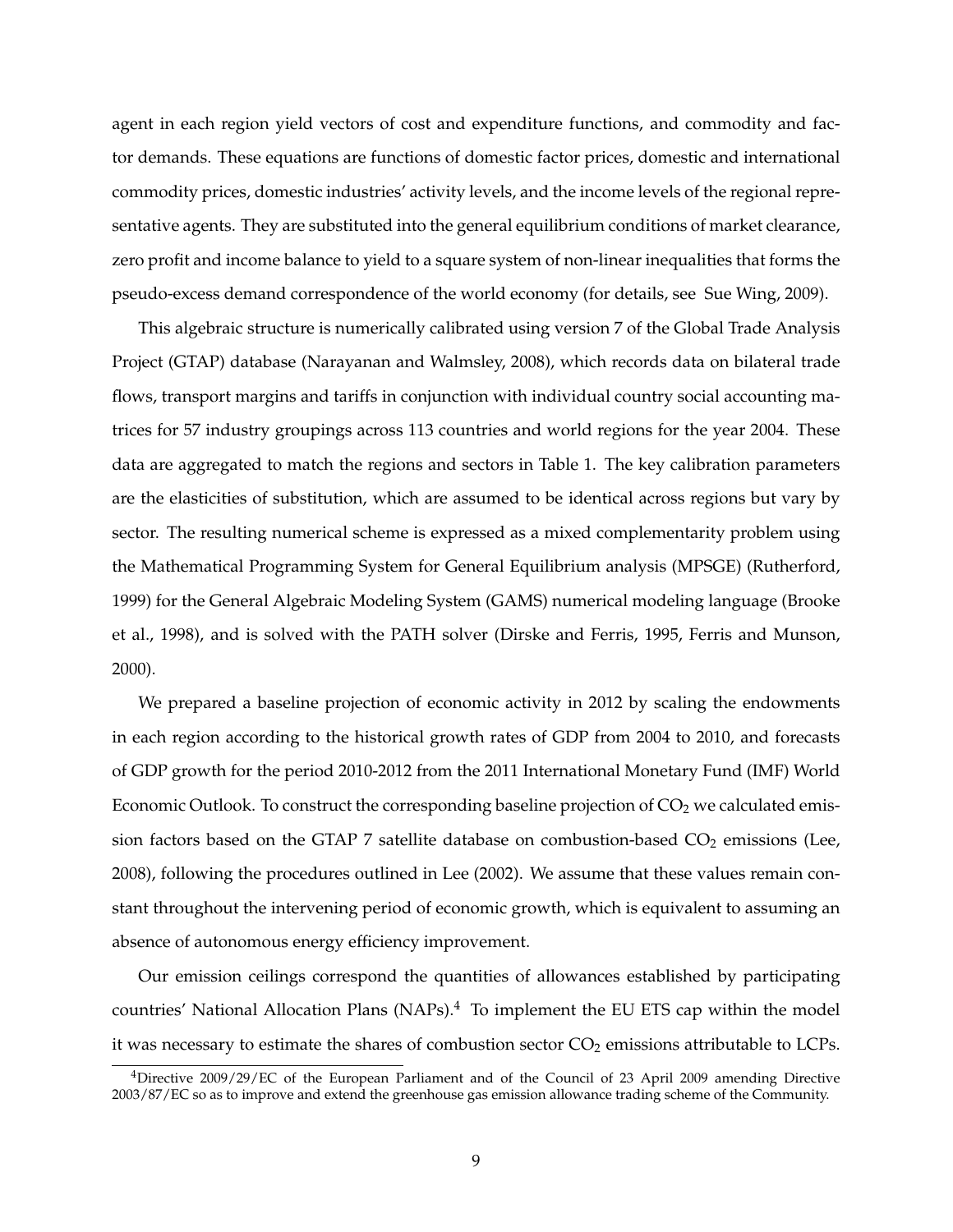agent in each region yield vectors of cost and expenditure functions, and commodity and factor demands. These equations are functions of domestic factor prices, domestic and international commodity prices, domestic industries' activity levels, and the income levels of the regional representative agents. They are substituted into the general equilibrium conditions of market clearance, zero profit and income balance to yield to a square system of non-linear inequalities that forms the pseudo-excess demand correspondence of the world economy (for details, see Sue Wing, 2009).

This algebraic structure is numerically calibrated using version 7 of the Global Trade Analysis Project (GTAP) database (Narayanan and Walmsley, 2008), which records data on bilateral trade flows, transport margins and tariffs in conjunction with individual country social accounting matrices for 57 industry groupings across 113 countries and world regions for the year 2004. These data are aggregated to match the regions and sectors in Table 1. The key calibration parameters are the elasticities of substitution, which are assumed to be identical across regions but vary by sector. The resulting numerical scheme is expressed as a mixed complementarity problem using the Mathematical Programming System for General Equilibrium analysis (MPSGE) (Rutherford, 1999) for the General Algebraic Modeling System (GAMS) numerical modeling language (Brooke et al., 1998), and is solved with the PATH solver (Dirske and Ferris, 1995, Ferris and Munson, 2000).

We prepared a baseline projection of economic activity in 2012 by scaling the endowments in each region according to the historical growth rates of GDP from 2004 to 2010, and forecasts of GDP growth for the period 2010-2012 from the 2011 International Monetary Fund (IMF) World Economic Outlook. To construct the corresponding baseline projection of $CO_2$ we calculated emission factors based on the GTAP 7 satellite database on combustion-based $CO_2$ emissions (Lee, 2008), following the procedures outlined in Lee (2002). We assume that these values remain constant throughout the intervening period of economic growth, which is equivalent to assuming an absence of autonomous energy efficiency improvement.

Our emission ceilings correspond the quantities of allowances established by participating countries' National Allocation Plans (NAPs).[4] To implement the EU ETS cap within the model it was necessary to estimate the shares of combustion sector $CO_2$ emissions attributable to LCPs.

[4] Directive 2009/29/EC of the European Parliament and of the Council of 23 April 2009 amending Directive 2003/87/EC so as to improve and extend the greenhouse gas emission allowance trading scheme of the Community.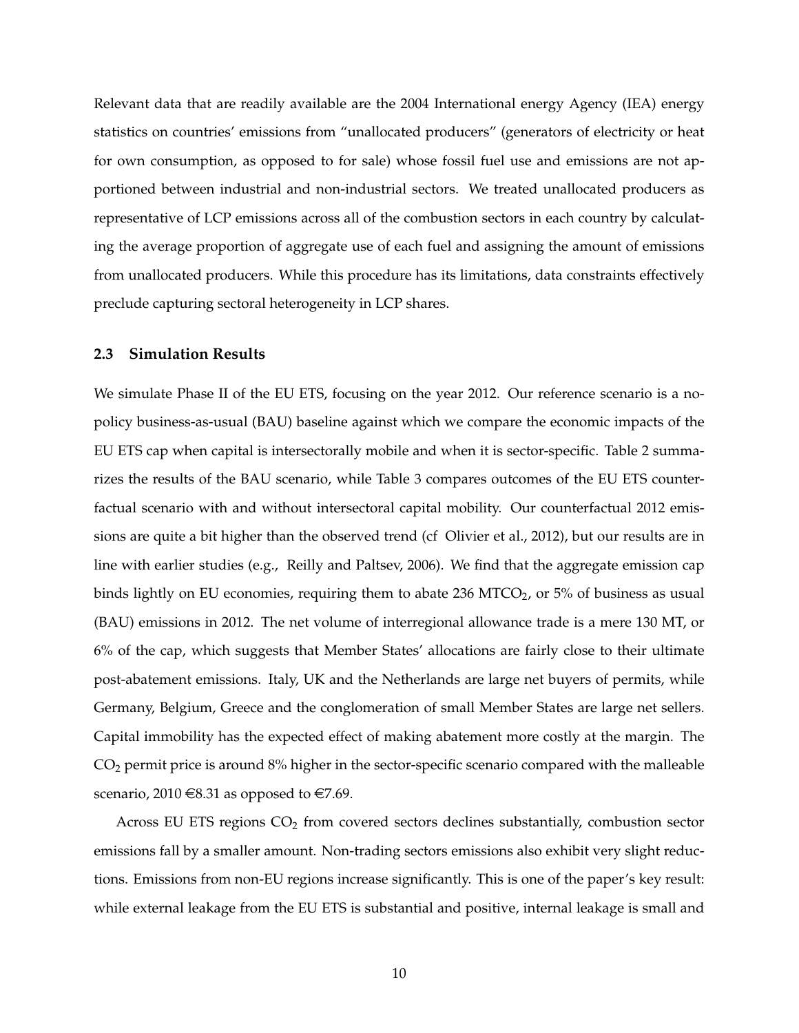Relevant data that are readily available are the 2004 International energy Agency (IEA) energy statistics on countries' emissions from "unallocated producers" (generators of electricity or heat for own consumption, as opposed to for sale) whose fossil fuel use and emissions are not apportioned between industrial and non-industrial sectors. We treated unallocated producers as representative of LCP emissions across all of the combustion sectors in each country by calculating the average proportion of aggregate use of each fuel and assigning the amount of emissions from unallocated producers. While this procedure has its limitations, data constraints effectively preclude capturing sectoral heterogeneity in LCP shares.

### 2.3 Simulation Results

We simulate Phase II of the EU ETS, focusing on the year 2012. Our reference scenario is a no-policy business-as-usual (BAU) baseline against which we compare the economic impacts of the EU ETS cap when capital is intersectorally mobile and when it is sector-specific. Table 2 summarizes the results of the BAU scenario, while Table 3 compares outcomes of the EU ETS counterfactual scenario with and without intersectoral capital mobility. Our counterfactual 2012 emissions are quite a bit higher than the observed trend (cf Olivier et al., 2012), but our results are in line with earlier studies (e.g., Reilly and Paltsev, 2006). We find that the aggregate emission cap binds lightly on EU economies, requiring them to abate 236 $MTCO_2$, or 5% of business as usual (BAU) emissions in 2012. The net volume of interregional allowance trade is a mere 130 MT, or 6% of the cap, which suggests that Member States' allocations are fairly close to their ultimate post-abatement emissions. Italy, UK and the Netherlands are large net buyers of permits, while Germany, Belgium, Greece and the conglomeration of small Member States are large net sellers. Capital immobility has the expected effect of making abatement more costly at the margin. The $CO_2$ permit price is around 8% higher in the sector-specific scenario compared with the malleable scenario, 2010 €8.31 as opposed to €7.69.

Across EU ETS regions $CO_2$ from covered sectors declines substantially, combustion sector emissions fall by a smaller amount. Non-trading sectors emissions also exhibit very slight reductions. Emissions from non-EU regions increase significantly. This is one of the paper's key result: while external leakage from the EU ETS is substantial and positive, internal leakage is small and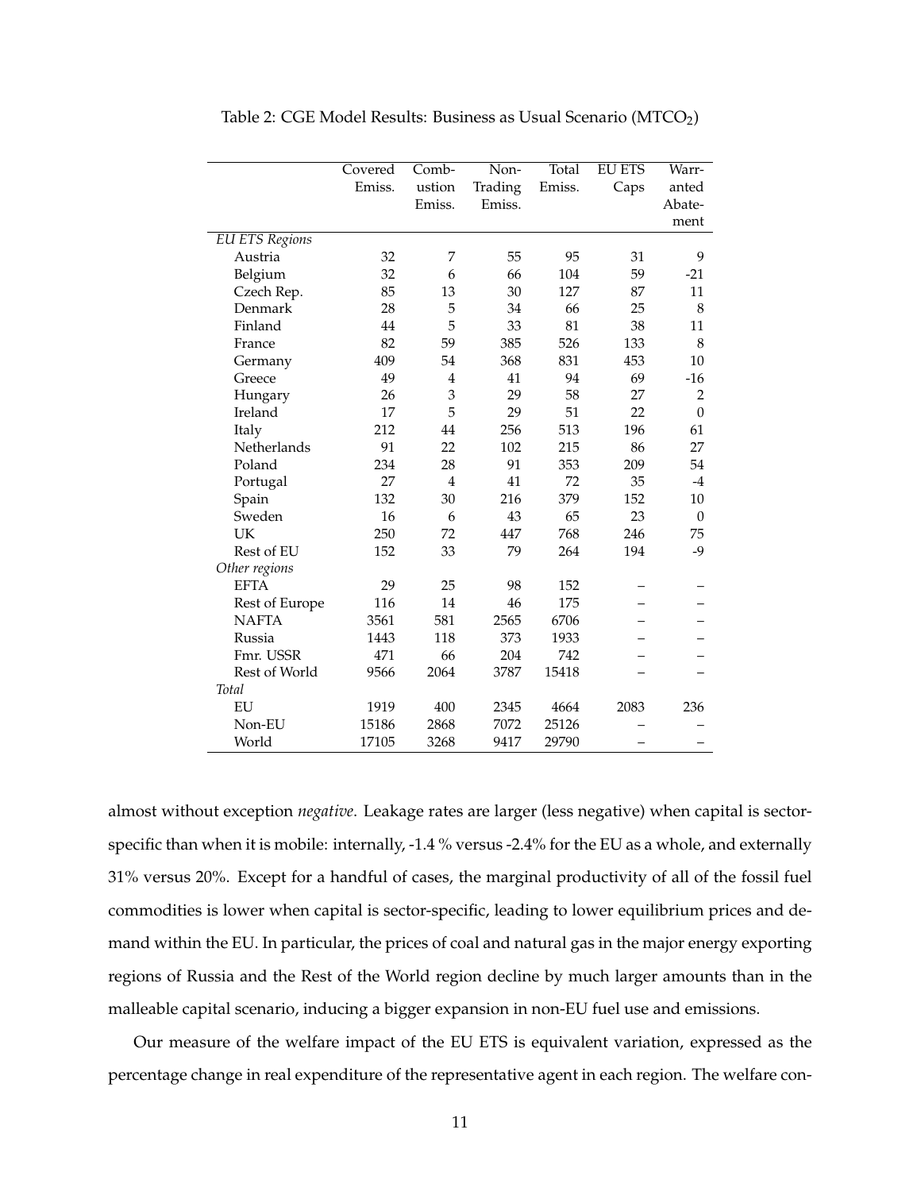Table 2: CGE Model Results: Business as Usual Scenario ($MTCO_2$)

| | Covered Emiss. | Combustion Emiss. | Non-Trading Emiss. | Total Emiss. | EU ETS Caps | Warranted Abatement |
|---|---|---|---|---|---|---|
| *EU ETS Regions* | | | | | | |
| Austria | 32 | 7 | 55 | 95 | 31 | 9 |
| Belgium | 32 | 6 | 66 | 104 | 59 | -21 |
| Czech Rep. | 85 | 13 | 30 | 127 | 87 | 11 |
| Denmark | 28 | 5 | 34 | 66 | 25 | 8 |
| Finland | 44 | 5 | 33 | 81 | 38 | 11 |
| France | 82 | 59 | 385 | 526 | 133 | 8 |
| Germany | 409 | 54 | 368 | 831 | 453 | 10 |
| Greece | 49 | 4 | 41 | 94 | 69 | -16 |
| Hungary | 26 | 3 | 29 | 58 | 27 | 2 |
| Ireland | 17 | 5 | 29 | 51 | 22 | 0 |
| Italy | 212 | 44 | 256 | 513 | 196 | 61 |
| Netherlands | 91 | 22 | 102 | 215 | 86 | 27 |
| Poland | 234 | 28 | 91 | 353 | 209 | 54 |
| Portugal | 27 | 4 | 41 | 72 | 35 | -4 |
| Spain | 132 | 30 | 216 | 379 | 152 | 10 |
| Sweden | 16 | 6 | 43 | 65 | 23 | 0 |
| UK | 250 | 72 | 447 | 768 | 246 | 75 |
| Rest of EU | 152 | 33 | 79 | 264 | 194 | -9 |
| *Other regions* | | | | | | |
| EFTA | 29 | 25 | 98 | 152 | – | – |
| Rest of Europe | 116 | 14 | 46 | 175 | – | – |
| NAFTA | 3561 | 581 | 2565 | 6706 | – | – |
| Russia | 1443 | 118 | 373 | 1933 | – | – |
| Fmr. USSR | 471 | 66 | 204 | 742 | – | – |
| Rest of World | 9566 | 2064 | 3787 | 15418 | – | – |
| *Total* | | | | | | |
| EU | 1919 | 400 | 2345 | 4664 | 2083 | 236 |
| Non-EU | 15186 | 2868 | 7072 | 25126 | – | – |
| World | 17105 | 3268 | 9417 | 29790 | – | – |

almost without exception *negative*. Leakage rates are larger (less negative) when capital is sector-specific than when it is mobile: internally, -1.4 % versus -2.4% for the EU as a whole, and externally 31% versus 20%. Except for a handful of cases, the marginal productivity of all of the fossil fuel commodities is lower when capital is sector-specific, leading to lower equilibrium prices and demand within the EU. In particular, the prices of coal and natural gas in the major energy exporting regions of Russia and the Rest of the World region decline by much larger amounts than in the malleable capital scenario, inducing a bigger expansion in non-EU fuel use and emissions.

Our measure of the welfare impact of the EU ETS is equivalent variation, expressed as the percentage change in real expenditure of the representative agent in each region. The welfare con-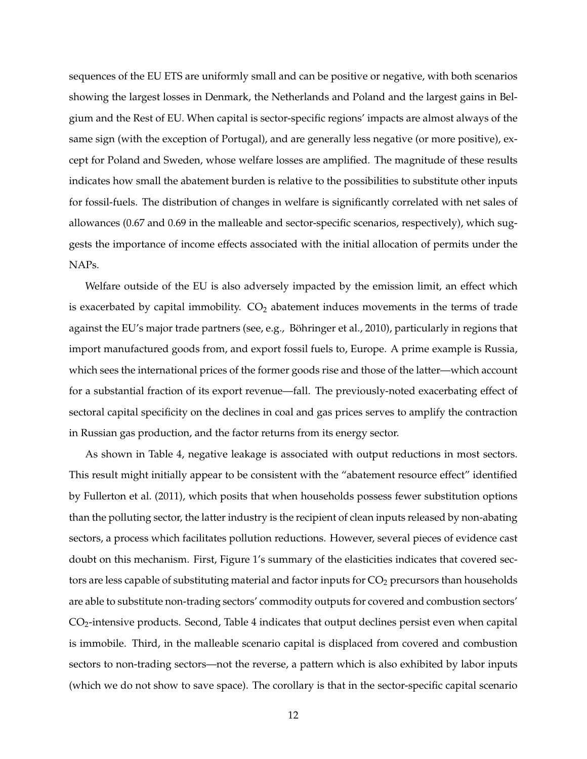sequences of the EU ETS are uniformly small and can be positive or negative, with both scenarios showing the largest losses in Denmark, the Netherlands and Poland and the largest gains in Belgium and the Rest of EU. When capital is sector-specific regions' impacts are almost always of the same sign (with the exception of Portugal), and are generally less negative (or more positive), except for Poland and Sweden, whose welfare losses are amplified. The magnitude of these results indicates how small the abatement burden is relative to the possibilities to substitute other inputs for fossil-fuels. The distribution of changes in welfare is significantly correlated with net sales of allowances (0.67 and 0.69 in the malleable and sector-specific scenarios, respectively), which suggests the importance of income effects associated with the initial allocation of permits under the NAPs.

Welfare outside of the EU is also adversely impacted by the emission limit, an effect which is exacerbated by capital immobility. $CO_2$ abatement induces movements in the terms of trade against the EU's major trade partners (see, e.g., Böhringer et al., 2010), particularly in regions that import manufactured goods from, and export fossil fuels to, Europe. A prime example is Russia, which sees the international prices of the former goods rise and those of the latter—which account for a substantial fraction of its export revenue—fall. The previously-noted exacerbating effect of sectoral capital specificity on the declines in coal and gas prices serves to amplify the contraction in Russian gas production, and the factor returns from its energy sector.

As shown in Table 4, negative leakage is associated with output reductions in most sectors. This result might initially appear to be consistent with the "abatement resource effect" identified by Fullerton et al. (2011), which posits that when households possess fewer substitution options than the polluting sector, the latter industry is the recipient of clean inputs released by non-abating sectors, a process which facilitates pollution reductions. However, several pieces of evidence cast doubt on this mechanism. First, Figure 1's summary of the elasticities indicates that covered sectors are less capable of substituting material and factor inputs for $CO_2$ precursors than households are able to substitute non-trading sectors' commodity outputs for covered and combustion sectors' $CO_2$-intensive products. Second, Table 4 indicates that output declines persist even when capital is immobile. Third, in the malleable scenario capital is displaced from covered and combustion sectors to non-trading sectors—not the reverse, a pattern which is also exhibited by labor inputs (which we do not show to save space). The corollary is that in the sector-specific capital scenario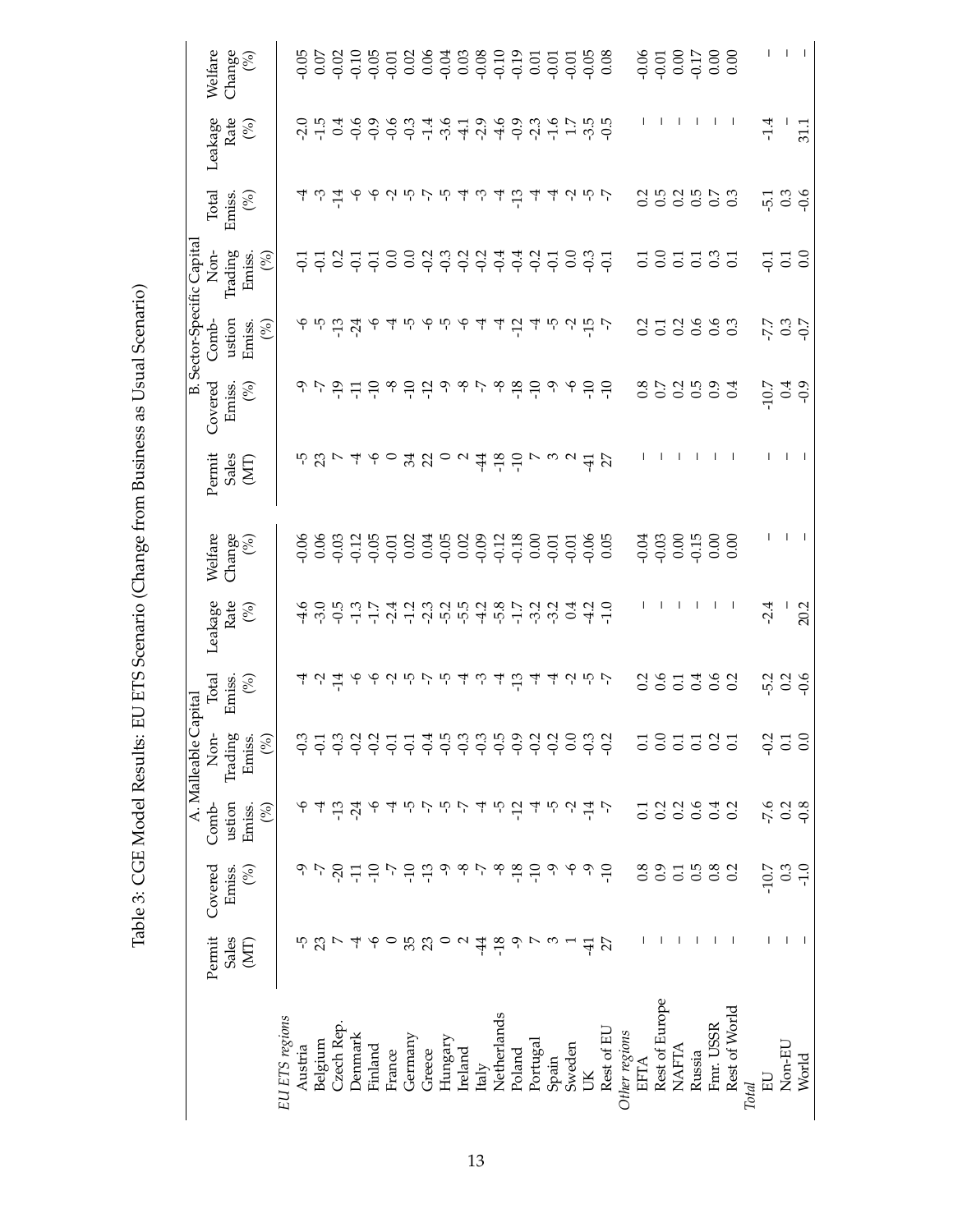Table 3: CGE Model Results: EU ETS Scenario (Change from Business as Usual Scenario)

| | A. Malleable Capital | | | | | | | B. Sector-Specific Capital | | | | | | |
|---|---|---|---|---|---|---|---|---|---|---|---|---|---|---|
| | Permit Sales (MT) | Covered Emiss. (%) | Combustion Emiss. (%) | Non-Trading Emiss. (%) | Total Emiss. (%) | Leakage Rate (%) | Welfare Change (%) | Permit Sales (MT) | Covered Emiss. (%) | Combustion Emiss. (%) | Non-Trading Emiss. (%) | Total Emiss. (%) | Leakage Rate (%) | Welfare Change (%) |
| *EU ETS regions* | | | | | | | | | | | | | | |
| Austria | -5 | -9 | -6 | -0.3 | -4 | -4.6 | -0.06 | -5 | -9 | -6 | -0.1 | -4 | -2.0 | -0.05 |
| Belgium | 23 | -7 | -4 | -0.1 | -2 | -3.0 | 0.06 | 23 | -7 | -5 | -0.1 | -3 | -1.5 | 0.07 |
| Czech Rep. | 7 | -20 | -13 | -0.3 | -14 | -0.5 | -0.03 | 7 | -19 | -13 | 0.2 | -14 | 0.4 | -0.02 |
| Denmark | -4 | -11 | -24 | -0.2 | -6 | -1.3 | -0.12 | -4 | -11 | -24 | -0.1 | -6 | -0.6 | -0.10 |
| Finland | -6 | -10 | -6 | -0.2 | -6 | -1.7 | -0.05 | -6 | -10 | -6 | -0.1 | -6 | -0.9 | -0.05 |
| France | 0 | -7 | -4 | -0.1 | -2 | -2.4 | -0.01 | 0 | -8 | -4 | 0.0 | -2 | -0.6 | -0.01 |
| Germany | 35 | -10 | -5 | -0.1 | -5 | -1.2 | 0.02 | 34 | -10 | -5 | 0.0 | -5 | -0.3 | 0.02 |
| Greece | 23 | -13 | -7 | -0.4 | -7 | -2.3 | 0.04 | 22 | -12 | -6 | -0.2 | -7 | -1.4 | 0.06 |
| Hungary | 0 | -9 | -5 | -0.5 | -5 | -5.2 | -0.05 | 0 | -9 | -5 | -0.3 | -5 | -3.6 | -0.04 |
| Ireland | 2 | -8 | -7 | -0.3 | -4 | -5.5 | 0.02 | 2 | -8 | -6 | -0.2 | -4 | -4.1 | 0.03 |
| Italy | -44 | -7 | -4 | -0.3 | -3 | -4.2 | -0.09 | -44 | -7 | -4 | -0.2 | -3 | -2.9 | -0.08 |
| Netherlands | -18 | -8 | -5 | -0.5 | -4 | -5.8 | -0.12 | -18 | -8 | -4 | -0.4 | -4 | -4.6 | -0.10 |
| Poland | -9 | -18 | -12 | -0.9 | -13 | -1.7 | -0.18 | -10 | -18 | -12 | -0.4 | -13 | -0.9 | -0.19 |
| Portugal | 7 | -10 | -4 | -0.2 | -4 | -3.2 | 0.00 | 7 | -10 | -4 | -0.2 | -4 | -2.3 | 0.01 |
| Spain | 3 | -9 | -5 | -0.2 | -4 | -3.2 | -0.01 | 3 | -9 | -5 | -0.1 | -4 | -1.6 | -0.01 |
| Sweden | 1 | -6 | -2 | 0.0 | -2 | 0.4 | -0.01 | 2 | -6 | -2 | 0.0 | -2 | 1.7 | -0.01 |
| UK | -41 | -9 | -14 | -0.3 | -5 | -4.2 | -0.06 | -41 | -10 | -15 | -0.3 | -5 | -3.5 | -0.05 |
| Rest of EU | 27 | -10 | -7 | -0.2 | -7 | -1.0 | 0.05 | 27 | -10 | -7 | -0.1 | -7 | -0.5 | 0.08 |
| *Other regions* | | | | | | | | | | | | | | |
| EFTA | – | 0.8 | 0.1 | 0.1 | 0.2 | – | -0.04 | – | 0.8 | 0.2 | 0.1 | 0.2 | – | -0.06 |
| Rest of Europe | – | 0.9 | 0.2 | 0.0 | 0.6 | – | -0.03 | – | 0.7 | 0.1 | 0.0 | 0.5 | – | -0.01 |
| NAFTA | – | 0.1 | 0.2 | 0.1 | 0.1 | – | 0.00 | – | 0.2 | 0.2 | 0.1 | 0.2 | – | 0.00 |
| Russia | – | 0.5 | 0.6 | 0.1 | 0.4 | – | -0.15 | – | 0.5 | 0.6 | 0.1 | 0.5 | – | -0.17 |
| Fmr. USSR | – | 0.8 | 0.4 | 0.2 | 0.6 | – | 0.00 | – | 0.9 | 0.6 | 0.3 | 0.7 | – | 0.00 |
| Rest of World | – | 0.2 | 0.2 | 0.1 | 0.2 | – | 0.00 | – | 0.4 | 0.3 | 0.1 | 0.3 | – | 0.00 |
| *Total* | | | | | | | | | | | | | | |
| EU | – | -10.7 | -7.6 | -0.2 | -5.2 | -2.4 | – | – | -10.7 | -7.7 | -0.1 | -5.1 | -1.4 | – |
| Non-EU | – | 0.3 | 0.2 | 0.1 | 0.2 | – | – | – | 0.4 | 0.3 | 0.1 | 0.3 | – | – |
| World | – | -1.0 | -0.8 | 0.0 | -0.6 | 20.2 | – | – | -0.9 | -0.7 | 0.0 | -0.6 | 31.1 | – |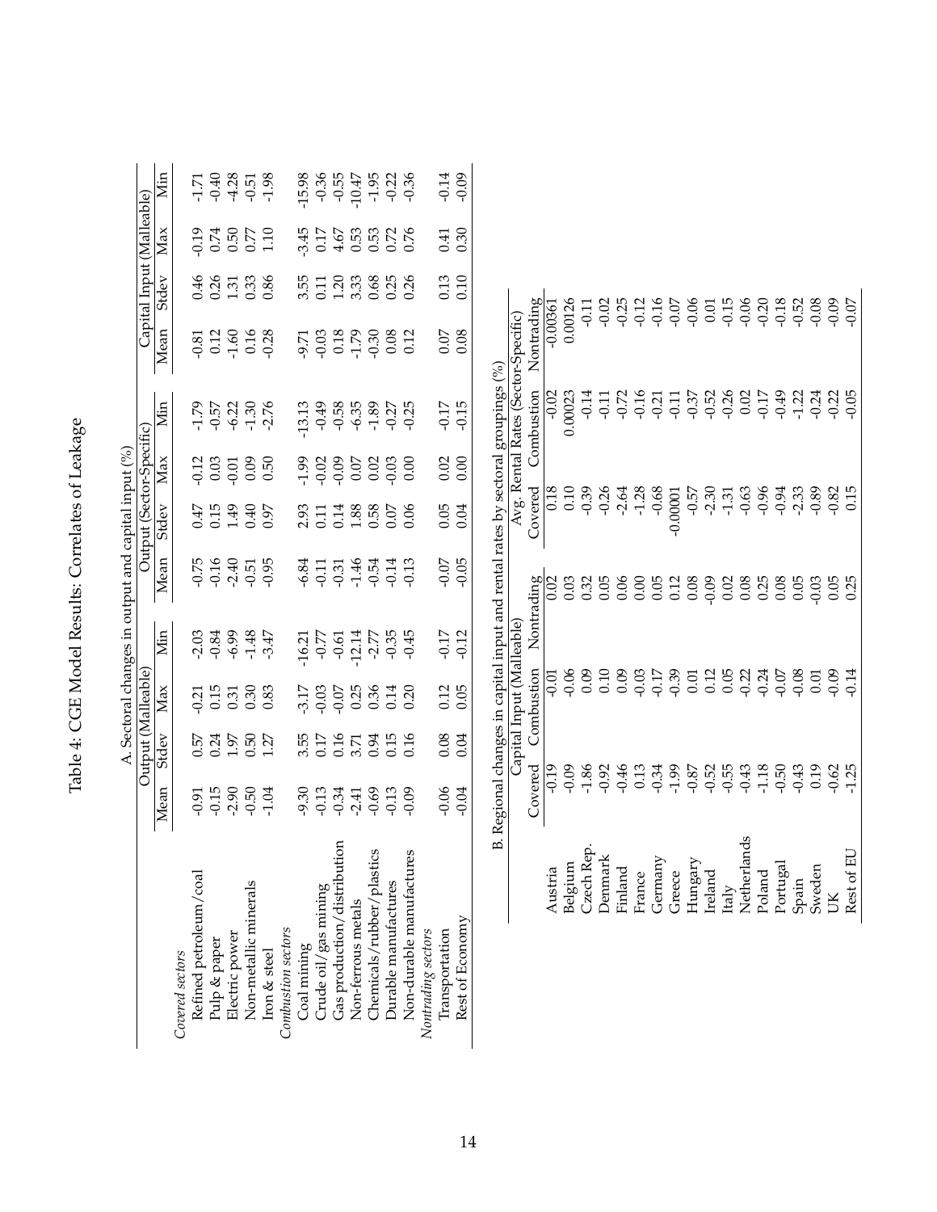# Table 4: CGE Model Results: Correlates of Leakage

A. Sectoral changes in output and capital input (%)

| | Output (Malleable) | | | | Output (Sector-Specific) | | | | Capital Input (Malleable) | | | |
|---|---|---|---|---|---|---|---|---|---|---|---|---|
| | Mean | Stdev | Max | Min | Mean | Stdev | Max | Min | Mean | Stdev | Max | Min |
| *Covered sectors* | | | | | | | | | | | | |
| Refined petroleum/coal | -0.91 | 0.57 | -0.21 | -2.03 | -0.75 | 0.47 | -0.12 | -1.79 | -0.81 | 0.46 | -0.19 | -1.71 |
| Pulp & paper | -0.15 | 0.24 | 0.15 | -0.84 | -0.16 | 0.15 | 0.03 | -0.57 | 0.12 | 0.26 | 0.74 | -0.40 |
| Electric power | -2.90 | 1.97 | 0.31 | -6.99 | -2.40 | 1.49 | -0.01 | -6.22 | -1.60 | 1.31 | 0.50 | -4.28 |
| Non-metallic minerals | -0.50 | 0.50 | 0.30 | -1.48 | -0.51 | 0.40 | 0.09 | -1.30 | 0.16 | 0.33 | 0.77 | -0.51 |
| Iron & steel | -1.04 | 1.27 | 0.83 | -3.47 | -0.95 | 0.97 | 0.50 | -2.76 | -0.28 | 0.86 | 1.10 | -1.98 |
| *Combustion sectors* | | | | | | | | | | | | |
| Coal mining | -9.30 | 3.55 | -3.17 | -16.21 | -6.84 | 2.93 | -1.99 | -13.13 | -9.71 | 3.55 | -3.45 | -15.98 |
| Crude oil/gas mining | -0.13 | 0.17 | -0.03 | -0.77 | -0.11 | 0.11 | -0.02 | -0.49 | -0.03 | 0.11 | 0.17 | -0.36 |
| Gas production/distribution | -0.34 | 0.16 | -0.07 | -0.61 | -0.31 | 0.14 | -0.09 | -0.58 | 0.18 | 1.20 | 4.67 | -0.55 |
| Non-ferrous metals | -2.41 | 3.71 | 0.25 | -12.14 | -1.46 | 1.88 | 0.07 | -6.35 | -1.79 | 3.33 | 0.53 | -10.47 |
| Chemicals/rubber/plastics | -0.69 | 0.94 | 0.36 | -2.77 | -0.54 | 0.58 | 0.02 | -1.89 | -0.30 | 0.68 | 0.53 | -1.95 |
| Durable manufactures | -0.13 | 0.15 | 0.14 | -0.35 | -0.14 | 0.07 | -0.03 | -0.27 | 0.08 | 0.25 | 0.72 | -0.22 |
| Non-durable manufactures | -0.09 | 0.16 | 0.20 | -0.45 | -0.13 | 0.06 | 0.00 | -0.25 | 0.12 | 0.26 | 0.76 | -0.36 |
| *Nontrading sectors* | | | | | | | | | | | | |
| Transportation | -0.06 | 0.08 | 0.12 | -0.17 | -0.07 | 0.05 | 0.02 | -0.17 | 0.07 | 0.13 | 0.41 | -0.14 |
| Rest of Economy | -0.04 | 0.04 | 0.05 | -0.12 | -0.05 | 0.04 | 0.00 | -0.15 | 0.08 | 0.10 | 0.30 | -0.09 |

B. Regional changes in capital input and rental rates by sectoral groupings (%)

| | Capital Input (Malleable) | | | Avg. Rental Rates (Sector-Specific) | | |
|---|---|---|---|---|---|---|
| | Covered | Combustion | Nontrading | Covered | Combustion | Nontrading |
| Austria | -0.19 | -0.01 | 0.02 | 0.18 | -0.02 | -0.00361 |
| Belgium | -0.09 | -0.06 | 0.03 | 0.10 | 0.00023 | 0.00126 |
| Czech Rep. | -1.86 | 0.09 | 0.32 | -0.39 | -0.14 | -0.11 |
| Denmark | -0.92 | 0.10 | 0.05 | -0.26 | -0.11 | -0.02 |
| Finland | -0.46 | 0.09 | 0.06 | -2.64 | -0.72 | -0.25 |
| France | 0.13 | -0.03 | 0.00 | -1.28 | -0.16 | -0.12 |
| Germany | -0.34 | -0.17 | 0.05 | -0.68 | -0.21 | -0.16 |
| Greece | -1.99 | -0.39 | 0.12 | -0.00001 | -0.11 | -0.07 |
| Hungary | -0.87 | 0.01 | 0.08 | -0.57 | -0.37 | -0.06 |
| Ireland | -0.52 | 0.12 | -0.09 | -2.30 | -0.52 | 0.01 |
| Italy | -0.55 | 0.05 | 0.02 | -1.31 | -0.26 | -0.15 |
| Netherlands | -0.43 | -0.22 | 0.08 | -0.63 | 0.02 | -0.06 |
| Poland | -1.18 | -0.24 | 0.25 | -0.96 | -0.17 | -0.20 |
| Portugal | -0.50 | -0.07 | 0.08 | -0.94 | -0.49 | -0.18 |
| Spain | -0.43 | -0.08 | 0.05 | -2.33 | -1.22 | -0.52 |
| Sweden | 0.19 | 0.01 | -0.03 | -0.89 | -0.24 | -0.08 |
| UK | -0.62 | -0.09 | 0.05 | -0.82 | -0.22 | -0.09 |
| Rest of EU | -1.25 | -0.14 | 0.25 | 0.15 | -0.05 | -0.07 |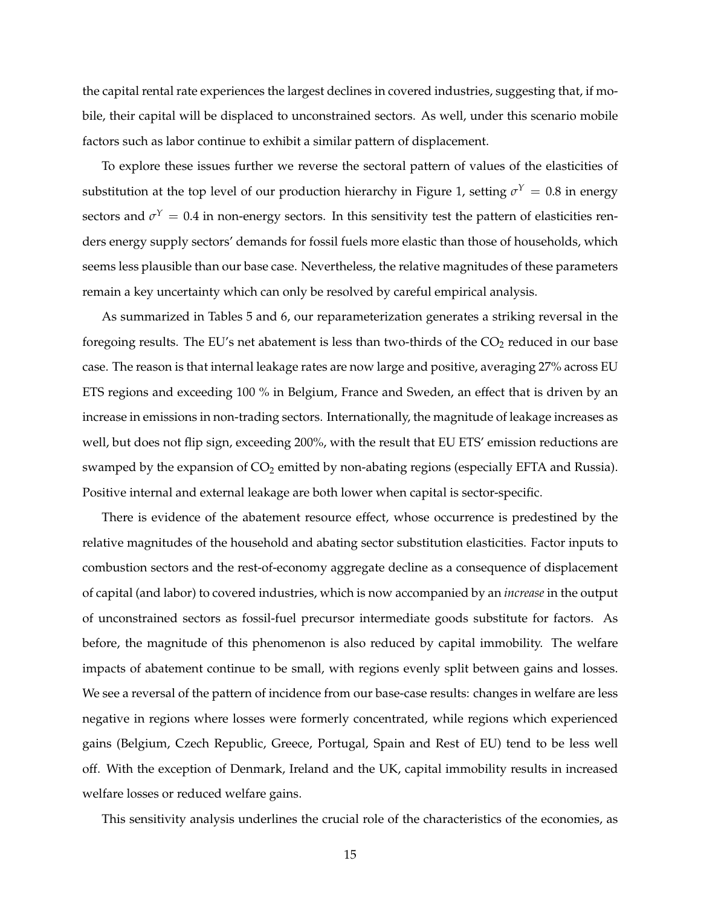the capital rental rate experiences the largest declines in covered industries, suggesting that, if mobile, their capital will be displaced to unconstrained sectors. As well, under this scenario mobile factors such as labor continue to exhibit a similar pattern of displacement.

To explore these issues further we reverse the sectoral pattern of values of the elasticities of substitution at the top level of our production hierarchy in Figure 1, setting $\sigma^Y = 0.8$ in energy sectors and $\sigma^Y = 0.4$ in non-energy sectors. In this sensitivity test the pattern of elasticities renders energy supply sectors' demands for fossil fuels more elastic than those of households, which seems less plausible than our base case. Nevertheless, the relative magnitudes of these parameters remain a key uncertainty which can only be resolved by careful empirical analysis.

As summarized in Tables 5 and 6, our reparameterization generates a striking reversal in the foregoing results. The EU's net abatement is less than two-thirds of the $CO_2$ reduced in our base case. The reason is that internal leakage rates are now large and positive, averaging 27% across EU ETS regions and exceeding 100 % in Belgium, France and Sweden, an effect that is driven by an increase in emissions in non-trading sectors. Internationally, the magnitude of leakage increases as well, but does not flip sign, exceeding 200%, with the result that EU ETS' emission reductions are swamped by the expansion of $CO_2$ emitted by non-abating regions (especially EFTA and Russia). Positive internal and external leakage are both lower when capital is sector-specific.

There is evidence of the abatement resource effect, whose occurrence is predestined by the relative magnitudes of the household and abating sector substitution elasticities. Factor inputs to combustion sectors and the rest-of-economy aggregate decline as a consequence of displacement of capital (and labor) to covered industries, which is now accompanied by an *increase* in the output of unconstrained sectors as fossil-fuel precursor intermediate goods substitute for factors. As before, the magnitude of this phenomenon is also reduced by capital immobility. The welfare impacts of abatement continue to be small, with regions evenly split between gains and losses. We see a reversal of the pattern of incidence from our base-case results: changes in welfare are less negative in regions where losses were formerly concentrated, while regions which experienced gains (Belgium, Czech Republic, Greece, Portugal, Spain and Rest of EU) tend to be less well off. With the exception of Denmark, Ireland and the UK, capital immobility results in increased welfare losses or reduced welfare gains.

This sensitivity analysis underlines the crucial role of the characteristics of the economies, as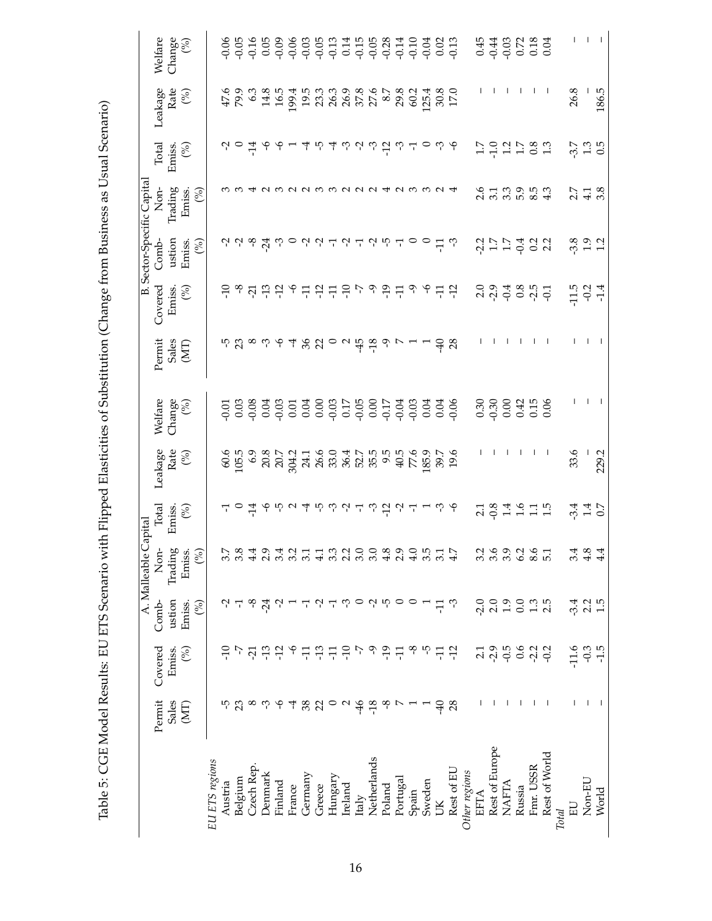Table 5: CGE Model Results: EU ETS Scenario with Flipped Elasticities of Substitution (Change from Business as Usual Scenario)

| | A. Malleable Capital | | | | | | | B. Sector-Specific Capital | | | | | | |
|---|---|---|---|---|---|---|---|---|---|---|---|---|---|---|
| | Permit Sales (MT) | Covered Emiss. (%) | Comb-ustion Emiss. (%) | Non-Trading Emiss. (%) | Total Emiss. (%) | Leakage Rate (%) | Welfare Change (%) | Permit Sales (MT) | Covered Emiss. (%) | Comb-ustion Emiss. (%) | Non-Trading Emiss. (%) | Total Emiss. (%) | Leakage Rate (%) | Welfare Change (%) |
| *EU ETS regions* | | | | | | | | | | | | | | |
| Austria | -5 | -10 | -2 | 3.7 | -1 | 60.6 | -0.01 | -5 | -10 | -2 | 3 | -2 | 47.6 | -0.06 |
| Belgium | 23 | -7 | -1 | 3.8 | 0 | 105.5 | 0.03 | 23 | -8 | -2 | 3 | 0 | 79.9 | -0.05 |
| Czech Rep. | 8 | -21 | -8 | 4.4 | -14 | 6.9 | -0.08 | 8 | -21 | -8 | 4 | -14 | 6.3 | -0.16 |
| Denmark | -3 | -13 | -24 | 2.9 | -6 | 20.8 | 0.04 | -3 | -13 | -24 | 2 | -6 | 14.8 | 0.05 |
| Finland | -6 | -12 | -2 | 3.4 | -5 | 20.7 | -0.03 | -6 | -12 | -3 | 3 | -6 | 16.5 | -0.09 |
| France | -4 | -6 | 1 | 3.2 | 2 | 304.2 | 0.01 | -4 | -6 | 0 | 2 | 1 | 199.4 | -0.06 |
| Germany | 38 | -11 | -1 | 3.1 | -4 | 24.1 | 0.04 | 36 | -11 | -2 | 2 | -4 | 19.5 | -0.03 |
| Greece | 22 | -13 | -2 | 4.1 | -5 | 26.6 | 0.00 | 22 | -12 | -2 | 3 | -5 | 23.3 | -0.05 |
| Hungary | 0 | -11 | -1 | 3.3 | -3 | 33.0 | -0.03 | 0 | -11 | -1 | 3 | -4 | 26.3 | -0.13 |
| Ireland | 2 | -10 | -3 | 2.2 | -2 | 36.4 | 0.17 | 2 | -10 | -2 | 2 | -3 | 26.9 | 0.14 |
| Italy | -46 | -7 | 0 | 3.0 | -1 | 52.7 | -0.05 | -45 | -7 | -1 | 2 | -2 | 37.8 | -0.15 |
| Netherlands | -18 | -9 | -2 | 3.0 | -3 | 35.5 | 0.00 | -18 | -9 | -2 | 2 | -3 | 27.6 | -0.05 |
| Poland | -8 | -19 | -5 | 4.8 | -12 | 9.5 | -0.17 | -9 | -19 | -5 | 4 | -12 | 8.7 | -0.28 |
| Portugal | 7 | -11 | 0 | 2.9 | -2 | 40.5 | -0.04 | 7 | -11 | -1 | 2 | -3 | 29.8 | -0.14 |
| Spain | 1 | -8 | 0 | 4.0 | -1 | 77.6 | -0.03 | 1 | -9 | 0 | 3 | -1 | 60.2 | -0.10 |
| Sweden | 1 | -5 | 1 | 3.5 | 1 | 185.9 | 0.04 | 1 | -6 | 0 | 3 | 0 | 125.4 | -0.04 |
| UK | -40 | -11 | -11 | 3.1 | -3 | 39.7 | 0.04 | -40 | -11 | -11 | 2 | -3 | 30.8 | 0.02 |
| Rest of EU | 28 | -12 | -3 | 4.7 | -6 | 19.6 | -0.06 | 28 | -12 | -3 | 4 | -6 | 17.0 | -0.13 |
| *Other regions* | | | | | | | | | | | | | | |
| EFTA | – | 2.1 | -2.0 | 3.2 | 2.1 | – | 0.30 | – | 2.0 | -2.2 | 2.6 | 1.7 | – | 0.45 |
| Rest of Europe | – | -2.9 | 2.0 | 3.6 | -0.8 | – | -0.30 | – | -2.9 | 1.7 | 3.1 | -1.0 | – | -0.44 |
| NAFTA | – | -0.5 | 1.9 | 3.9 | 1.4 | – | 0.00 | – | -0.4 | 1.7 | 3.3 | 1.2 | – | -0.03 |
| Russia | – | 0.6 | 0.0 | 6.2 | 1.6 | – | 0.42 | – | 0.8 | -0.4 | 5.9 | 1.7 | – | 0.72 |
| Fmr. USSR | – | -2.2 | 1.3 | 8.6 | 1.1 | – | 0.15 | – | -2.5 | 0.2 | 8.5 | 0.8 | – | 0.18 |
| Rest of World | – | -0.2 | 2.5 | 5.1 | 1.5 | – | 0.06 | – | -0.1 | 2.2 | 4.3 | 1.3 | – | 0.04 |
| *Total* | | | | | | | | | | | | | | |
| EU | – | -11.6 | -3.4 | 3.4 | -3.4 | 33.6 | – | – | -11.5 | -3.8 | 2.7 | -3.7 | 26.8 | – |
| Non-EU | – | -0.3 | 2.2 | 4.8 | 1.4 | – | – | – | -0.2 | 1.9 | 4.1 | 1.3 | – | – |
| World | – | -1.5 | 1.5 | 4.4 | 0.7 | 229.2 | – | – | -1.4 | 1.2 | 3.8 | 0.5 | 186.5 | – |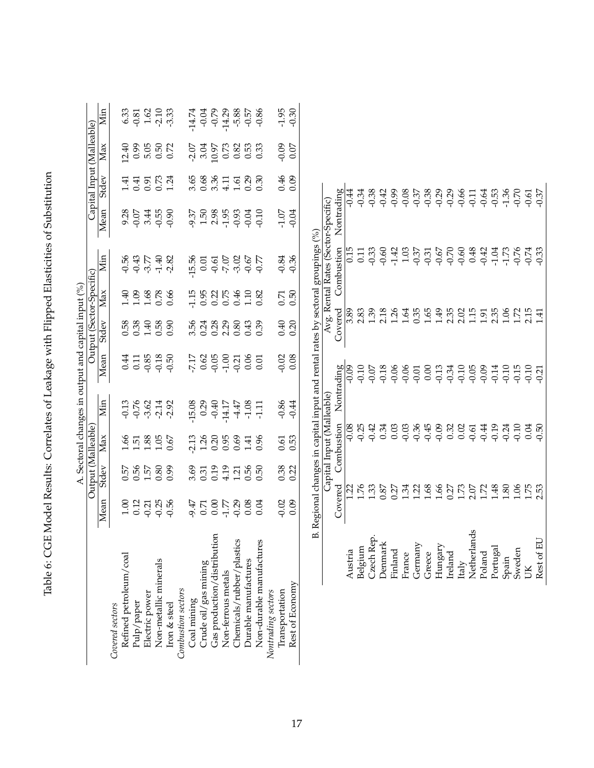Table 6: CGE Model Results: Correlates of Leakage with Flipped Elasticities of Substitution

A. Sectoral changes in output and capital input (%)

| | Output (Malleable) | | | | Output (Sector-Specific) | | | | Capital Input (Malleable) | | | |
|---|---|---|---|---|---|---|---|---|---|---|---|---|
| | Mean | Stdev | Max | Min | Mean | Stdev | Max | Min | Mean | Stdev | Max | Min |
| *Covered sectors* | | | | | | | | | | | | |
| Refined petroleum/coal | 1.00 | 0.57 | 1.66 | -0.13 | 0.44 | 0.58 | 1.40 | -0.56 | 9.28 | 1.41 | 12.40 | 6.33 |
| Pulp/paper | 0.12 | 0.56 | 1.51 | -0.76 | 0.11 | 0.38 | 1.09 | -0.43 | -0.07 | 0.41 | 0.99 | -0.81 |
| Electric power | -0.21 | 1.57 | 1.88 | -3.62 | -0.85 | 1.40 | 1.68 | -3.77 | 3.44 | 0.91 | 5.05 | 1.62 |
| Non-metallic minerals | -0.25 | 0.80 | 1.05 | -2.14 | -0.18 | 0.58 | 0.78 | -1.40 | -0.55 | 0.73 | 0.50 | -2.10 |
| Iron & steel | -0.56 | 0.99 | 0.67 | -2.92 | -0.50 | 0.90 | 0.66 | -2.82 | -0.90 | 1.24 | 0.72 | -3.33 |
| *Combustion sectors* | | | | | | | | | | | | |
| Coal mining | -9.47 | 3.69 | -2.13 | -15.08 | -7.17 | 3.56 | -1.15 | -15.56 | -9.37 | 3.65 | -2.07 | -14.74 |
| Crude oil/gas mining | 0.71 | 0.31 | 1.26 | 0.29 | 0.62 | 0.24 | 0.95 | 0.01 | 1.50 | 0.68 | 3.04 | -0.04 |
| Gas production/distribution | 0.00 | 0.19 | 0.20 | -0.40 | -0.05 | 0.28 | 0.22 | -0.61 | 2.98 | 3.36 | 10.97 | -0.79 |
| Non-ferrous metals | -1.77 | 4.19 | 0.95 | -14.17 | -1.00 | 2.29 | 0.75 | -7.07 | -1.95 | 4.11 | 0.73 | -14.29 |
| Chemicals/rubber/plastics | -0.29 | 1.21 | 0.69 | -4.47 | -0.21 | 0.80 | 0.46 | -3.02 | -0.93 | 1.61 | 0.82 | -5.88 |
| Durable manufactures | 0.08 | 0.56 | 1.41 | -1.08 | 0.06 | 0.43 | 1.10 | -0.67 | -0.04 | 0.29 | 0.53 | -0.57 |
| Non-durable manufactures | 0.04 | 0.50 | 0.96 | -1.11 | 0.01 | 0.39 | 0.82 | -0.77 | -0.10 | 0.30 | 0.33 | -0.86 |
| *Nontrading sectors* | | | | | | | | | | | | |
| Transportation | -0.02 | 0.38 | 0.61 | -0.86 | -0.02 | 0.40 | 0.71 | -0.84 | -1.07 | 0.46 | -0.09 | -1.95 |
| Rest of Economy | 0.09 | 0.22 | 0.53 | -0.44 | 0.08 | 0.20 | 0.50 | -0.36 | -0.04 | 0.09 | 0.07 | -0.30 |

B. Regional changes in capital input and rental rates by sectoral groupings (%)

| | Capital Input (Malleable) | | | Avg. Rental Rates (Sector-Specific) | | |
|---|---|---|---|---|---|---|
| | Covered | Combustion | Nontrading | Covered | Combustion | Nontrading |
| Austria | 1.22 | -0.08 | -0.09 | 3.89 | 0.15 | -0.44 |
| Belgium | 1.76 | -0.25 | -0.10 | 2.83 | 0.11 | -0.34 |
| Czech Rep. | 1.33 | -0.42 | -0.07 | 1.39 | -0.33 | -0.38 |
| Denmark | 0.87 | 0.34 | -0.18 | 2.18 | -0.60 | -0.42 |
| Finland | 0.27 | 0.03 | -0.06 | 1.26 | -1.42 | -0.99 |
| France | 1.34 | -0.03 | -0.06 | 1.64 | 1.03 | -0.08 |
| Germany | 1.22 | -0.36 | -0.01 | 0.35 | -0.37 | -0.37 |
| Greece | 1.68 | -0.45 | 0.00 | 1.65 | -0.31 | -0.38 |
| Hungary | 1.66 | -0.09 | -0.13 | 1.49 | -0.67 | -0.29 |
| Ireland | 0.27 | 0.32 | -0.34 | 2.35 | -0.70 | -0.29 |
| Italy | 1.73 | 0.02 | -0.10 | 2.02 | -0.60 | -0.66 |
| Netherlands | 2.07 | -0.61 | -0.05 | 1.15 | 0.48 | -0.11 |
| Poland | 1.72 | -0.44 | -0.09 | 1.91 | -0.42 | -0.64 |
| Portugal | 1.48 | -0.19 | -0.14 | 2.35 | -1.04 | -0.53 |
| Spain | 1.80 | -0.24 | -0.10 | 1.06 | -1.73 | -1.36 |
| Sweden | 1.06 | -0.10 | -0.15 | 1.72 | -0.76 | -0.70 |
| UK | 1.75 | 0.04 | -0.10 | 2.15 | -0.74 | -0.61 |
| Rest of EU | 2.53 | -0.50 | -0.21 | 1.41 | -0.33 | -0.37 |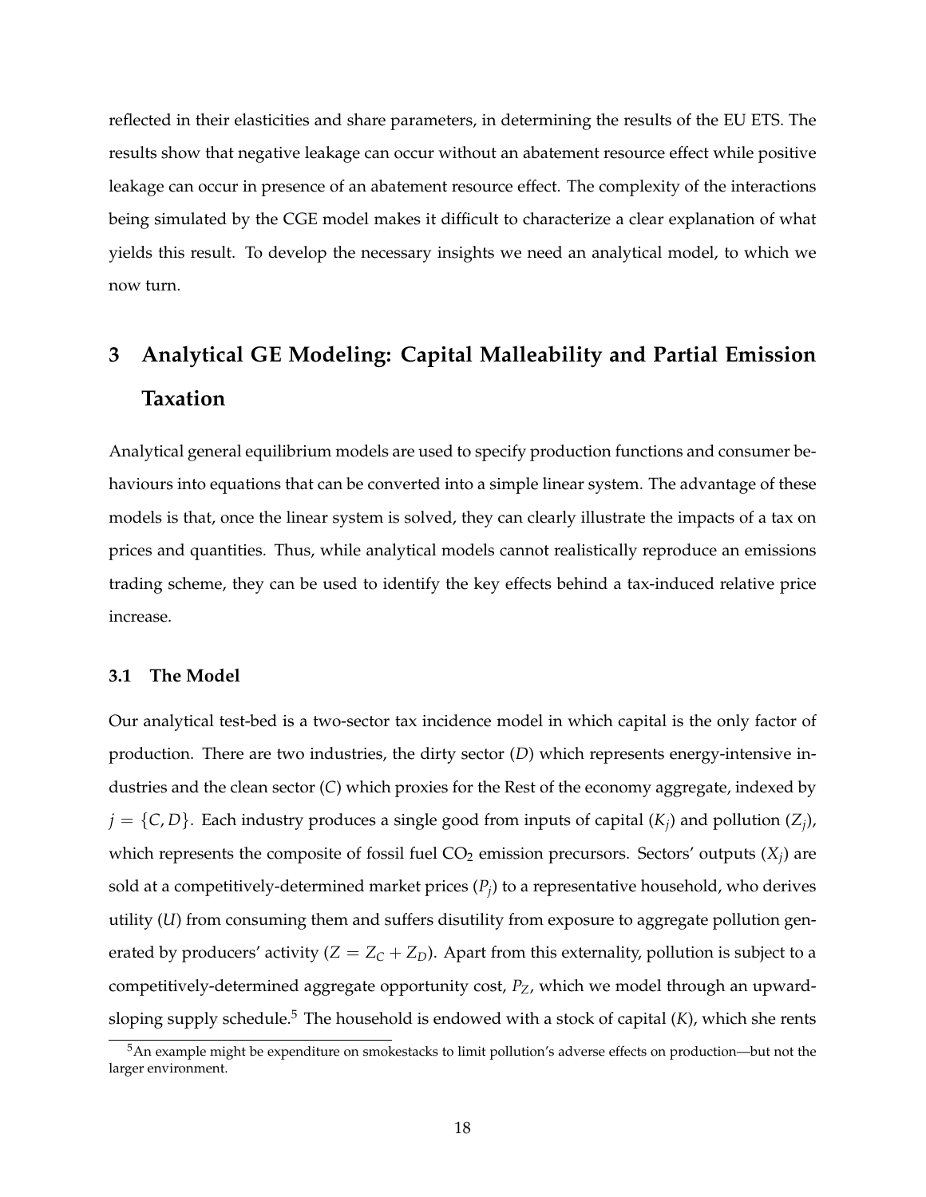reflected in their elasticities and share parameters, in determining the results of the EU ETS. The results show that negative leakage can occur without an abatement resource effect while positive leakage can occur in presence of an abatement resource effect. The complexity of the interactions being simulated by the CGE model makes it difficult to characterize a clear explanation of what yields this result. To develop the necessary insights we need an analytical model, to which we now turn.

# 3 Analytical GE Modeling: Capital Malleability and Partial Emission Taxation

Analytical general equilibrium models are used to specify production functions and consumer behaviours into equations that can be converted into a simple linear system. The advantage of these models is that, once the linear system is solved, they can clearly illustrate the impacts of a tax on prices and quantities. Thus, while analytical models cannot realistically reproduce an emissions trading scheme, they can be used to identify the key effects behind a tax-induced relative price increase.

## 3.1 The Model

Our analytical test-bed is a two-sector tax incidence model in which capital is the only factor of production. There are two industries, the dirty sector ($D$) which represents energy-intensive industries and the clean sector ($C$) which proxies for the Rest of the economy aggregate, indexed by $j = \{C, D\}$. Each industry produces a single good from inputs of capital ($K_j$) and pollution ($Z_j$), which represents the composite of fossil fuel $CO_2$ emission precursors. Sectors' outputs ($X_j$) are sold at a competitively-determined market prices ($P_j$) to a representative household, who derives utility ($U$) from consuming them and suffers disutility from exposure to aggregate pollution generated by producers' activity ($Z = Z_C + Z_D$). Apart from this externality, pollution is subject to a competitively-determined aggregate opportunity cost, $P_Z$, which we model through an upward-sloping supply schedule.[5] The household is endowed with a stock of capital ($K$), which she rents

[5] An example might be expenditure on smokestacks to limit pollution's adverse effects on production—but not the larger environment.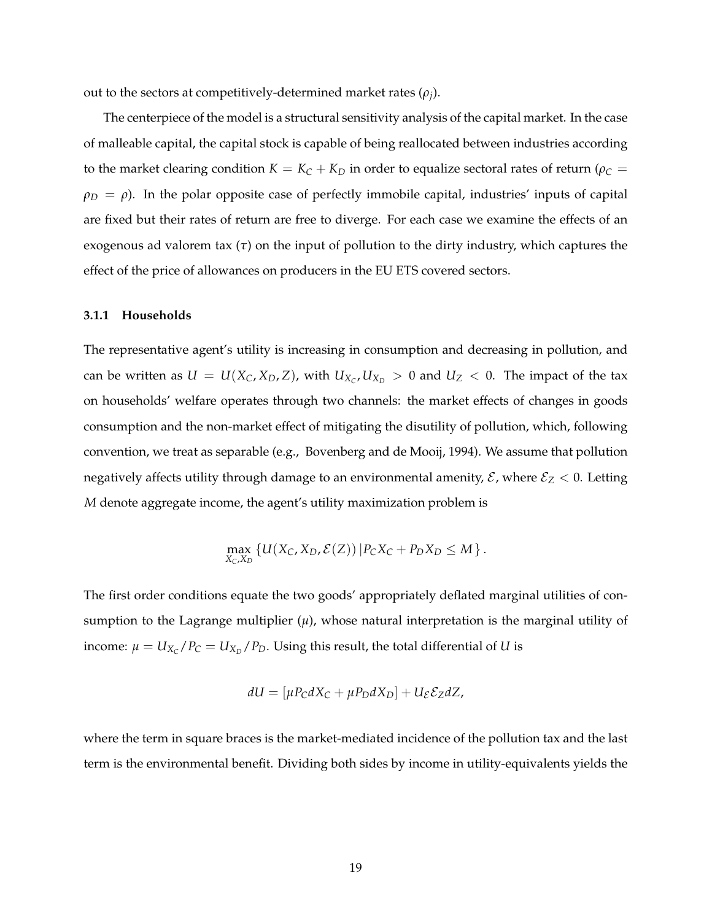out to the sectors at competitively-determined market rates ($\rho_j$).

The centerpiece of the model is a structural sensitivity analysis of the capital market. In the case of malleable capital, the capital stock is capable of being reallocated between industries according to the market clearing condition $K = K_C + K_D$ in order to equalize sectoral rates of return ($\rho_C = \rho_D = \rho$). In the polar opposite case of perfectly immobile capital, industries' inputs of capital are fixed but their rates of return are free to diverge. For each case we examine the effects of an exogenous ad valorem tax ($\tau$) on the input of pollution to the dirty industry, which captures the effect of the price of allowances on producers in the EU ETS covered sectors.

### 3.1.1 Households

The representative agent's utility is increasing in consumption and decreasing in pollution, and can be written as $U = U(X_C, X_D, Z)$, with $U_{X_C}, U_{X_D} > 0$ and $U_Z < 0$. The impact of the tax on households' welfare operates through two channels: the market effects of changes in goods consumption and the non-market effect of mitigating the disutility of pollution, which, following convention, we treat as separable (e.g., Bovenberg and de Mooij, 1994). We assume that pollution negatively affects utility through damage to an environmental amenity, $\mathcal{E}$, where $\mathcal{E}_Z < 0$. Letting $M$ denote aggregate income, the agent's utility maximization problem is

$$\max_{X_C, X_D} \left\{ U(X_C, X_D, \mathcal{E}(Z)) \,|\, P_C X_C + P_D X_D \leq M \right\}.$$

The first order conditions equate the two goods' appropriately deflated marginal utilities of consumption to the Lagrange multiplier ($\mu$), whose natural interpretation is the marginal utility of income: $\mu = U_{X_C}/P_C = U_{X_D}/P_D$. Using this result, the total differential of $U$ is

$$dU = [\mu P_C dX_C + \mu P_D dX_D] + U_{\mathcal{E}} \mathcal{E}_Z dZ,$$

where the term in square braces is the market-mediated incidence of the pollution tax and the last term is the environmental benefit. Dividing both sides by income in utility-equivalents yields the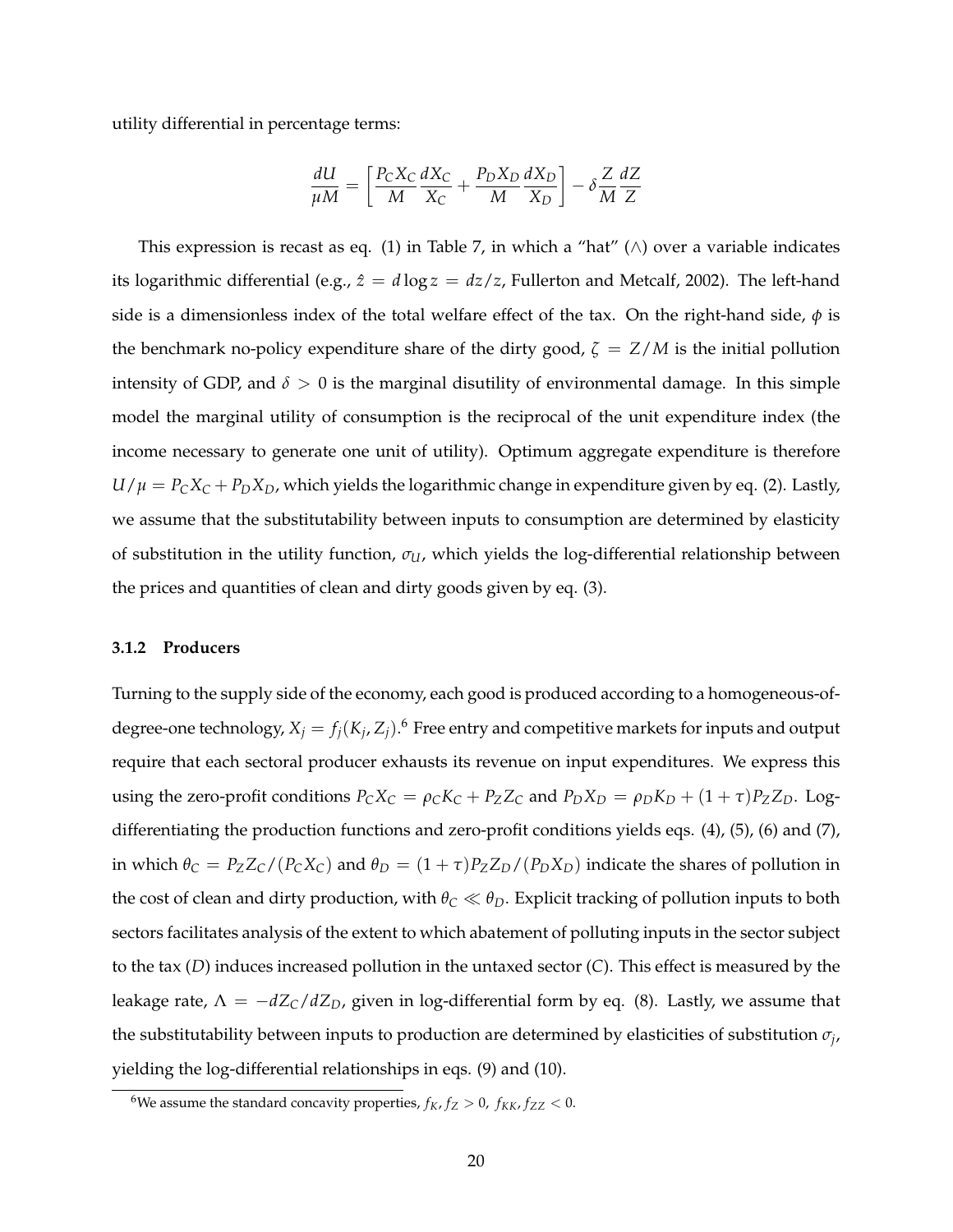utility differential in percentage terms:

$$\frac{dU}{\mu M} = \left[ \frac{P_C X_C}{M} \frac{dX_C}{X_C} + \frac{P_D X_D}{M} \frac{dX_D}{X_D} \right] - \delta \frac{Z}{M} \frac{dZ}{Z}$$

This expression is recast as eq. (1) in Table 7, in which a "hat" ($\wedge$) over a variable indicates its logarithmic differential (e.g., $\hat{z} = d \log z = dz/z$, Fullerton and Metcalf, 2002). The left-hand side is a dimensionless index of the total welfare effect of the tax. On the right-hand side, $\phi$ is the benchmark no-policy expenditure share of the dirty good, $\zeta = Z/M$ is the initial pollution intensity of GDP, and $\delta > 0$ is the marginal disutility of environmental damage. In this simple model the marginal utility of consumption is the reciprocal of the unit expenditure index (the income necessary to generate one unit of utility). Optimum aggregate expenditure is therefore $U/\mu = P_C X_C + P_D X_D$, which yields the logarithmic change in expenditure given by eq. (2). Lastly, we assume that the substitutability between inputs to consumption are determined by elasticity of substitution in the utility function, $\sigma_U$, which yields the log-differential relationship between the prices and quantities of clean and dirty goods given by eq. (3).

### 3.1.2 Producers

Turning to the supply side of the economy, each good is produced according to a homogeneous-of-degree-one technology, $X_j = f_j(K_j, Z_j)$.[6] Free entry and competitive markets for inputs and output require that each sectoral producer exhausts its revenue on input expenditures. We express this using the zero-profit conditions $P_C X_C = \rho_C K_C + P_Z Z_C$ and $P_D X_D = \rho_D K_D + (1 + \tau) P_Z Z_D$. Log-differentiating the production functions and zero-profit conditions yields eqs. (4), (5), (6) and (7), in which $\theta_C = P_Z Z_C / (P_C X_C)$ and $\theta_D = (1 + \tau) P_Z Z_D / (P_D X_D)$ indicate the shares of pollution in the cost of clean and dirty production, with $\theta_C \ll \theta_D$. Explicit tracking of pollution inputs to both sectors facilitates analysis of the extent to which abatement of polluting inputs in the sector subject to the tax ($D$) induces increased pollution in the untaxed sector ($C$). This effect is measured by the leakage rate, $\Lambda = -dZ_C/dZ_D$, given in log-differential form by eq. (8). Lastly, we assume that the substitutability between inputs to production are determined by elasticities of substitution $\sigma_j$, yielding the log-differential relationships in eqs. (9) and (10).

[6] We assume the standard concavity properties, $f_K, f_Z > 0$, $f_{KK}, f_{ZZ} < 0$.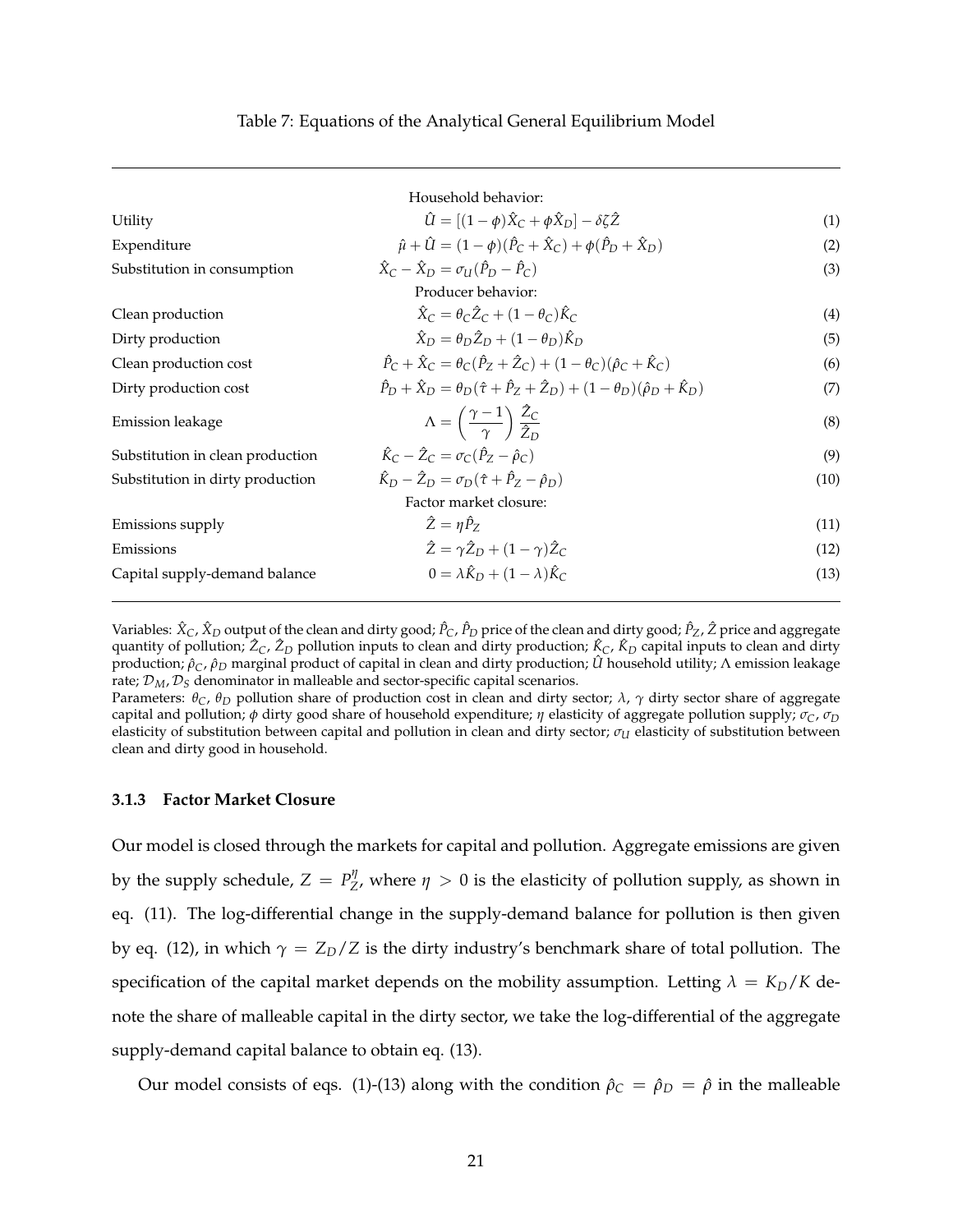Table 7: Equations of the Analytical General Equilibrium Model

| | | |
|---|---|---|
| | Household behavior: | |
| Utility | $\hat{U} = [(1-\phi)\hat{X}_C + \phi\hat{X}_D] - \delta\zeta\hat{Z}$ | (1) |
| Expenditure | $\hat{\mu} + \hat{U} = (1-\phi)(\hat{P}_C + \hat{X}_C) + \phi(\hat{P}_D + \hat{X}_D)$ | (2) |
| Substitution in consumption | $\hat{X}_C - \hat{X}_D = \sigma_U(\hat{P}_D - \hat{P}_C)$ | (3) |
| | Producer behavior: | |
| Clean production | $\hat{X}_C = \theta_C\hat{Z}_C + (1-\theta_C)\hat{K}_C$ | (4) |
| Dirty production | $\hat{X}_D = \theta_D\hat{Z}_D + (1-\theta_D)\hat{K}_D$ | (5) |
| Clean production cost | $\hat{P}_C + \hat{X}_C = \theta_C(\hat{P}_Z + \hat{Z}_C) + (1-\theta_C)(\hat{\rho}_C + \hat{K}_C)$ | (6) |
| Dirty production cost | $\hat{P}_D + \hat{X}_D = \theta_D(\hat{\tau} + \hat{P}_Z + \hat{Z}_D) + (1-\theta_D)(\hat{\rho}_D + \hat{K}_D)$ | (7) |
| Emission leakage | $\Lambda = \left(\frac{\gamma - 1}{\gamma}\right)\frac{\hat{Z}_C}{\hat{Z}_D}$ | (8) |
| Substitution in clean production | $\hat{K}_C - \hat{Z}_C = \sigma_C(\hat{P}_Z - \hat{\rho}_C)$ | (9) |
| Substitution in dirty production | $\hat{K}_D - \hat{Z}_D = \sigma_D(\hat{\tau} + \hat{P}_Z - \hat{\rho}_D)$ | (10) |
| | Factor market closure: | |
| Emissions supply | $\hat{Z} = \eta\hat{P}_Z$ | (11) |
| Emissions | $\hat{Z} = \gamma\hat{Z}_D + (1-\gamma)\hat{Z}_C$ | (12) |
| Capital supply-demand balance | $0 = \lambda\hat{K}_D + (1-\lambda)\hat{K}_C$ | (13) |

Variables: $\hat{X}_C$, $\hat{X}_D$ output of the clean and dirty good; $\hat{P}_C$, $\hat{P}_D$ price of the clean and dirty good; $\hat{P}_Z$, $\hat{Z}$ price and aggregate quantity of pollution; $\hat{Z}_C$, $\hat{Z}_D$ pollution inputs to clean and dirty production; $\hat{K}_C$, $\hat{K}_D$ capital inputs to clean and dirty production; $\hat{\rho}_C$, $\hat{\rho}_D$ marginal product of capital in clean and dirty production; $\hat{U}$ household utility; $\Lambda$ emission leakage rate; $\mathcal{D}_M$, $\mathcal{D}_S$ denominator in malleable and sector-specific capital scenarios.
Parameters: $\theta_C$, $\theta_D$ pollution share of production cost in clean and dirty sector; $\lambda$, $\gamma$ dirty sector share of aggregate capital and pollution; $\phi$ dirty good share of household expenditure; $\eta$ elasticity of aggregate pollution supply; $\sigma_C$, $\sigma_D$ elasticity of substitution between capital and pollution in clean and dirty sector; $\sigma_U$ elasticity of substitution between clean and dirty good in household.

### 3.1.3 Factor Market Closure

Our model is closed through the markets for capital and pollution. Aggregate emissions are given by the supply schedule, $Z = P_Z^{\eta}$, where $\eta > 0$ is the elasticity of pollution supply, as shown in eq. (11). The log-differential change in the supply-demand balance for pollution is then given by eq. (12), in which $\gamma = Z_D/Z$ is the dirty industry's benchmark share of total pollution. The specification of the capital market depends on the mobility assumption. Letting $\lambda = K_D/K$ denote the share of malleable capital in the dirty sector, we take the log-differential of the aggregate supply-demand capital balance to obtain eq. (13).

Our model consists of eqs. (1)-(13) along with the condition $\hat{\rho}_C = \hat{\rho}_D = \hat{\rho}$ in the malleable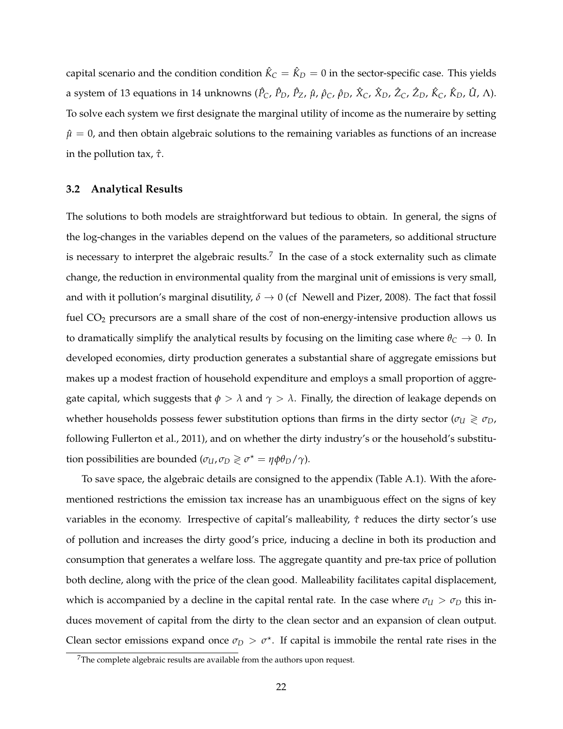capital scenario and the condition condition $\hat{K}_C = \hat{K}_D = 0$ in the sector-specific case. This yields a system of 13 equations in 14 unknowns ($\hat{P}_C$, $\hat{P}_D$, $\hat{P}_Z$, $\hat{\mu}$, $\hat{\rho}_C$, $\hat{\rho}_D$, $\hat{X}_C$, $\hat{X}_D$, $\hat{Z}_C$, $\hat{Z}_D$, $\hat{K}_C$, $\hat{K}_D$, $\hat{U}$, $\Lambda$). To solve each system we first designate the marginal utility of income as the numeraire by setting $\hat{\mu} = 0$, and then obtain algebraic solutions to the remaining variables as functions of an increase in the pollution tax, $\hat{\tau}$.

### 3.2 Analytical Results

The solutions to both models are straightforward but tedious to obtain. In general, the signs of the log-changes in the variables depend on the values of the parameters, so additional structure is necessary to interpret the algebraic results.[7] In the case of a stock externality such as climate change, the reduction in environmental quality from the marginal unit of emissions is very small, and with it pollution's marginal disutility, $\delta \to 0$ (cf Newell and Pizer, 2008). The fact that fossil fuel $CO_2$ precursors are a small share of the cost of non-energy-intensive production allows us to dramatically simplify the analytical results by focusing on the limiting case where $\theta_C \to 0$. In developed economies, dirty production generates a substantial share of aggregate emissions but makes up a modest fraction of household expenditure and employs a small proportion of aggregate capital, which suggests that $\phi > \lambda$ and $\gamma > \lambda$. Finally, the direction of leakage depends on whether households possess fewer substitution options than firms in the dirty sector ($\sigma_U \gtrless \sigma_D$, following Fullerton et al., 2011), and on whether the dirty industry's or the household's substitution possibilities are bounded ($\sigma_U, \sigma_D \gtrless \sigma^\star = \eta\phi\theta_D/\gamma$).

To save space, the algebraic details are consigned to the appendix (Table A.1). With the aforementioned restrictions the emission tax increase has an unambiguous effect on the signs of key variables in the economy. Irrespective of capital's malleability, $\hat{\tau}$ reduces the dirty sector's use of pollution and increases the dirty good's price, inducing a decline in both its production and consumption that generates a welfare loss. The aggregate quantity and pre-tax price of pollution both decline, along with the price of the clean good. Malleability facilitates capital displacement, which is accompanied by a decline in the capital rental rate. In the case where $\sigma_U > \sigma_D$ this induces movement of capital from the dirty to the clean sector and an expansion of clean output. Clean sector emissions expand once $\sigma_D > \sigma^\star$. If capital is immobile the rental rate rises in the

[7] The complete algebraic results are available from the authors upon request.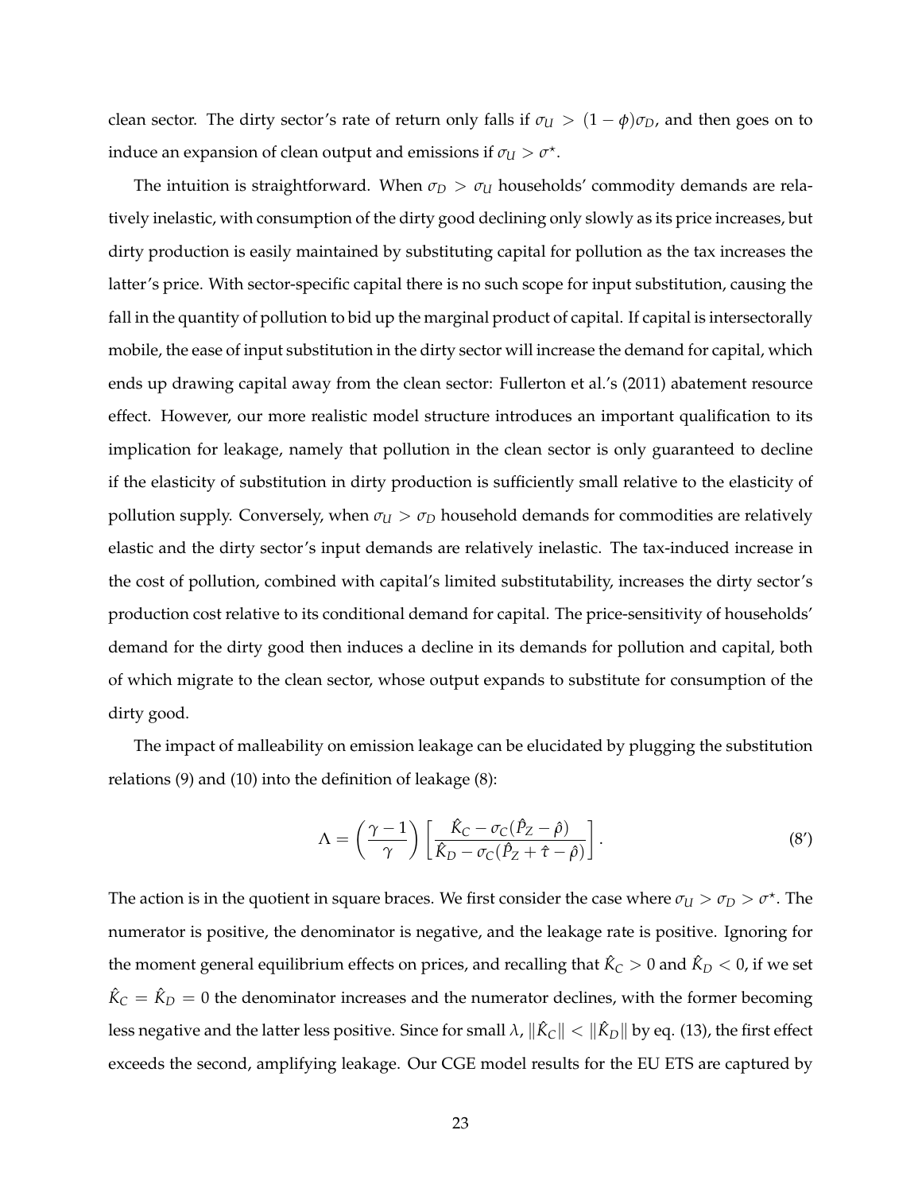clean sector. The dirty sector's rate of return only falls if $\sigma_U > (1-\phi)\sigma_D$, and then goes on to induce an expansion of clean output and emissions if $\sigma_U > \sigma^\star$.

The intuition is straightforward. When $\sigma_D > \sigma_U$ households' commodity demands are relatively inelastic, with consumption of the dirty good declining only slowly as its price increases, but dirty production is easily maintained by substituting capital for pollution as the tax increases the latter's price. With sector-specific capital there is no such scope for input substitution, causing the fall in the quantity of pollution to bid up the marginal product of capital. If capital is intersectorally mobile, the ease of input substitution in the dirty sector will increase the demand for capital, which ends up drawing capital away from the clean sector: Fullerton et al.'s (2011) abatement resource effect. However, our more realistic model structure introduces an important qualification to its implication for leakage, namely that pollution in the clean sector is only guaranteed to decline if the elasticity of substitution in dirty production is sufficiently small relative to the elasticity of pollution supply. Conversely, when $\sigma_U > \sigma_D$ household demands for commodities are relatively elastic and the dirty sector's input demands are relatively inelastic. The tax-induced increase in the cost of pollution, combined with capital's limited substitutability, increases the dirty sector's production cost relative to its conditional demand for capital. The price-sensitivity of households' demand for the dirty good then induces a decline in its demands for pollution and capital, both of which migrate to the clean sector, whose output expands to substitute for consumption of the dirty good.

The impact of malleability on emission leakage can be elucidated by plugging the substitution relations (9) and (10) into the definition of leakage (8):

$$\Lambda = \left(\frac{\gamma - 1}{\gamma}\right) \left[\frac{\hat{K}_C - \sigma_C(\hat{P}_Z - \hat{\rho})}{\hat{K}_D - \sigma_C(\hat{P}_Z + \hat{\tau} - \hat{\rho})}\right]. \tag{8'}$$

The action is in the quotient in square braces. We first consider the case where $\sigma_U > \sigma_D > \sigma^\star$. The numerator is positive, the denominator is negative, and the leakage rate is positive. Ignoring for the moment general equilibrium effects on prices, and recalling that $\hat{K}_C > 0$ and $\hat{K}_D < 0$, if we set $\hat{K}_C = \hat{K}_D = 0$ the denominator increases and the numerator declines, with the former becoming less negative and the latter less positive. Since for small $\lambda$, $\|\hat{K}_C\| < \|\hat{K}_D\|$ by eq. (13), the first effect exceeds the second, amplifying leakage. Our CGE model results for the EU ETS are captured by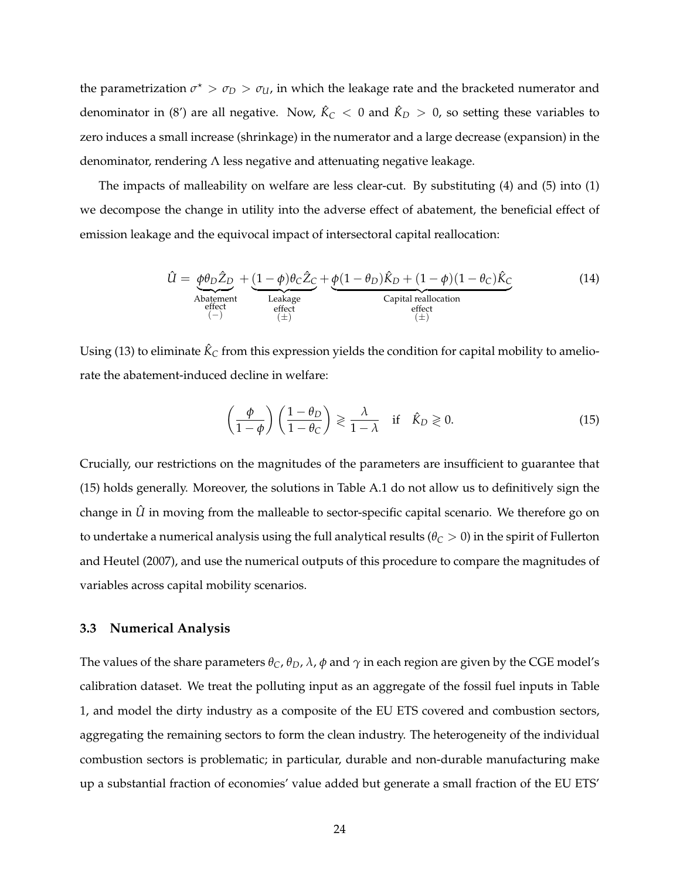the parametrization $\sigma^\star > \sigma_D > \sigma_U$, in which the leakage rate and the bracketed numerator and denominator in (8′) are all negative. Now, $\hat{K}_C < 0$ and $\hat{K}_D > 0$, so setting these variables to zero induces a small increase (shrinkage) in the numerator and a large decrease (expansion) in the denominator, rendering $\Lambda$ less negative and attenuating negative leakage.

The impacts of malleability on welfare are less clear-cut. By substituting (4) and (5) into (1) we decompose the change in utility into the adverse effect of abatement, the beneficial effect of emission leakage and the equivocal impact of intersectoral capital reallocation:

$$\hat{U} = \underbrace{\phi\theta_D\hat{Z}_D}_{\substack{\text{Abatement} \\ \text{effect} \\ (-)}} + \underbrace{(1-\phi)\theta_C\hat{Z}_C}_{\substack{\text{Leakage} \\ \text{effect} \\ (\pm)}} + \underbrace{\phi(1-\theta_D)\hat{K}_D + (1-\phi)(1-\theta_C)\hat{K}_C}_{\substack{\text{Capital reallocation} \\ \text{effect} \\ (\pm)}} \tag{14}$$

Using (13) to eliminate $\hat{K}_C$ from this expression yields the condition for capital mobility to ameliorate the abatement-induced decline in welfare:

$$\left(\frac{\phi}{1-\phi}\right)\left(\frac{1-\theta_D}{1-\theta_C}\right) \gtrless \frac{\lambda}{1-\lambda} \quad \text{if} \quad \hat{K}_D \gtrless 0. \tag{15}$$

Crucially, our restrictions on the magnitudes of the parameters are insufficient to guarantee that (15) holds generally. Moreover, the solutions in Table A.1 do not allow us to definitively sign the change in $\hat{U}$ in moving from the malleable to sector-specific capital scenario. We therefore go on to undertake a numerical analysis using the full analytical results ($\theta_C > 0$) in the spirit of Fullerton and Heutel (2007), and use the numerical outputs of this procedure to compare the magnitudes of variables across capital mobility scenarios.

### 3.3 Numerical Analysis

The values of the share parameters $\theta_C$, $\theta_D$, $\lambda$, $\phi$ and $\gamma$ in each region are given by the CGE model's calibration dataset. We treat the polluting input as an aggregate of the fossil fuel inputs in Table 1, and model the dirty industry as a composite of the EU ETS covered and combustion sectors, aggregating the remaining sectors to form the clean industry. The heterogeneity of the individual combustion sectors is problematic; in particular, durable and non-durable manufacturing make up a substantial fraction of economies' value added but generate a small fraction of the EU ETS'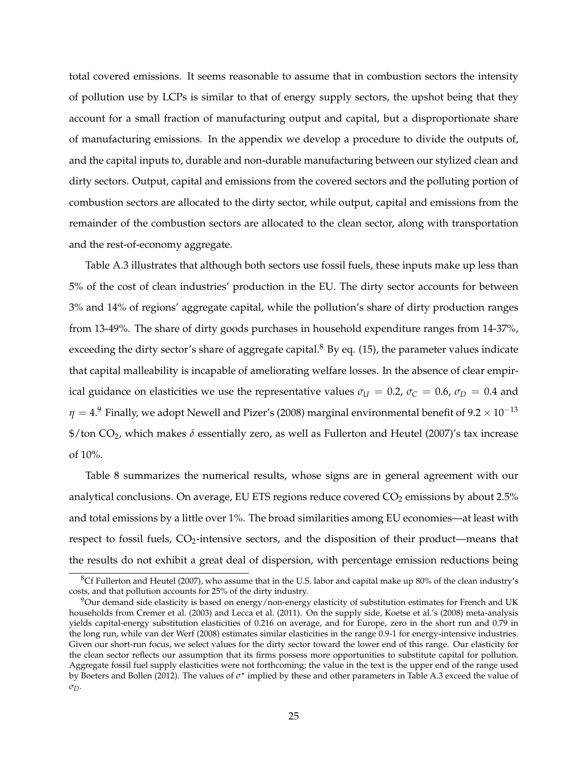total covered emissions. It seems reasonable to assume that in combustion sectors the intensity of pollution use by LCPs is similar to that of energy supply sectors, the upshot being that they account for a small fraction of manufacturing output and capital, but a disproportionate share of manufacturing emissions. In the appendix we develop a procedure to divide the outputs of, and the capital inputs to, durable and non-durable manufacturing between our stylized clean and dirty sectors. Output, capital and emissions from the covered sectors and the polluting portion of combustion sectors are allocated to the dirty sector, while output, capital and emissions from the remainder of the combustion sectors are allocated to the clean sector, along with transportation and the rest-of-economy aggregate.

Table A.3 illustrates that although both sectors use fossil fuels, these inputs make up less than 5% of the cost of clean industries' production in the EU. The dirty sector accounts for between 3% and 14% of regions' aggregate capital, while the pollution's share of dirty production ranges from 13-49%. The share of dirty goods purchases in household expenditure ranges from 14-37%, exceeding the dirty sector's share of aggregate capital.[8] By eq. (15), the parameter values indicate that capital malleability is incapable of ameliorating welfare losses. In the absence of clear empirical guidance on elasticities we use the representative values $\sigma_U = 0.2$, $\sigma_C = 0.6$, $\sigma_D = 0.4$ and $\eta = 4$.[9] Finally, we adopt Newell and Pizer's (2008) marginal environmental benefit of $9.2 \times 10^{-13}$ \$/ton $CO_2$, which makes $\delta$ essentially zero, as well as Fullerton and Heutel (2007)'s tax increase of 10%.

Table 8 summarizes the numerical results, whose signs are in general agreement with our analytical conclusions. On average, EU ETS regions reduce covered $CO_2$ emissions by about 2.5% and total emissions by a little over 1%. The broad similarities among EU economies—at least with respect to fossil fuels, $CO_2$-intensive sectors, and the disposition of their product—means that the results do not exhibit a great deal of dispersion, with percentage emission reductions being

[8] Cf Fullerton and Heutel (2007), who assume that in the U.S. labor and capital make up 80% of the clean industry's costs, and that pollution accounts for 25% of the dirty industry.

[9] Our demand side elasticity is based on energy/non-energy elasticity of substitution estimates for French and UK households from Cremer et al. (2003) and Lecca et al. (2011). On the supply side, Koetse et al.'s (2008) meta-analysis yields capital-energy substitution elasticities of 0.216 on average, and for Europe, zero in the short run and 0.79 in the long run, while van der Werf (2008) estimates similar elasticities in the range 0.9-1 for energy-intensive industries. Given our short-run focus, we select values for the dirty sector toward the lower end of this range. Our elasticity for the clean sector reflects our assumption that its firms possess more opportunities to substitute capital for pollution. Aggregate fossil fuel supply elasticities were not forthcoming; the value in the text is the upper end of the range used by Boeters and Bollen (2012). The values of $\sigma^{\star}$ implied by these and other parameters in Table A.3 exceed the value of $\sigma_D$.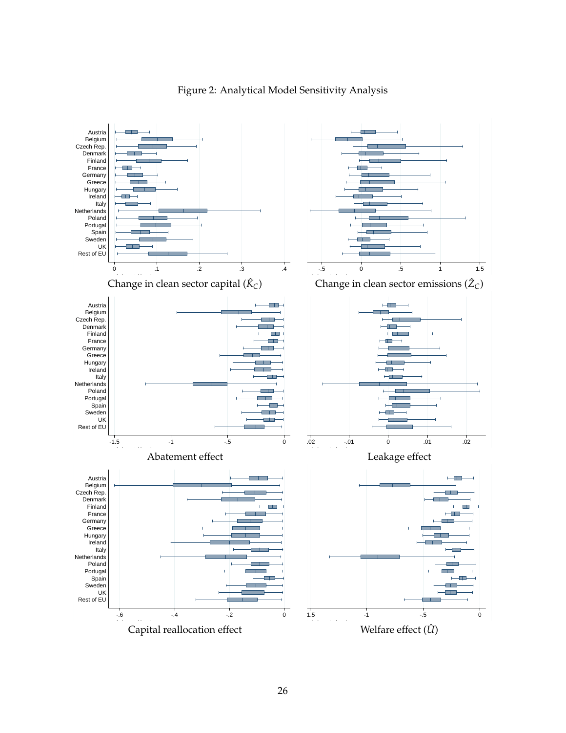Figure 2: Analytical Model Sensitivity Analysis

Change in clean sector capital ($\hat{K}_C$)

Change in clean sector emissions ($\hat{Z}_C$)

Abatement effect

Leakage effect

Capital reallocation effect

Welfare effect ($\hat{U}$)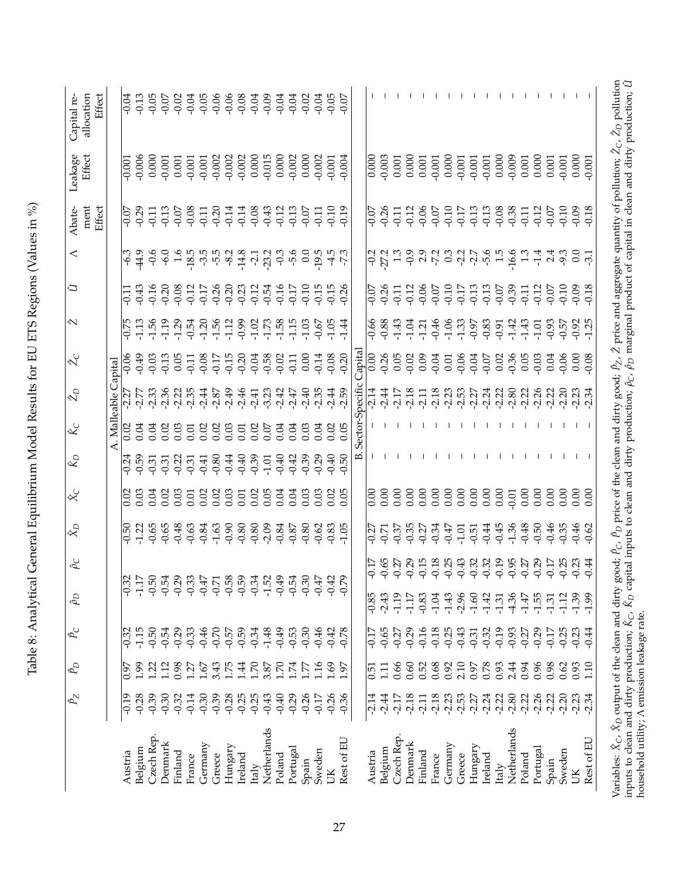Table 8: Analytical General Equilibrium Model Results for EU ETS Regions (Values in %)

| | $\hat{p}_Z$ | $\hat{p}_D$ | $\hat{p}_C$ | $\hat{\rho}_D$ | $\hat{\rho}_C$ | $\hat{X}_D$ | $\hat{X}_C$ | $\hat{K}_D$ | $\hat{K}_C$ | $\hat{Z}_D$ | $\hat{Z}_C$ | $\hat{Z}$ | $\hat{U}$ | $\Lambda$ | Abatement Effect | Leakage Effect | Capital reallocation Effect |
|---|---|---|---|---|---|---|---|---|---|---|---|---|---|---|---|---|---|
| **A. Malleable Capital** | | | | | | | | | | | | | | | | | |
| Austria | -0.19 | 0.97 | -0.32 | -0.32 | | -0.50 | 0.02 | -0.24 | 0.02 | -2.27 | -0.06 | -0.75 | -0.11 | -6.3 | -0.07 | -0.001 | -0.04 |
| Belgium | -0.28 | 1.99 | -1.15 | -1.17 | | -1.22 | 0.03 | -0.59 | 0.04 | -2.77 | -0.49 | -1.13 | -0.43 | -44.9 | -0.29 | -0.006 | -0.13 |
| Czech Rep. | -0.39 | 1.22 | -0.50 | -0.50 | | -0.65 | 0.04 | -0.31 | 0.04 | -2.33 | -0.03 | -1.56 | -0.16 | -0.6 | -0.11 | 0.000 | -0.05 |
| Denmark | -0.30 | 1.12 | -0.54 | -0.54 | | -0.65 | 0.02 | -0.31 | 0.02 | -2.36 | -0.13 | -1.19 | -0.20 | -6.0 | -0.13 | -0.001 | -0.07 |
| Finland | -0.32 | 0.98 | -0.29 | -0.29 | | -0.48 | 0.03 | -0.22 | 0.03 | -2.22 | 0.05 | -1.29 | -0.08 | 1.6 | -0.07 | 0.001 | -0.02 |
| France | -0.14 | 1.27 | -0.33 | -0.33 | | -0.63 | 0.01 | -0.31 | 0.01 | -2.35 | -0.11 | -0.54 | -0.12 | -18.5 | -0.08 | -0.001 | -0.04 |
| Germany | -0.30 | 1.67 | -0.46 | -0.47 | | -0.84 | 0.02 | -0.41 | 0.02 | -2.44 | -0.08 | -1.20 | -0.17 | -3.5 | -0.11 | -0.001 | -0.05 |
| Greece | -0.39 | 3.43 | -0.70 | -0.71 | | -1.63 | 0.02 | -0.80 | 0.02 | -2.87 | -0.17 | -1.56 | -0.26 | -5.5 | -0.20 | -0.002 | -0.06 |
| Hungary | -0.28 | 1.75 | -0.57 | -0.58 | | -0.90 | 0.03 | -0.44 | 0.03 | -2.49 | -0.15 | -1.12 | -0.20 | -8.2 | -0.14 | -0.002 | -0.06 |
| Ireland | -0.25 | 1.44 | -0.59 | -0.59 | | -0.80 | 0.01 | -0.40 | 0.01 | -2.46 | -0.20 | -0.99 | -0.23 | -14.8 | -0.14 | -0.002 | -0.08 |
| Italy | -0.25 | 1.70 | -0.34 | -0.34 | | -0.80 | 0.02 | -0.39 | 0.02 | -2.41 | -0.04 | -1.02 | -0.12 | -2.1 | -0.08 | 0.000 | -0.04 |
| Netherlands | -0.43 | 3.87 | -1.48 | -1.52 | | -2.09 | 0.05 | -1.01 | 0.07 | -3.23 | -0.58 | -1.73 | -0.54 | -23.2 | -0.43 | -0.015 | -0.09 |
| Poland | -0.40 | 1.70 | -0.49 | -0.49 | | -0.84 | 0.04 | -0.40 | 0.04 | -2.42 | -0.02 | -1.58 | -0.16 | -0.3 | -0.12 | 0.000 | -0.04 |
| Portugal | -0.29 | 1.74 | -0.53 | -0.54 | | -0.87 | 0.04 | -0.42 | 0.04 | -2.47 | -0.11 | -1.15 | -0.17 | -5.6 | -0.13 | -0.002 | -0.04 |
| Spain | -0.26 | 1.77 | -0.30 | -0.30 | | -0.80 | 0.03 | -0.39 | 0.03 | -2.40 | 0.00 | -1.03 | -0.10 | 0.0 | -0.07 | 0.000 | -0.02 |
| Sweden | -0.17 | 1.16 | -0.46 | -0.47 | | -0.62 | 0.03 | -0.29 | 0.04 | -2.35 | -0.14 | -0.67 | -0.15 | -19.5 | -0.11 | -0.002 | -0.04 |
| UK | -0.26 | 1.69 | -0.42 | -0.42 | | -0.83 | 0.02 | -0.40 | 0.02 | -2.44 | -0.08 | -1.05 | -0.15 | -4.5 | -0.10 | -0.001 | -0.05 |
| Rest of EU | -0.36 | 1.97 | -0.78 | -0.79 | | -1.05 | 0.05 | -0.50 | 0.05 | -2.59 | -0.20 | -1.44 | -0.26 | -7.3 | -0.19 | -0.004 | -0.07 |
| **B. Sector-Specific Capital** | | | | | | | | | | | | | | | | | |
| Austria | -2.14 | 0.51 | -0.17 | -0.85 | -0.17 | -0.27 | 0.00 | – | – | -2.14 | 0.00 | -0.66 | -0.07 | -0.2 | -0.07 | 0.000 | – |
| Belgium | -2.44 | 1.11 | -0.65 | -2.43 | -0.65 | -0.71 | 0.00 | – | – | -2.44 | -0.26 | -0.88 | -0.26 | -27.2 | -0.26 | -0.003 | – |
| Czech Rep. | -2.17 | 0.66 | -0.27 | -1.19 | -0.27 | -0.37 | 0.00 | – | – | -2.17 | 0.05 | -1.43 | -0.11 | 1.3 | -0.11 | 0.001 | – |
| Denmark | -2.18 | 0.60 | -0.29 | -1.17 | -0.29 | -0.35 | 0.00 | – | – | -2.18 | -0.02 | -1.04 | -0.12 | -0.9 | -0.12 | 0.000 | – |
| Finland | -2.11 | 0.52 | -0.16 | -0.83 | -0.15 | -0.27 | 0.00 | – | – | -2.11 | 0.09 | -1.21 | -0.06 | 2.9 | -0.06 | 0.001 | – |
| France | -2.18 | 0.68 | -0.18 | -1.04 | -0.18 | -0.34 | 0.00 | – | – | -2.18 | -0.04 | -0.46 | -0.07 | -7.2 | -0.07 | -0.001 | – |
| Germany | -2.23 | 0.92 | -0.25 | -1.43 | -0.25 | -0.47 | 0.00 | – | – | -2.23 | 0.01 | -1.06 | -0.10 | 0.3 | -0.10 | 0.000 | – |
| Greece | -2.53 | 2.10 | -0.43 | -2.96 | -0.43 | -1.01 | 0.00 | – | – | -2.53 | -0.06 | -1.33 | -0.17 | -2.2 | -0.17 | -0.001 | – |
| Hungary | -2.27 | 0.97 | -0.31 | -1.60 | -0.32 | -0.51 | 0.00 | – | – | -2.27 | -0.04 | -0.97 | -0.13 | -2.7 | -0.13 | -0.001 | – |
| Ireland | -2.24 | 0.78 | -0.32 | -1.42 | -0.32 | -0.44 | 0.00 | – | – | -2.24 | -0.07 | -0.83 | -0.13 | -5.6 | -0.13 | -0.001 | – |
| Italy | -2.22 | 0.93 | -0.19 | -1.31 | -0.19 | -0.45 | 0.00 | – | – | -2.22 | 0.02 | -0.91 | -0.07 | 1.5 | -0.08 | 0.000 | – |
| Netherlands | -2.80 | 2.44 | -0.93 | -4.36 | -0.95 | -1.36 | -0.01 | – | – | -2.80 | -0.36 | -1.42 | -0.39 | -16.6 | -0.38 | -0.009 | – |
| Poland | -2.22 | 0.94 | -0.27 | -1.47 | -0.27 | -0.48 | 0.00 | – | – | -2.22 | 0.05 | -1.43 | -0.11 | 1.3 | -0.11 | 0.001 | – |
| Portugal | -2.26 | 0.96 | -0.29 | -1.55 | -0.29 | -0.50 | 0.00 | – | – | -2.26 | -0.03 | -1.01 | -0.12 | -1.4 | -0.12 | 0.000 | – |
| Spain | -2.22 | 0.98 | -0.17 | -1.31 | -0.17 | -0.46 | 0.00 | – | – | -2.22 | 0.04 | -0.93 | -0.07 | 2.4 | -0.07 | 0.001 | – |
| Sweden | -2.20 | 0.62 | -0.25 | -1.12 | -0.25 | -0.35 | 0.00 | – | – | -2.20 | -0.06 | -0.57 | -0.10 | -9.3 | -0.10 | -0.001 | – |
| UK | -2.23 | 0.93 | -0.23 | -1.39 | -0.23 | -0.46 | 0.00 | – | – | -2.23 | 0.00 | -0.92 | -0.09 | 0.0 | -0.09 | 0.000 | – |
| Rest of EU | -2.34 | 1.10 | -0.44 | -1.99 | -0.44 | -0.62 | 0.00 | – | – | -2.34 | -0.08 | -1.25 | -0.18 | -3.1 | -0.18 | -0.001 | – |

Variables: $\hat{X}_C$, $\hat{X}_D$ output of the clean and dirty good; $\hat{p}_C$, $\hat{p}_D$ price of the clean and dirty good; $\hat{p}_Z$, $\hat{Z}$ price and aggregate quantity of pollution; $\hat{Z}_C$, $\hat{Z}_D$ pollution inputs to clean and dirty production; $\hat{K}_C$, $\hat{K}_D$ capital inputs to clean and dirty production; $\hat{\rho}_C$, $\hat{\rho}_D$ marginal product of capital in clean and dirty production; $\hat{U}$ household utility; $\Lambda$ emission leakage rate.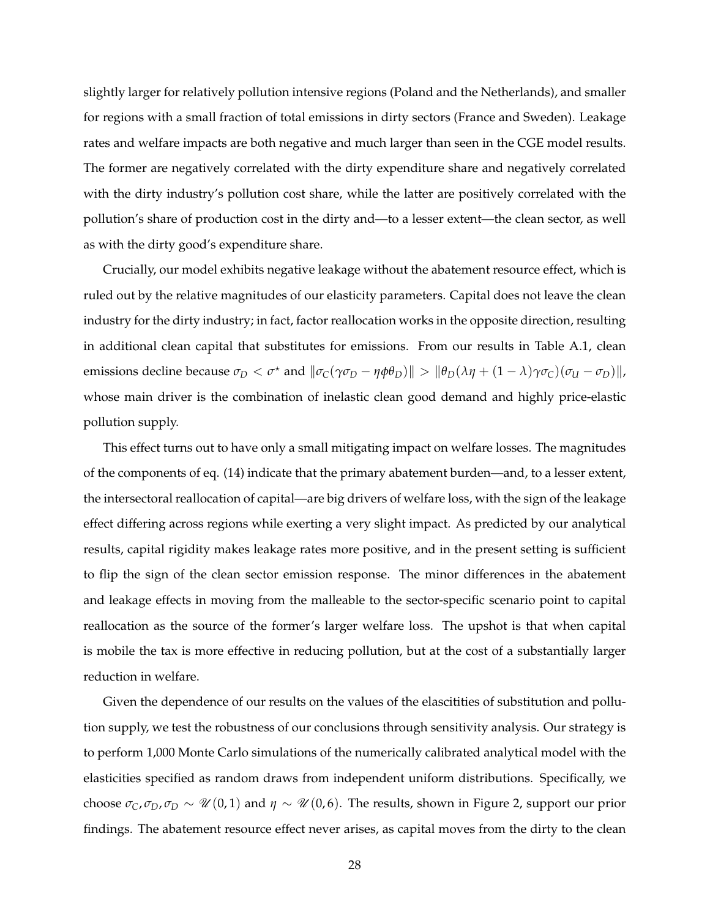slightly larger for relatively pollution intensive regions (Poland and the Netherlands), and smaller for regions with a small fraction of total emissions in dirty sectors (France and Sweden). Leakage rates and welfare impacts are both negative and much larger than seen in the CGE model results. The former are negatively correlated with the dirty expenditure share and negatively correlated with the dirty industry's pollution cost share, while the latter are positively correlated with the pollution's share of production cost in the dirty and—to a lesser extent—the clean sector, as well as with the dirty good's expenditure share.

Crucially, our model exhibits negative leakage without the abatement resource effect, which is ruled out by the relative magnitudes of our elasticity parameters. Capital does not leave the clean industry for the dirty industry; in fact, factor reallocation works in the opposite direction, resulting in additional clean capital that substitutes for emissions. From our results in Table A.1, clean emissions decline because $\sigma_D < \sigma^\star$ and $\|\sigma_C(\gamma\sigma_D - \eta\phi\theta_D)\| > \|\theta_D(\lambda\eta + (1-\lambda)\gamma\sigma_C)(\sigma_U - \sigma_D)\|$, whose main driver is the combination of inelastic clean good demand and highly price-elastic pollution supply.

This effect turns out to have only a small mitigating impact on welfare losses. The magnitudes of the components of eq. (14) indicate that the primary abatement burden—and, to a lesser extent, the intersectoral reallocation of capital—are big drivers of welfare loss, with the sign of the leakage effect differing across regions while exerting a very slight impact. As predicted by our analytical results, capital rigidity makes leakage rates more positive, and in the present setting is sufficient to flip the sign of the clean sector emission response. The minor differences in the abatement and leakage effects in moving from the malleable to the sector-specific scenario point to capital reallocation as the source of the former's larger welfare loss. The upshot is that when capital is mobile the tax is more effective in reducing pollution, but at the cost of a substantially larger reduction in welfare.

Given the dependence of our results on the values of the elascitities of substitution and pollution supply, we test the robustness of our conclusions through sensitivity analysis. Our strategy is to perform 1,000 Monte Carlo simulations of the numerically calibrated analytical model with the elasticities specified as random draws from independent uniform distributions. Specifically, we choose $\sigma_C, \sigma_D, \sigma_D \sim \mathscr{U}(0,1)$ and $\eta \sim \mathscr{U}(0,6)$. The results, shown in Figure 2, support our prior findings. The abatement resource effect never arises, as capital moves from the dirty to the clean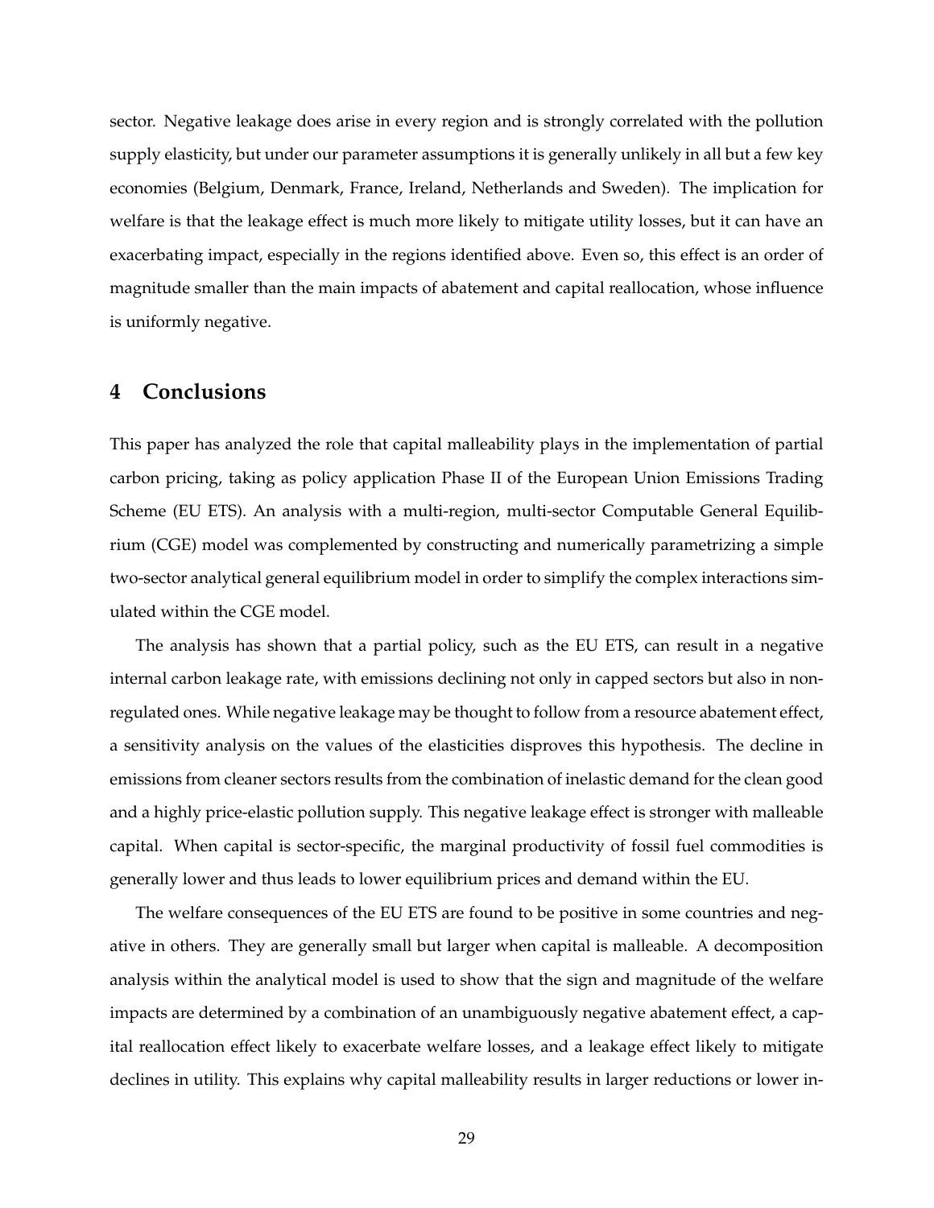sector. Negative leakage does arise in every region and is strongly correlated with the pollution supply elasticity, but under our parameter assumptions it is generally unlikely in all but a few key economies (Belgium, Denmark, France, Ireland, Netherlands and Sweden). The implication for welfare is that the leakage effect is much more likely to mitigate utility losses, but it can have an exacerbating impact, especially in the regions identified above. Even so, this effect is an order of magnitude smaller than the main impacts of abatement and capital reallocation, whose influence is uniformly negative.

## 4 Conclusions

This paper has analyzed the role that capital malleability plays in the implementation of partial carbon pricing, taking as policy application Phase II of the European Union Emissions Trading Scheme (EU ETS). An analysis with a multi-region, multi-sector Computable General Equilibrium (CGE) model was complemented by constructing and numerically parametrizing a simple two-sector analytical general equilibrium model in order to simplify the complex interactions simulated within the CGE model.

The analysis has shown that a partial policy, such as the EU ETS, can result in a negative internal carbon leakage rate, with emissions declining not only in capped sectors but also in non-regulated ones. While negative leakage may be thought to follow from a resource abatement effect, a sensitivity analysis on the values of the elasticities disproves this hypothesis. The decline in emissions from cleaner sectors results from the combination of inelastic demand for the clean good and a highly price-elastic pollution supply. This negative leakage effect is stronger with malleable capital. When capital is sector-specific, the marginal productivity of fossil fuel commodities is generally lower and thus leads to lower equilibrium prices and demand within the EU.

The welfare consequences of the EU ETS are found to be positive in some countries and negative in others. They are generally small but larger when capital is malleable. A decomposition analysis within the analytical model is used to show that the sign and magnitude of the welfare impacts are determined by a combination of an unambiguously negative abatement effect, a capital reallocation effect likely to exacerbate welfare losses, and a leakage effect likely to mitigate declines in utility. This explains why capital malleability results in larger reductions or lower in-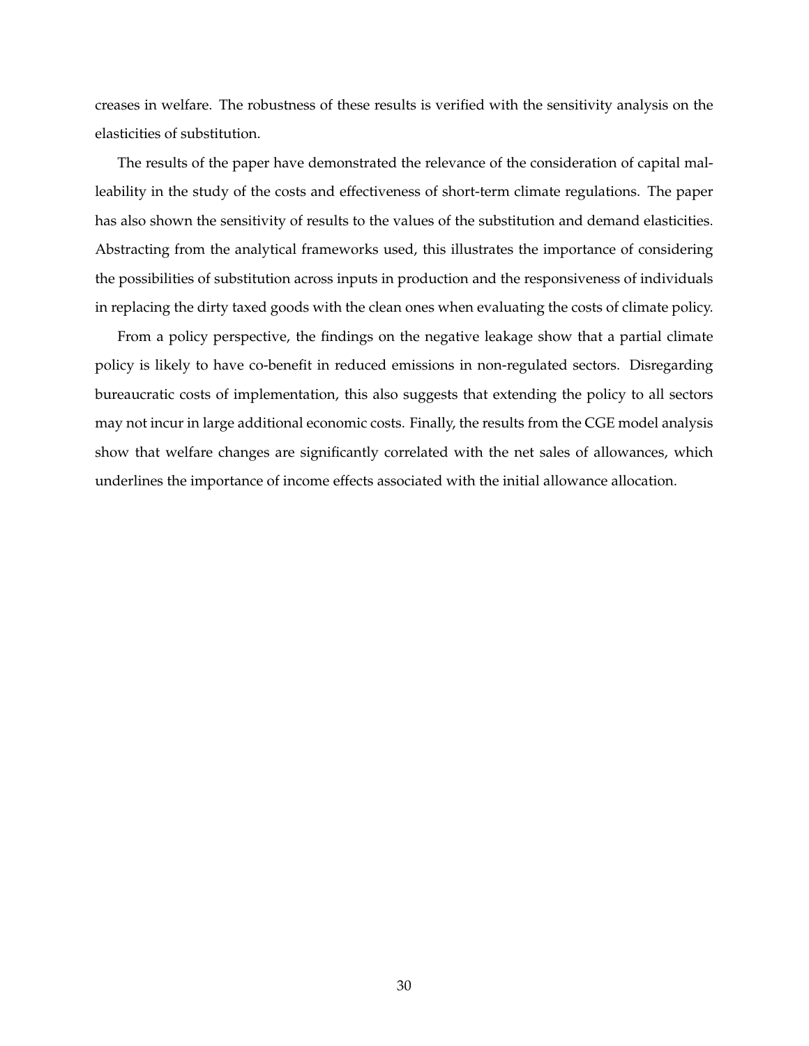creases in welfare. The robustness of these results is verified with the sensitivity analysis on the elasticities of substitution.

The results of the paper have demonstrated the relevance of the consideration of capital malleability in the study of the costs and effectiveness of short-term climate regulations. The paper has also shown the sensitivity of results to the values of the substitution and demand elasticities. Abstracting from the analytical frameworks used, this illustrates the importance of considering the possibilities of substitution across inputs in production and the responsiveness of individuals in replacing the dirty taxed goods with the clean ones when evaluating the costs of climate policy.

From a policy perspective, the findings on the negative leakage show that a partial climate policy is likely to have co-benefit in reduced emissions in non-regulated sectors. Disregarding bureaucratic costs of implementation, this also suggests that extending the policy to all sectors may not incur in large additional economic costs. Finally, the results from the CGE model analysis show that welfare changes are significantly correlated with the net sales of allowances, which underlines the importance of income effects associated with the initial allowance allocation.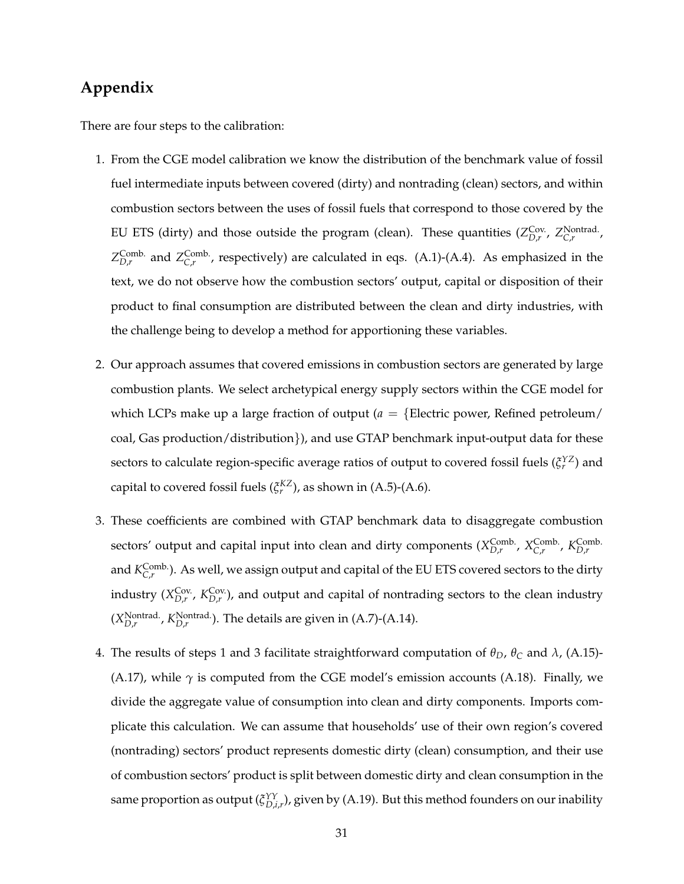## Appendix

There are four steps to the calibration:

1. From the CGE model calibration we know the distribution of the benchmark value of fossil fuel intermediate inputs between covered (dirty) and nontrading (clean) sectors, and within combustion sectors between the uses of fossil fuels that correspond to those covered by the EU ETS (dirty) and those outside the program (clean). These quantities ($Z^{\text{Cov.}}_{D,r}$, $Z^{\text{Nontrad.}}_{C,r}$, $Z^{\text{Comb.}}_{D,r}$ and $Z^{\text{Comb.}}_{C,r}$, respectively) are calculated in eqs. (A.1)-(A.4). As emphasized in the text, we do not observe how the combustion sectors' output, capital or disposition of their product to final consumption are distributed between the clean and dirty industries, with the challenge being to develop a method for apportioning these variables.

2. Our approach assumes that covered emissions in combustion sectors are generated by large combustion plants. We select archetypical energy supply sectors within the CGE model for which LCPs make up a large fraction of output ($a = \{$Electric power, Refined petroleum/coal, Gas production/distribution$\}$), and use GTAP benchmark input-output data for these sectors to calculate region-specific average ratios of output to covered fossil fuels ($\xi^{YZ}_r$) and capital to covered fossil fuels ($\xi^{KZ}_r$), as shown in (A.5)-(A.6).

3. These coefficients are combined with GTAP benchmark data to disaggregate combustion sectors' output and capital input into clean and dirty components ($X^{\text{Comb.}}_{D,r}$, $X^{\text{Comb.}}_{C,r}$, $K^{\text{Comb.}}_{D,r}$ and $K^{\text{Comb.}}_{C,r}$). As well, we assign output and capital of the EU ETS covered sectors to the dirty industry ($X^{\text{Cov.}}_{D,r}$, $K^{\text{Cov.}}_{D,r}$), and output and capital of nontrading sectors to the clean industry ($X^{\text{Nontrad.}}_{D,r}$, $K^{\text{Nontrad.}}_{D,r}$). The details are given in (A.7)-(A.14).

4. The results of steps 1 and 3 facilitate straightforward computation of $\theta_D$, $\theta_C$ and $\lambda$, (A.15)-(A.17), while $\gamma$ is computed from the CGE model's emission accounts (A.18). Finally, we divide the aggregate value of consumption into clean and dirty components. Imports complicate this calculation. We can assume that households' use of their own region's covered (nontrading) sectors' product represents domestic dirty (clean) consumption, and their use of combustion sectors' product is split between domestic dirty and clean consumption in the same proportion as output ($\xi^{YY}_{D,i,r}$), given by (A.19). But this method founders on our inability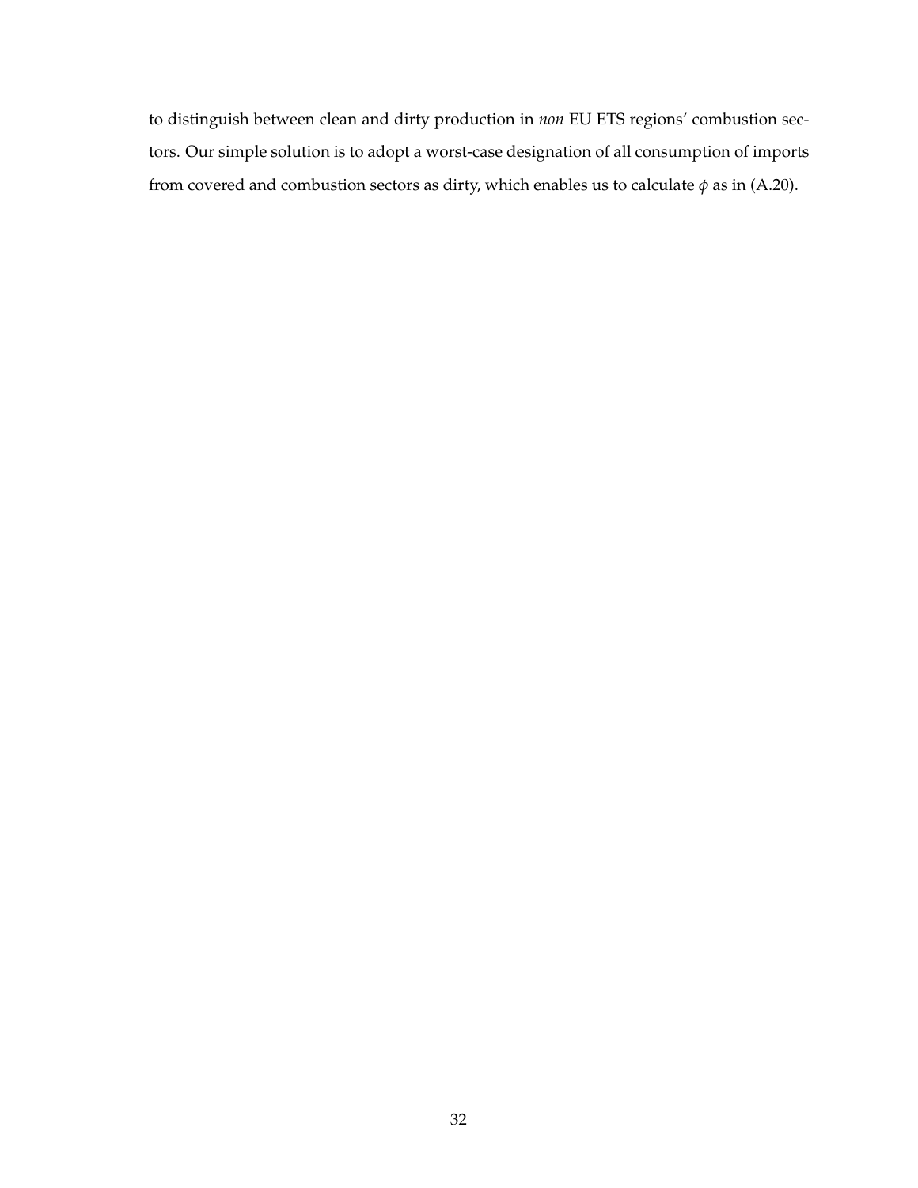to distinguish between clean and dirty production in *non* EU ETS regions' combustion sectors. Our simple solution is to adopt a worst-case designation of all consumption of imports from covered and combustion sectors as dirty, which enables us to calculate $\phi$ as in (A.20).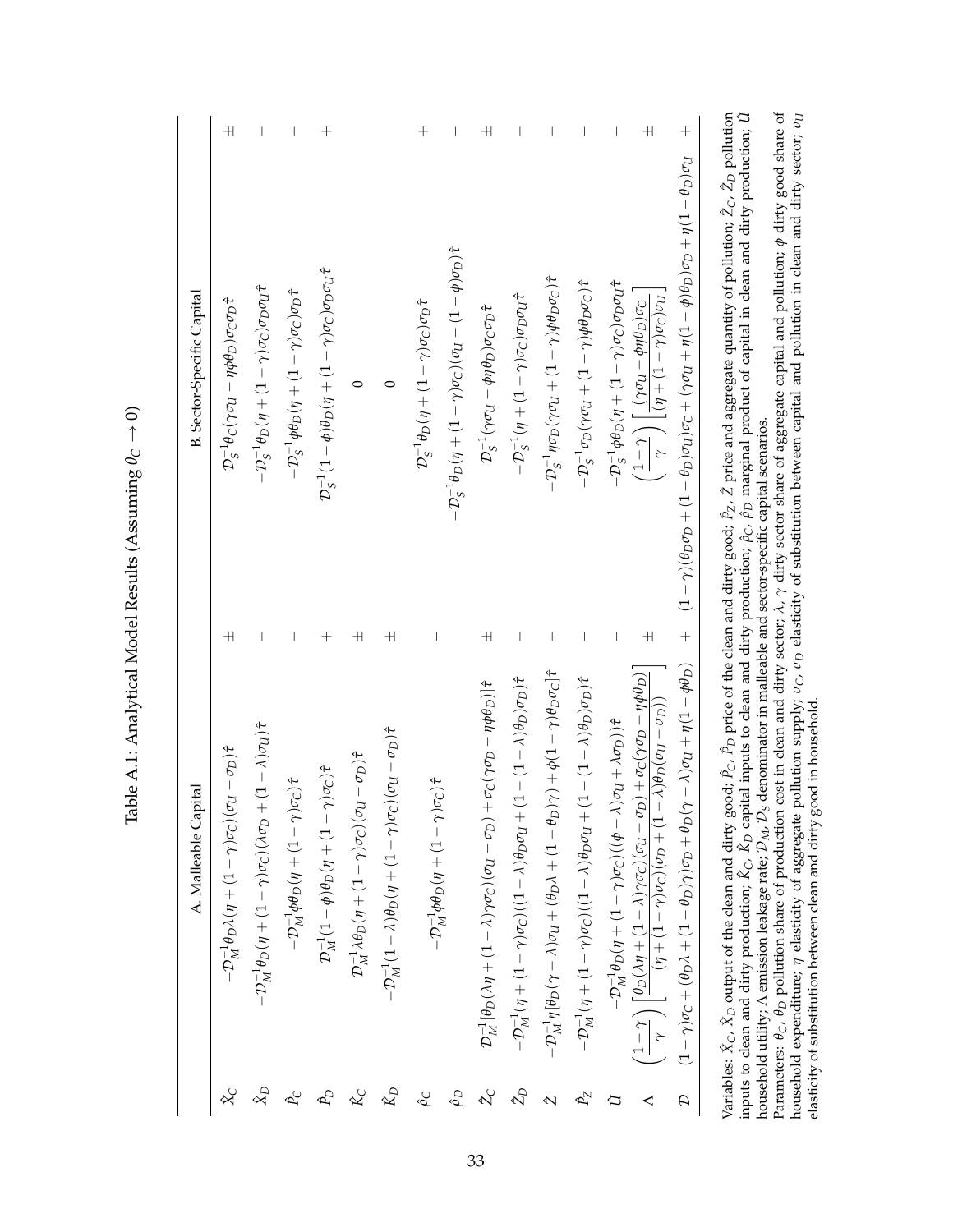Table A.1: Analytical Model Results (Assuming $\theta_C \to 0$)

| | A. Malleable Capital | | B. Sector-Specific Capital | |
|---|---|---|---|---|
| $\hat{X}_C$ | $-\mathcal{D}_M^{-1}\theta_D\lambda(\eta+(1-\gamma)\sigma_C)(\sigma_U-\sigma_D)\hat{\tau}$ | $\pm$ | $\mathcal{D}_S^{-1}\theta_C(\gamma\sigma_U-\eta\phi\theta_D)\sigma_C\sigma_D\hat{\tau}$ | $\pm$ |
| $\hat{X}_D$ | $-\mathcal{D}_M^{-1}\theta_D(\eta+(1-\gamma)\sigma_C)(\lambda\sigma_D+(1-\lambda)\sigma_U)\hat{\tau}$ | $-$ | $-\mathcal{D}_S^{-1}\theta_D(\eta+(1-\gamma)\sigma_C)\sigma_D\sigma_U\hat{\tau}$ | $-$ |
| $\hat{P}_C$ | $-\mathcal{D}_M^{-1}\phi\theta_D(\eta+(1-\gamma)\sigma_C)\hat{\tau}$ | $-$ | $-\mathcal{D}_S^{-1}\phi\theta_D(\eta+(1-\gamma)\sigma_C)\sigma_D\hat{\tau}$ | $-$ |
| $\hat{P}_D$ | $\mathcal{D}_M^{-1}(1-\phi)\theta_D(\eta+(1-\gamma)\sigma_C)\hat{\tau}$ | $+$ | $\mathcal{D}_S^{-1}(1-\phi)\theta_D(\eta+(1-\gamma)\sigma_C)\sigma_D\sigma_U\hat{\tau}$ | $+$ |
| $\hat{K}_C$ | $\mathcal{D}_M^{-1}\lambda\theta_D(\eta+(1-\gamma)\sigma_C)(\sigma_U-\sigma_D)\hat{\tau}$ | $\pm$ | $0$ | |
| $\hat{K}_D$ | $-\mathcal{D}_M^{-1}(1-\lambda)\theta_D(\eta+(1-\gamma)\sigma_C)(\sigma_U-\sigma_D)\hat{\tau}$ | $\pm$ | $0$ | |
| $\hat{\rho}_C$ | | | $\mathcal{D}_S^{-1}\theta_D(\eta+(1-\gamma)\sigma_C)\sigma_D\hat{\tau}$ | $+$ |
| $\hat{\rho}_D$ | $-\mathcal{D}_M^{-1}\phi\theta_D(\eta+(1-\gamma)\sigma_C)\hat{\tau}$ | $-$ | $-\mathcal{D}_S^{-1}\theta_D(\eta+(1-\gamma)\sigma_C)(\sigma_U-(1-\phi)\sigma_D)\hat{\tau}$ | $-$ |
| $\hat{Z}_C$ | $\mathcal{D}_M^{-1}[\theta_D(\lambda\eta+(1-\lambda)\gamma\sigma_C)(\sigma_U-\sigma_D)+\sigma_C(\gamma\sigma_D-\eta\phi\theta_D)]\hat{\tau}$ | $\pm$ | $\mathcal{D}_S^{-1}(\gamma\sigma_U-\phi\eta\theta_D)\sigma_C\sigma_D\hat{\tau}$ | $\pm$ |
| $\hat{Z}_D$ | $-\mathcal{D}_M^{-1}(\eta+(1-\gamma)\sigma_C)((1-\lambda)\theta_D\sigma_U+(1-(1-\lambda)\theta_D)\sigma_D)\hat{\tau}$ | $-$ | $-\mathcal{D}_S^{-1}(\eta+(1-\gamma)\sigma_C)\sigma_D\sigma_U\hat{\tau}$ | $-$ |
| $\hat{Z}$ | $-\mathcal{D}_M^{-1}\eta[\theta_D(\gamma-\lambda)\sigma_U+(\theta_D\lambda+(1-\theta_D)\gamma)+\phi(1-\gamma)\theta_D\sigma_C]\hat{\tau}$ | $-$ | $-\mathcal{D}_S^{-1}\eta\sigma_D(\gamma\sigma_U+(1-\gamma)\phi\theta_D\sigma_C)\hat{\tau}$ | $-$ |
| $\hat{P}_Z$ | $-\mathcal{D}_M^{-1}(\eta+(1-\gamma)\sigma_C)((1-\lambda)\theta_D\sigma_U+(1-(1-\lambda)\theta_D)\sigma_D)\hat{\tau}$ | $-$ | $-\mathcal{D}_S^{-1}\sigma_D(\gamma\sigma_U+(1-\gamma)\phi\theta_D\sigma_C)\hat{\tau}$ | $-$ |
| $\hat{U}$ | $-\mathcal{D}_M^{-1}\theta_D(\eta+(1-\gamma)\sigma_C)((\phi-\lambda)\sigma_U+\lambda\sigma_D))\hat{\tau}$ | $-$ | $-\mathcal{D}_S^{-1}\phi\theta_D(\eta+(1-\gamma)\sigma_C)\sigma_D\sigma_U\hat{\tau}$ | $-$ |
| $\Lambda$ | $\left(\dfrac{1-\gamma}{\gamma}\right)\left[\dfrac{\theta_D(\lambda\eta+(1-\lambda)\gamma\sigma_C)(\sigma_U-\sigma_D)+\sigma_C(\gamma\sigma_D-\eta\phi\theta_D)}{(\eta+(1-\gamma)\sigma_C)(\sigma_D+(1-\lambda)\theta_D(\sigma_U-\sigma_D))}\right]$ | $\pm$ | $\left(\dfrac{1-\gamma}{\gamma}\right)\left[\dfrac{(\gamma\sigma_U-\phi\eta\theta_D)\sigma_C}{(\eta+(1-\gamma)\sigma_C)\sigma_U}\right]$ | $\pm$ |
| $\mathcal{D}$ | $(1-\gamma)\sigma_C+(\theta_D\lambda+(1-\theta_D)\gamma)\sigma_D+\theta_D(\gamma-\lambda)\sigma_U+\eta(1-\phi\theta_D)$ | $+$ | $(1-\gamma)(\theta_D\sigma_D+(1-\theta_D)\sigma_U)\sigma_C+(\gamma\sigma_U+\eta(1-\phi)\theta_D)\sigma_D+\eta(1-\theta_D)\sigma_U$ | $+$ |

Variables: $\hat{X}_C$, $\hat{X}_D$ output of the clean and dirty good; $\hat{P}_C$, $\hat{P}_D$ price of the clean and dirty good; $\hat{P}_Z$, $\hat{Z}$ price and aggregate quantity of pollution; $\hat{Z}_C$, $\hat{Z}_D$ pollution inputs to clean and dirty production; $\hat{K}_C$, $\hat{K}_D$ capital inputs to clean and dirty production; $\hat{\rho}_C$, $\hat{\rho}_D$ marginal product of capital in clean and dirty production; $\hat{U}$ household utility; $\Lambda$ emission leakage rate; $\mathcal{D}_M$, $\mathcal{D}_S$ denominator in malleable and sector-specific capital scenarios.
Parameters: $\theta_C$, $\theta_D$ pollution share of production cost in clean and dirty sector; $\lambda$, $\gamma$ dirty sector share of aggregate capital and pollution; $\phi$ dirty good share of household expenditure; $\eta$ elasticity of aggregate pollution supply; $\sigma_C$, $\sigma_D$ elasticity of substitution between capital and pollution in clean and dirty sector; $\sigma_U$ elasticity of substitution between clean and dirty good in household.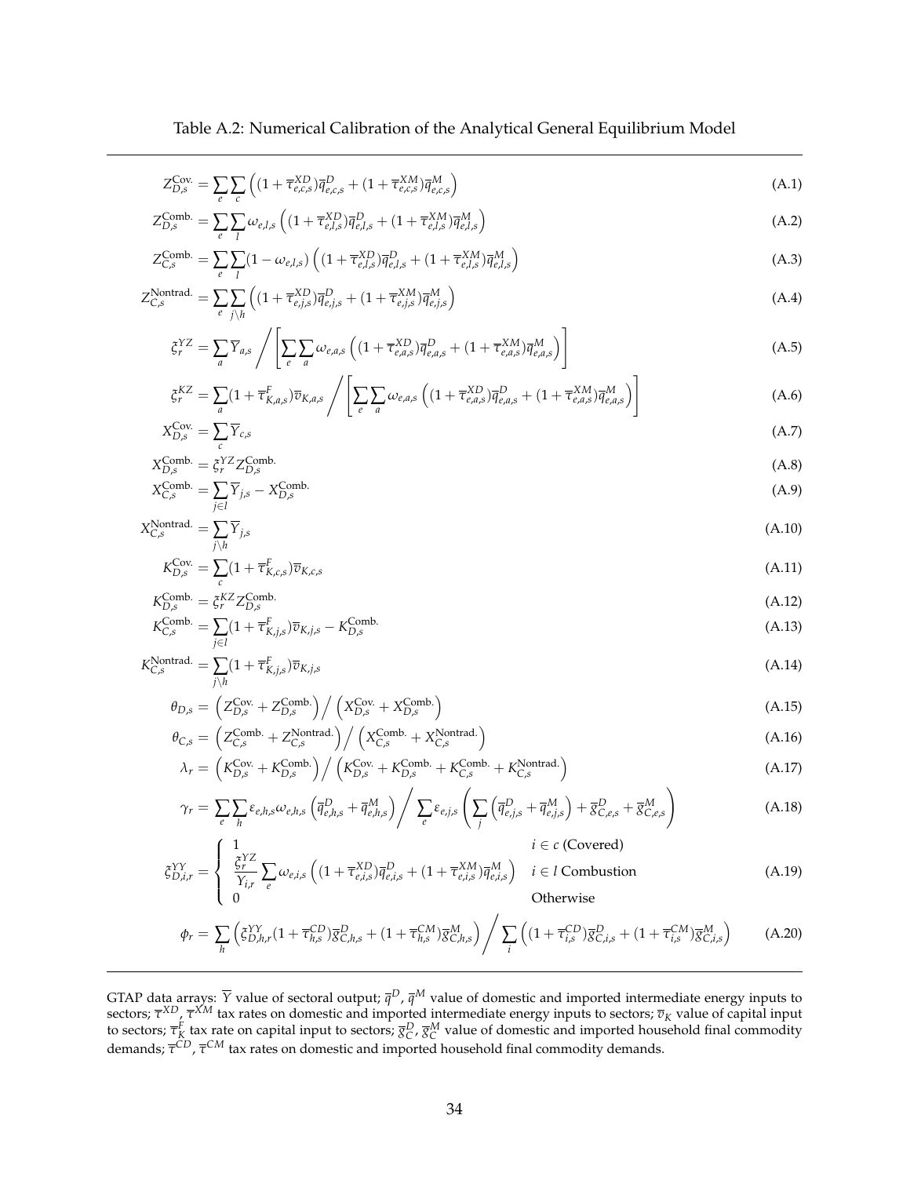Table A.2: Numerical Calibration of the Analytical General Equilibrium Model

$$Z_{D,s}^{\text{Cov.}} = \sum_e \sum_c \left( (1 + \overline{\tau}_{e,c,s}^{XD}) \overline{q}_{e,c,s}^D + (1 + \overline{\tau}_{e,c,s}^{XM}) \overline{q}_{e,c,s}^M \right) \tag{A.1}$$

$$Z_{D,s}^{\text{Comb.}} = \sum_e \sum_l \omega_{e,l,s} \left( (1 + \overline{\tau}_{e,l,s}^{XD}) \overline{q}_{e,l,s}^D + (1 + \overline{\tau}_{e,l,s}^{XM}) \overline{q}_{e,l,s}^M \right) \tag{A.2}$$

$$Z_{C,s}^{\text{Comb.}} = \sum_e \sum_l (1 - \omega_{e,l,s}) \left( (1 + \overline{\tau}_{e,l,s}^{XD}) \overline{q}_{e,l,s}^D + (1 + \overline{\tau}_{e,l,s}^{XM}) \overline{q}_{e,l,s}^M \right) \tag{A.3}$$

$$Z_{C,s}^{\text{Nontrad.}} = \sum_e \sum_{j \setminus h} \left( (1 + \overline{\tau}_{e,j,s}^{XD}) \overline{q}_{e,j,s}^D + (1 + \overline{\tau}_{e,j,s}^{XM}) \overline{q}_{e,j,s}^M \right) \tag{A.4}$$

$$\xi_r^{YZ} = \sum_a \overline{Y}_{a,s} \Bigg/ \left[ \sum_e \sum_a \omega_{e,a,s} \left( (1 + \overline{\tau}_{e,a,s}^{XD}) \overline{q}_{e,a,s}^D + (1 + \overline{\tau}_{e,a,s}^{XM}) \overline{q}_{e,a,s}^M \right) \right] \tag{A.5}$$

$$\xi_r^{KZ} = \sum_a (1 + \overline{\tau}_{K,a,s}^F) \overline{v}_{K,a,s} \Bigg/ \left[ \sum_e \sum_a \omega_{e,a,s} \left( (1 + \overline{\tau}_{e,a,s}^{XD}) \overline{q}_{e,a,s}^D + (1 + \overline{\tau}_{e,a,s}^{XM}) \overline{q}_{e,a,s}^M \right) \right] \tag{A.6}$$

$$X_{D,s}^{\text{Cov.}} = \sum_c \overline{Y}_{c,s} \tag{A.7}$$

$$X_{D,s}^{\text{Comb.}} = \xi_r^{YZ} Z_{D,s}^{\text{Comb.}} \tag{A.8}$$

$$X_{C,s}^{\text{Comb.}} = \sum_{j \in l} \overline{Y}_{j,s} - X_{D,s}^{\text{Comb.}} \tag{A.9}$$

$$X_{C,s}^{\text{Nontrad.}} = \sum_{j \setminus h} \overline{Y}_{j,s} \tag{A.10}$$

$$K_{D,s}^{\text{Cov.}} = \sum_c (1 + \overline{\tau}_{K,c,s}^F) \overline{v}_{K,c,s} \tag{A.11}$$

$$K_{D,s}^{\text{Comb.}} = \xi_r^{KZ} Z_{D,s}^{\text{Comb.}} \tag{A.12}$$

$$K_{C,s}^{\text{Comb.}} = \sum_{j \in l} (1 + \overline{\tau}_{K,j,s}^F) \overline{v}_{K,j,s} - K_{D,s}^{\text{Comb.}} \tag{A.13}$$

$$K_{C,s}^{\text{Nontrad.}} = \sum_{j \setminus h} (1 + \overline{\tau}_{K,j,s}^F) \overline{v}_{K,j,s} \tag{A.14}$$

$$\theta_{D,s} = \left( Z_{D,s}^{\text{Cov.}} + Z_{D,s}^{\text{Comb.}} \right) \Big/ \left( X_{D,s}^{\text{Cov.}} + X_{D,s}^{\text{Comb.}} \right) \tag{A.15}$$

$$\theta_{C,s} = \left( Z_{C,s}^{\text{Comb.}} + Z_{C,s}^{\text{Nontrad.}} \right) \Big/ \left( X_{C,s}^{\text{Comb.}} + X_{C,s}^{\text{Nontrad.}} \right) \tag{A.16}$$

$$\lambda_r = \left( K_{D,s}^{\text{Cov.}} + K_{D,s}^{\text{Comb.}} \right) \Big/ \left( K_{D,s}^{\text{Cov.}} + K_{D,s}^{\text{Comb.}} + K_{C,s}^{\text{Comb.}} + K_{C,s}^{\text{Nontrad.}} \right) \tag{A.17}$$

$$\gamma_r = \sum_e \sum_h \varepsilon_{e,h,s} \omega_{e,h,s} \left( \overline{q}_{e,h,s}^D + \overline{q}_{e,h,s}^M \right) \Bigg/ \sum_e \varepsilon_{e,j,s} \left( \sum_j \left( \overline{q}_{e,j,s}^D + \overline{q}_{e,j,s}^M \right) + \overline{g}_{C,e,s}^D + \overline{g}_{C,e,s}^M \right) \tag{A.18}$$

$$\xi_{D,i,r}^{YY} = \begin{cases} 1 & i \in c \text{ (Covered)} \\ \dfrac{\xi_r^{YZ}}{Y_{i,r}} \displaystyle\sum_e \omega_{e,i,s} \left( (1 + \overline{\tau}_{e,i,s}^{XD}) \overline{q}_{e,i,s}^D + (1 + \overline{\tau}_{e,i,s}^{XM}) \overline{q}_{e,i,s}^M \right) & i \in l \text{ Combustion} \\ 0 & \text{Otherwise} \end{cases} \tag{A.19}$$

$$\phi_r = \sum_h \left( \xi_{D,h,r}^{YY} (1 + \overline{\tau}_{h,s}^{CD}) \overline{g}_{C,h,s}^D + (1 + \overline{\tau}_{h,s}^{CM}) \overline{g}_{C,h,s}^M \right) \Bigg/ \sum_i \left( (1 + \overline{\tau}_{i,s}^{CD}) \overline{g}_{C,i,s}^D + (1 + \overline{\tau}_{i,s}^{CM}) \overline{g}_{C,i,s}^M \right) \tag{A.20}$$

GTAP data arrays: $\overline{Y}$ value of sectoral output; $\overline{q}^D$, $\overline{q}^M$ value of domestic and imported intermediate energy inputs to sectors; $\overline{\tau}^{XD}$, $\overline{\tau}^{XM}$ tax rates on domestic and imported intermediate energy inputs to sectors; $\overline{v}_K$ value of capital input to sectors; $\overline{\tau}_K^F$ tax rate on capital input to sectors; $\overline{g}_C^D$, $\overline{g}_C^M$ value of domestic and imported household final commodity demands; $\overline{\tau}^{CD}$, $\overline{\tau}^{CM}$ tax rates on domestic and imported household final commodity demands.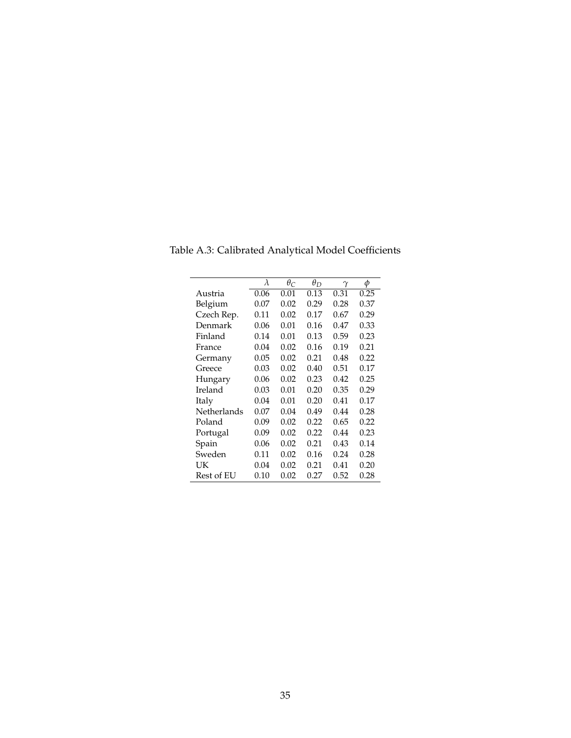Table A.3: Calibrated Analytical Model Coefficients

| | $\lambda$ | $\theta_C$ | $\theta_D$ | $\gamma$ | $\phi$ |
|---|---|---|---|---|---|
| Austria | 0.06 | 0.01 | 0.13 | 0.31 | 0.25 |
| Belgium | 0.07 | 0.02 | 0.29 | 0.28 | 0.37 |
| Czech Rep. | 0.11 | 0.02 | 0.17 | 0.67 | 0.29 |
| Denmark | 0.06 | 0.01 | 0.16 | 0.47 | 0.33 |
| Finland | 0.14 | 0.01 | 0.13 | 0.59 | 0.23 |
| France | 0.04 | 0.02 | 0.16 | 0.19 | 0.21 |
| Germany | 0.05 | 0.02 | 0.21 | 0.48 | 0.22 |
| Greece | 0.03 | 0.02 | 0.40 | 0.51 | 0.17 |
| Hungary | 0.06 | 0.02 | 0.23 | 0.42 | 0.25 |
| Ireland | 0.03 | 0.01 | 0.20 | 0.35 | 0.29 |
| Italy | 0.04 | 0.01 | 0.20 | 0.41 | 0.17 |
| Netherlands | 0.07 | 0.04 | 0.49 | 0.44 | 0.28 |
| Poland | 0.09 | 0.02 | 0.22 | 0.65 | 0.22 |
| Portugal | 0.09 | 0.02 | 0.22 | 0.44 | 0.23 |
| Spain | 0.06 | 0.02 | 0.21 | 0.43 | 0.14 |
| Sweden | 0.11 | 0.02 | 0.16 | 0.24 | 0.28 |
| UK | 0.04 | 0.02 | 0.21 | 0.41 | 0.20 |
| Rest of EU | 0.10 | 0.02 | 0.27 | 0.52 | 0.28 |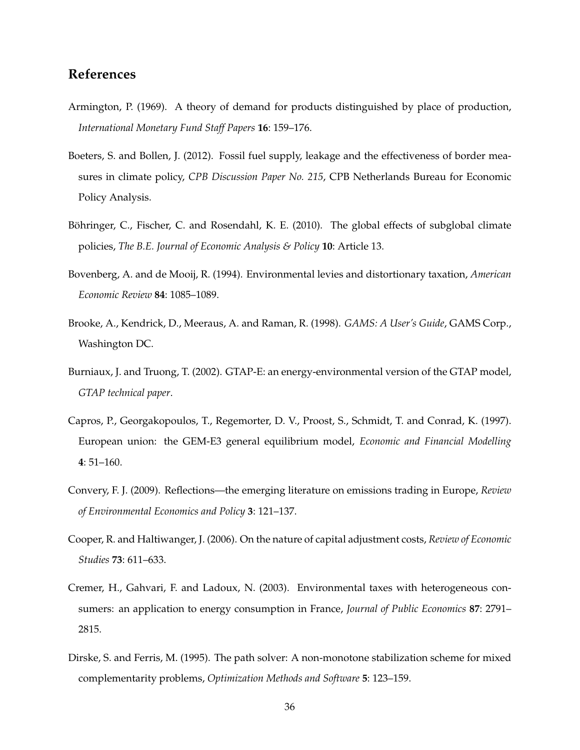## References

Armington, P. (1969). A theory of demand for products distinguished by place of production, *International Monetary Fund Staff Papers* **16**: 159–176.

Boeters, S. and Bollen, J. (2012). Fossil fuel supply, leakage and the effectiveness of border measures in climate policy, *CPB Discussion Paper No. 215*, CPB Netherlands Bureau for Economic Policy Analysis.

Böhringer, C., Fischer, C. and Rosendahl, K. E. (2010). The global effects of subglobal climate policies, *The B.E. Journal of Economic Analysis & Policy* **10**: Article 13.

Bovenberg, A. and de Mooij, R. (1994). Environmental levies and distortionary taxation, *American Economic Review* **84**: 1085–1089.

Brooke, A., Kendrick, D., Meeraus, A. and Raman, R. (1998). *GAMS: A User's Guide*, GAMS Corp., Washington DC.

Burniaux, J. and Truong, T. (2002). GTAP-E: an energy-environmental version of the GTAP model, *GTAP technical paper*.

Capros, P., Georgakopoulos, T., Regemorter, D. V., Proost, S., Schmidt, T. and Conrad, K. (1997). European union: the GEM-E3 general equilibrium model, *Economic and Financial Modelling* **4**: 51–160.

Convery, F. J. (2009). Reflections—the emerging literature on emissions trading in Europe, *Review of Environmental Economics and Policy* **3**: 121–137.

Cooper, R. and Haltiwanger, J. (2006). On the nature of capital adjustment costs, *Review of Economic Studies* **73**: 611–633.

Cremer, H., Gahvari, F. and Ladoux, N. (2003). Environmental taxes with heterogeneous consumers: an application to energy consumption in France, *Journal of Public Economics* **87**: 2791–2815.

Dirske, S. and Ferris, M. (1995). The path solver: A non-monotone stabilization scheme for mixed complementarity problems, *Optimization Methods and Software* **5**: 123–159.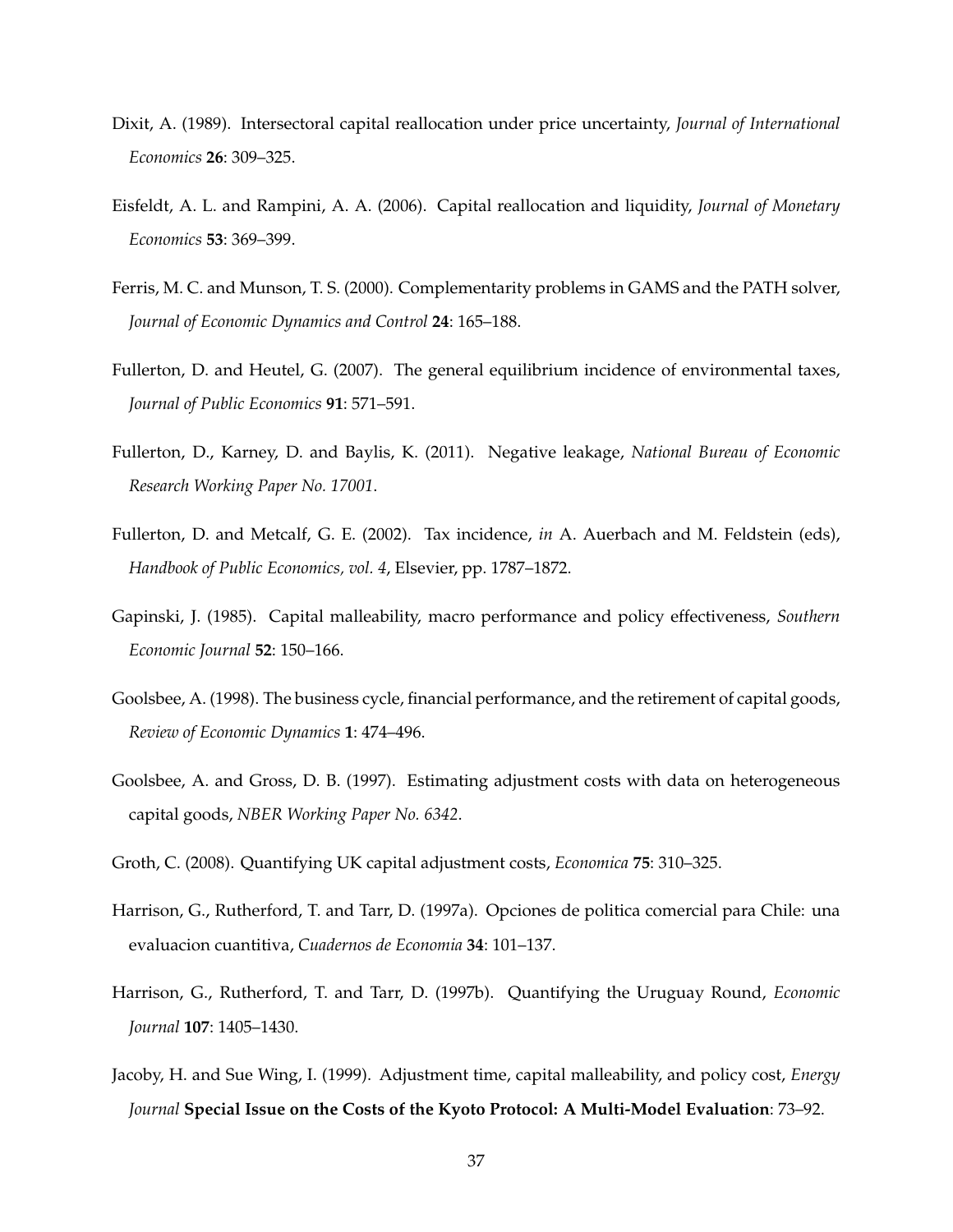Dixit, A. (1989). Intersectoral capital reallocation under price uncertainty, *Journal of International Economics* **26**: 309–325.

Eisfeldt, A. L. and Rampini, A. A. (2006). Capital reallocation and liquidity, *Journal of Monetary Economics* **53**: 369–399.

Ferris, M. C. and Munson, T. S. (2000). Complementarity problems in GAMS and the PATH solver, *Journal of Economic Dynamics and Control* **24**: 165–188.

Fullerton, D. and Heutel, G. (2007). The general equilibrium incidence of environmental taxes, *Journal of Public Economics* **91**: 571–591.

Fullerton, D., Karney, D. and Baylis, K. (2011). Negative leakage, *National Bureau of Economic Research Working Paper No. 17001*.

Fullerton, D. and Metcalf, G. E. (2002). Tax incidence, *in* A. Auerbach and M. Feldstein (eds), *Handbook of Public Economics, vol. 4*, Elsevier, pp. 1787–1872.

Gapinski, J. (1985). Capital malleability, macro performance and policy effectiveness, *Southern Economic Journal* **52**: 150–166.

Goolsbee, A. (1998). The business cycle, financial performance, and the retirement of capital goods, *Review of Economic Dynamics* **1**: 474–496.

Goolsbee, A. and Gross, D. B. (1997). Estimating adjustment costs with data on heterogeneous capital goods, *NBER Working Paper No. 6342*.

Groth, C. (2008). Quantifying UK capital adjustment costs, *Economica* **75**: 310–325.

Harrison, G., Rutherford, T. and Tarr, D. (1997a). Opciones de politica comercial para Chile: una evaluacion cuantitiva, *Cuadernos de Economia* **34**: 101–137.

Harrison, G., Rutherford, T. and Tarr, D. (1997b). Quantifying the Uruguay Round, *Economic Journal* **107**: 1405–1430.

Jacoby, H. and Sue Wing, I. (1999). Adjustment time, capital malleability, and policy cost, *Energy Journal* **Special Issue on the Costs of the Kyoto Protocol: A Multi-Model Evaluation**: 73–92.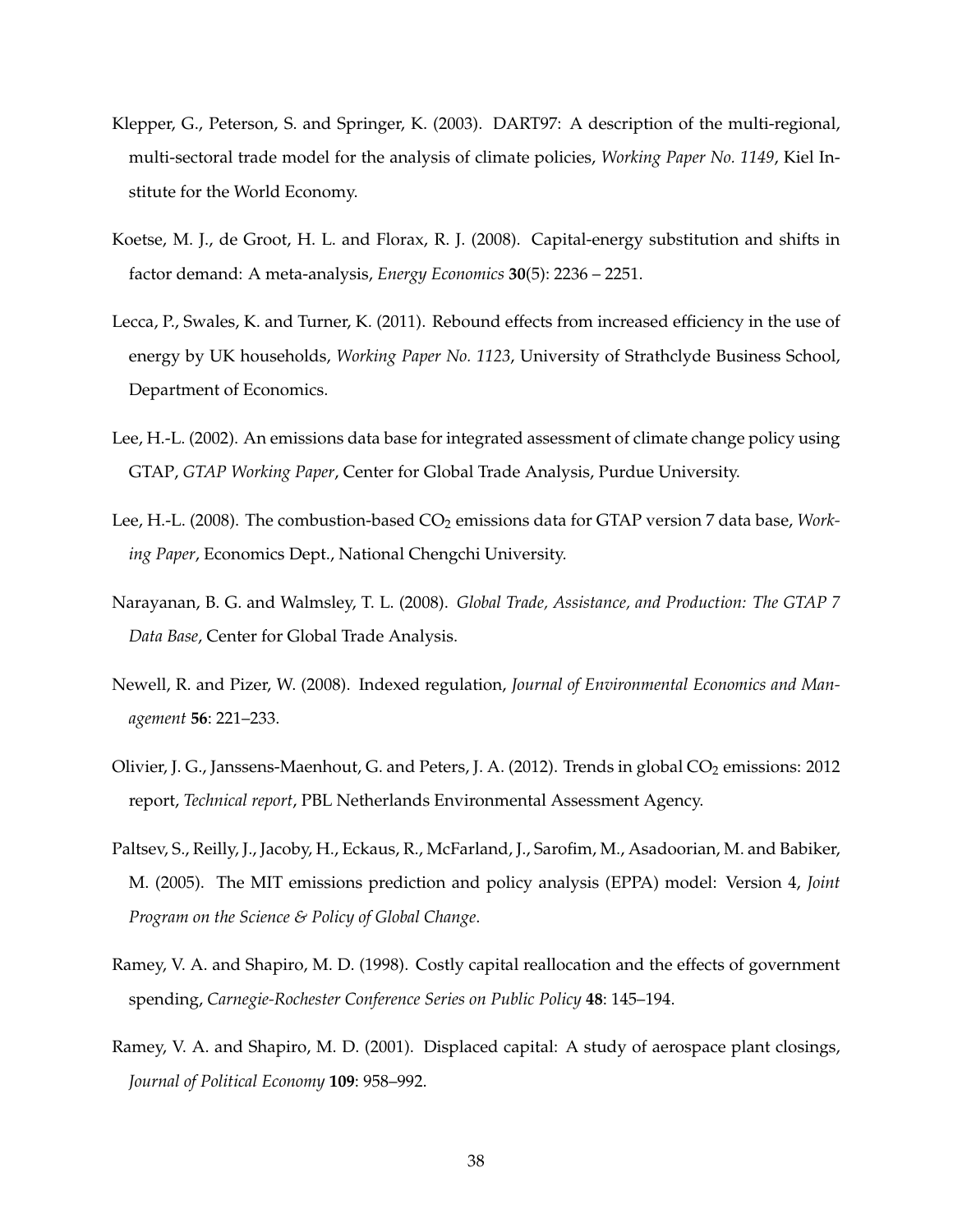Klepper, G., Peterson, S. and Springer, K. (2003). DART97: A description of the multi-regional, multi-sectoral trade model for the analysis of climate policies, *Working Paper No. 1149*, Kiel Institute for the World Economy.

Koetse, M. J., de Groot, H. L. and Florax, R. J. (2008). Capital-energy substitution and shifts in factor demand: A meta-analysis, *Energy Economics* **30**(5): 2236 – 2251.

Lecca, P., Swales, K. and Turner, K. (2011). Rebound effects from increased efficiency in the use of energy by UK households, *Working Paper No. 1123*, University of Strathclyde Business School, Department of Economics.

Lee, H.-L. (2002). An emissions data base for integrated assessment of climate change policy using GTAP, *GTAP Working Paper*, Center for Global Trade Analysis, Purdue University.

Lee, H.-L. (2008). The combustion-based $CO_2$ emissions data for GTAP version 7 data base, *Working Paper*, Economics Dept., National Chengchi University.

Narayanan, B. G. and Walmsley, T. L. (2008). *Global Trade, Assistance, and Production: The GTAP 7 Data Base*, Center for Global Trade Analysis.

Newell, R. and Pizer, W. (2008). Indexed regulation, *Journal of Environmental Economics and Management* **56**: 221–233.

Olivier, J. G., Janssens-Maenhout, G. and Peters, J. A. (2012). Trends in global $CO_2$ emissions: 2012 report, *Technical report*, PBL Netherlands Environmental Assessment Agency.

Paltsev, S., Reilly, J., Jacoby, H., Eckaus, R., McFarland, J., Sarofim, M., Asadoorian, M. and Babiker, M. (2005). The MIT emissions prediction and policy analysis (EPPA) model: Version 4, *Joint Program on the Science & Policy of Global Change*.

Ramey, V. A. and Shapiro, M. D. (1998). Costly capital reallocation and the effects of government spending, *Carnegie-Rochester Conference Series on Public Policy* **48**: 145–194.

Ramey, V. A. and Shapiro, M. D. (2001). Displaced capital: A study of aerospace plant closings, *Journal of Political Economy* **109**: 958–992.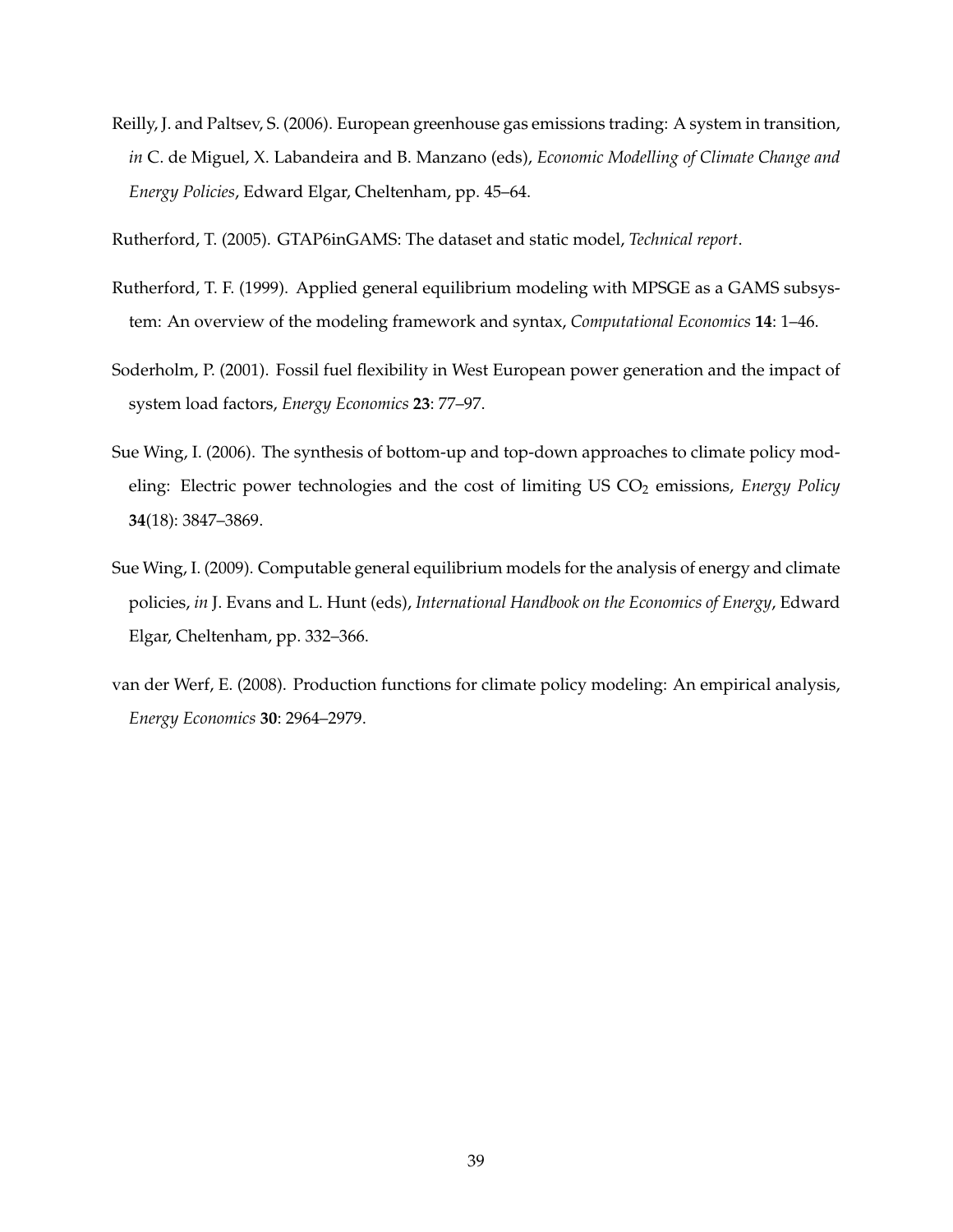Reilly, J. and Paltsev, S. (2006). European greenhouse gas emissions trading: A system in transition, *in* C. de Miguel, X. Labandeira and B. Manzano (eds), *Economic Modelling of Climate Change and Energy Policies*, Edward Elgar, Cheltenham, pp. 45–64.

Rutherford, T. (2005). GTAP6inGAMS: The dataset and static model, *Technical report*.

Rutherford, T. F. (1999). Applied general equilibrium modeling with MPSGE as a GAMS subsystem: An overview of the modeling framework and syntax, *Computational Economics* **14**: 1–46.

Soderholm, P. (2001). Fossil fuel flexibility in West European power generation and the impact of system load factors, *Energy Economics* **23**: 77–97.

Sue Wing, I. (2006). The synthesis of bottom-up and top-down approaches to climate policy modeling: Electric power technologies and the cost of limiting US $CO_2$ emissions, *Energy Policy* **34**(18): 3847–3869.

Sue Wing, I. (2009). Computable general equilibrium models for the analysis of energy and climate policies, *in* J. Evans and L. Hunt (eds), *International Handbook on the Economics of Energy*, Edward Elgar, Cheltenham, pp. 332–366.

van der Werf, E. (2008). Production functions for climate policy modeling: An empirical analysis, *Energy Economics* **30**: 2964–2979.